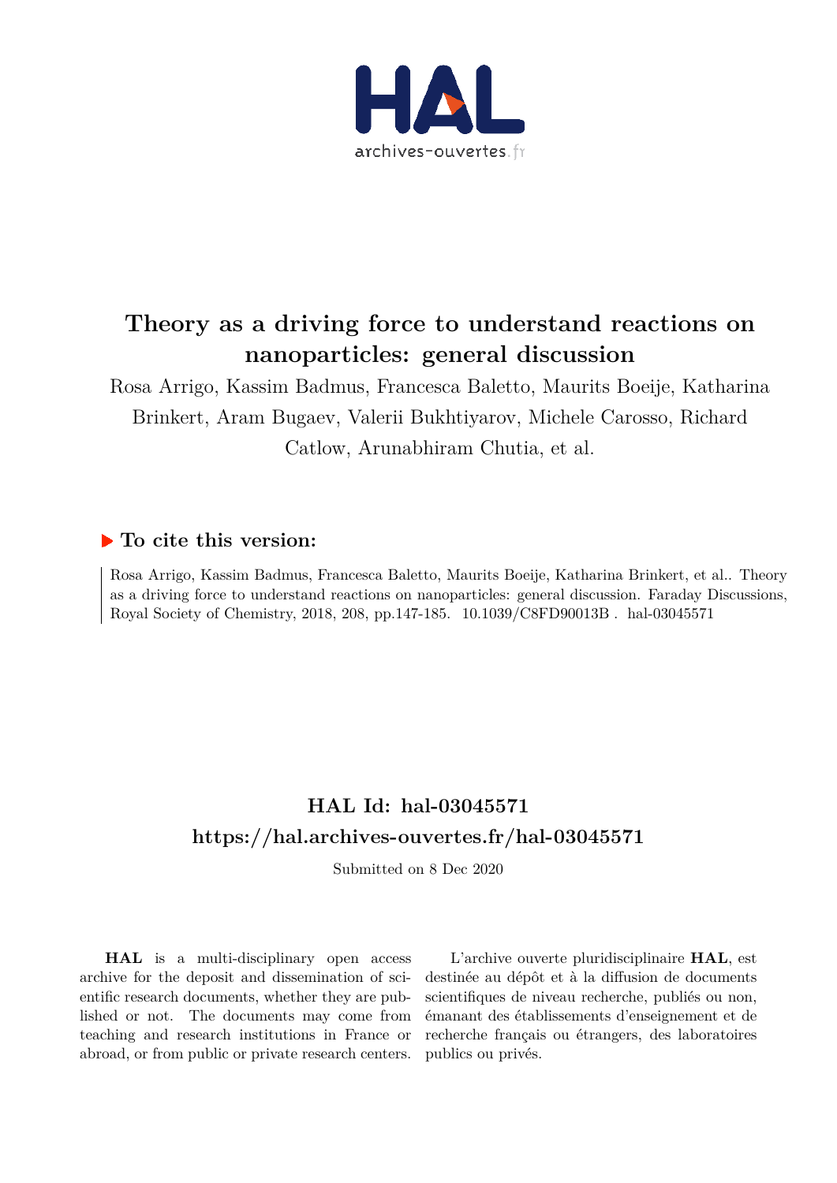# Theory as a driving force to understand reactions on nanoparticles: general discussion

Rosa Arrigo, Kassim Badmus, Francesca Baletto, Maurits Boeije, Katharina Brinkert, Aram Bugaev, Valerii Bukhtiyarov, Michele Carosso, Richard Catlow, Arunabhiram Chutia, et al.

## To cite this version:

Rosa Arrigo, Kassim Badmus, Francesca Baletto, Maurits Boeije, Katharina Brinkert, et al.. Theory as a driving force to understand reactions on nanoparticles: general discussion. Faraday Discussions, Royal Society of Chemistry, 2018, 208, pp.147-185. 10.1039/C8FD90013B . hal-03045571

## HAL Id: hal-03045571
## https://hal.archives-ouvertes.fr/hal-03045571

Submitted on 8 Dec 2020

**HAL** is a multi-disciplinary open access archive for the deposit and dissemination of scientific research documents, whether they are published or not. The documents may come from teaching and research institutions in France or abroad, or from public or private research centers.

L'archive ouverte pluridisciplinaire **HAL**, est destinée au dépôt et à la diffusion de documents scientifiques de niveau recherche, publiés ou non, émanant des établissements d'enseignement et de recherche français ou étrangers, des laboratoires publics ou privés.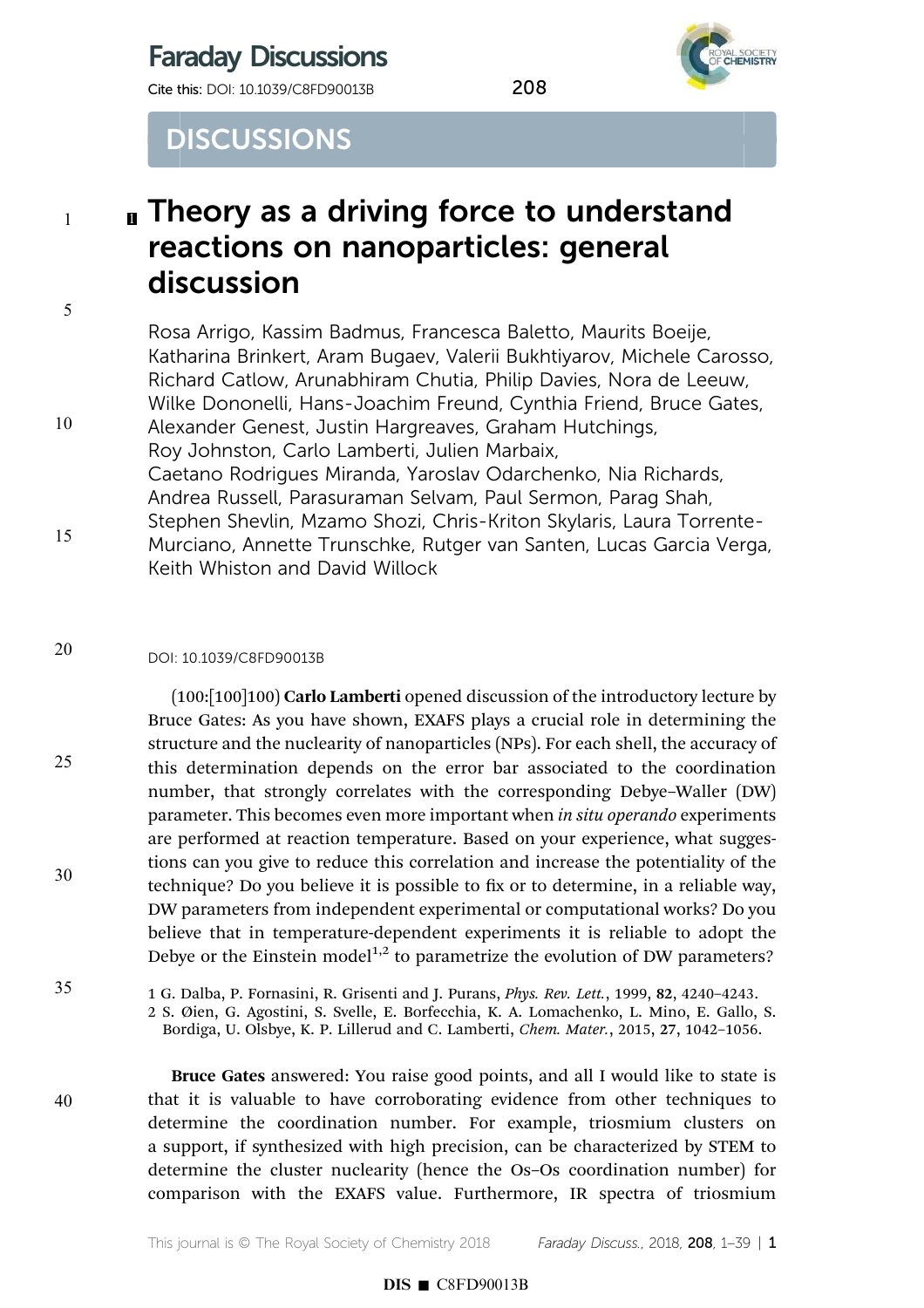# DISCUSSIONS

# Theory as a driving force to understand reactions on nanoparticles: general discussion

Rosa Arrigo, Kassim Badmus, Francesca Baletto, Maurits Boeije, Katharina Brinkert, Aram Bugaev, Valerii Bukhtiyarov, Michele Carosso, Richard Catlow, Arunabhiram Chutia, Philip Davies, Nora de Leeuw, Wilke Dononelli, Hans-Joachim Freund, Cynthia Friend, Bruce Gates, Alexander Genest, Justin Hargreaves, Graham Hutchings, Roy Johnston, Carlo Lamberti, Julien Marbaix, Caetano Rodrigues Miranda, Yaroslav Odarchenko, Nia Richards, Andrea Russell, Parasuraman Selvam, Paul Sermon, Parag Shah, Stephen Shevlin, Mzamo Shozi, Chris-Kriton Skylaris, Laura Torrente-Murciano, Annette Trunschke, Rutger van Santen, Lucas Garcia Verga, Keith Whiston and David Willock

DOI: 10.1039/C8FD90013B

(100:[100]100) **Carlo Lamberti** opened discussion of the introductory lecture by Bruce Gates: As you have shown, EXAFS plays a crucial role in determining the structure and the nuclearity of nanoparticles (NPs). For each shell, the accuracy of this determination depends on the error bar associated to the coordination number, that strongly correlates with the corresponding Debye–Waller (DW) parameter. This becomes even more important when *in situ operando* experiments are performed at reaction temperature. Based on your experience, what suggestions can you give to reduce this correlation and increase the potentiality of the technique? Do you believe it is possible to fix or to determine, in a reliable way, DW parameters from independent experimental or computational works? Do you believe that in temperature-dependent experiments it is reliable to adopt the Debye or the Einstein model[1,2] to parametrize the evolution of DW parameters?

1 G. Dalba, P. Fornasini, R. Grisenti and J. Purans, *Phys. Rev. Lett.*, 1999, **82**, 4240–4243.
2 S. Øien, G. Agostini, S. Svelle, E. Borfecchia, K. A. Lomachenko, L. Mino, E. Gallo, S. Bordiga, U. Olsbye, K. P. Lillerud and C. Lamberti, *Chem. Mater.*, 2015, **27**, 1042–1056.

**Bruce Gates** answered: You raise good points, and all I would like to state is that it is valuable to have corroborating evidence from other techniques to determine the coordination number. For example, triosmium clusters on a support, if synthesized with high precision, can be characterized by STEM to determine the cluster nuclearity (hence the Os–Os coordination number) for comparison with the EXAFS value. Furthermore, IR spectra of triosmium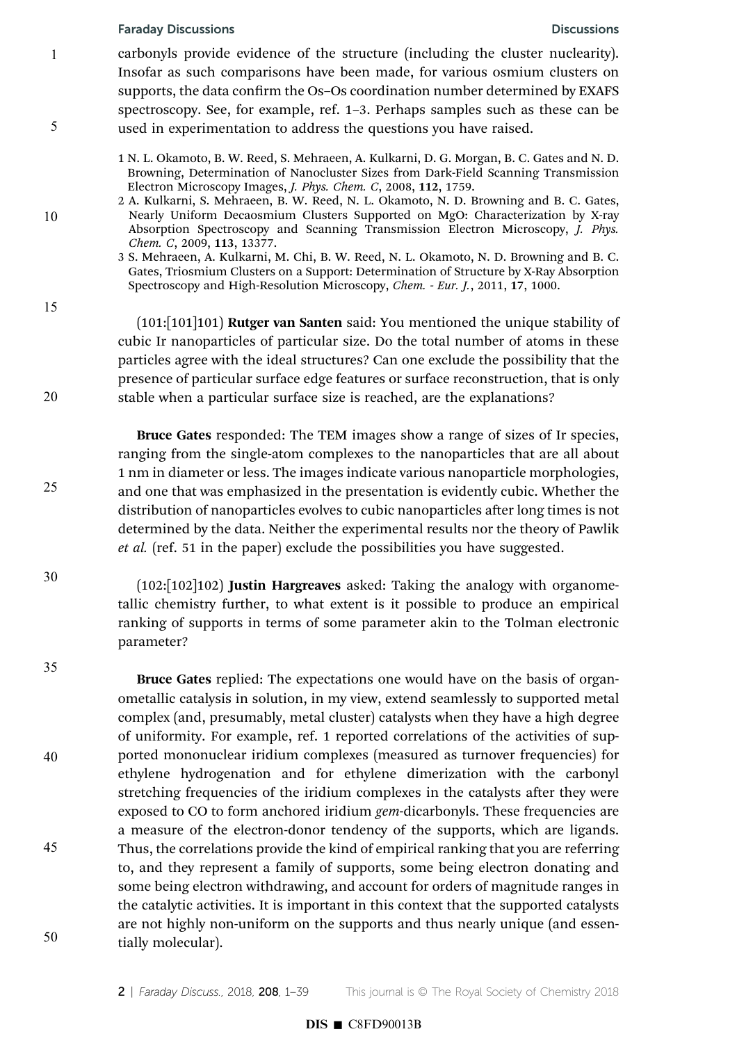carbonyls provide evidence of the structure (including the cluster nuclearity). Insofar as such comparisons have been made, for various osmium clusters on supports, the data confirm the Os–Os coordination number determined by EXAFS spectroscopy. See, for example, ref. 1–3. Perhaps samples such as these can be used in experimentation to address the questions you have raised.

1 N. L. Okamoto, B. W. Reed, S. Mehraeen, A. Kulkarni, D. G. Morgan, B. C. Gates and N. D. Browning, Determination of Nanocluster Sizes from Dark-Field Scanning Transmission Electron Microscopy Images, *J. Phys. Chem. C*, 2008, **112**, 1759.

2 A. Kulkarni, S. Mehraeen, B. W. Reed, N. L. Okamoto, N. D. Browning and B. C. Gates, Nearly Uniform Decaosmium Clusters Supported on MgO: Characterization by X-ray Absorption Spectroscopy and Scanning Transmission Electron Microscopy, *J. Phys. Chem. C*, 2009, **113**, 13377.

3 S. Mehraeen, A. Kulkarni, M. Chi, B. W. Reed, N. L. Okamoto, N. D. Browning and B. C. Gates, Triosmium Clusters on a Support: Determination of Structure by X-Ray Absorption Spectroscopy and High-Resolution Microscopy, *Chem. - Eur. J.*, 2011, **17**, 1000.

(101:[101]101) **Rutger van Santen** said: You mentioned the unique stability of cubic Ir nanoparticles of particular size. Do the total number of atoms in these particles agree with the ideal structures? Can one exclude the possibility that the presence of particular surface edge features or surface reconstruction, that is only stable when a particular surface size is reached, are the explanations?

**Bruce Gates** responded: The TEM images show a range of sizes of Ir species, ranging from the single-atom complexes to the nanoparticles that are all about 1 nm in diameter or less. The images indicate various nanoparticle morphologies, and one that was emphasized in the presentation is evidently cubic. Whether the distribution of nanoparticles evolves to cubic nanoparticles after long times is not determined by the data. Neither the experimental results nor the theory of Pawlik *et al.* (ref. 51 in the paper) exclude the possibilities you have suggested.

(102:[102]102) **Justin Hargreaves** asked: Taking the analogy with organometallic chemistry further, to what extent is it possible to produce an empirical ranking of supports in terms of some parameter akin to the Tolman electronic parameter?

**Bruce Gates** replied: The expectations one would have on the basis of organometallic catalysis in solution, in my view, extend seamlessly to supported metal complex (and, presumably, metal cluster) catalysts when they have a high degree of uniformity. For example, ref. 1 reported correlations of the activities of supported mononuclear iridium complexes (measured as turnover frequencies) for ethylene hydrogenation and for ethylene dimerization with the carbonyl stretching frequencies of the iridium complexes in the catalysts after they were exposed to CO to form anchored iridium *gem*-dicarbonyls. These frequencies are a measure of the electron-donor tendency of the supports, which are ligands. Thus, the correlations provide the kind of empirical ranking that you are referring to, and they represent a family of supports, some being electron donating and some being electron withdrawing, and account for orders of magnitude ranges in the catalytic activities. It is important in this context that the supported catalysts are not highly non-uniform on the supports and thus nearly unique (and essentially molecular).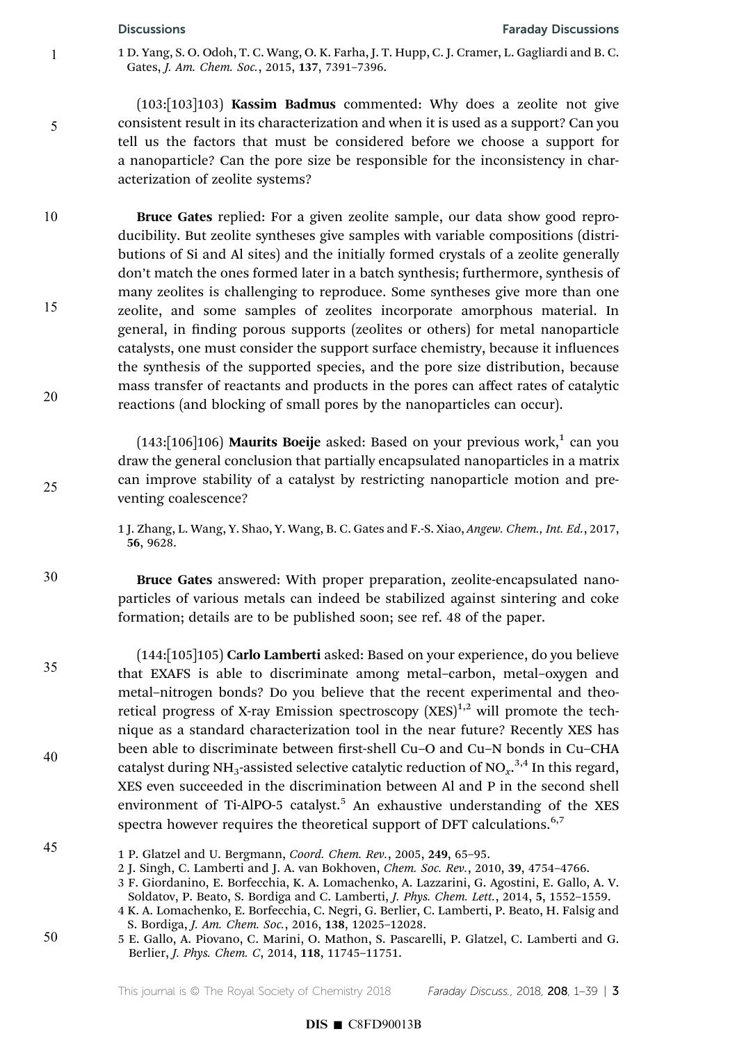1 D. Yang, S. O. Odoh, T. C. Wang, O. K. Farha, J. T. Hupp, C. J. Cramer, L. Gagliardi and B. C. Gates, *J. Am. Chem. Soc.*, 2015, **137**, 7391–7396.

(103:[103]103) **Kassim Badmus** commented: Why does a zeolite not give consistent result in its characterization and when it is used as a support? Can you tell us the factors that must be considered before we choose a support for a nanoparticle? Can the pore size be responsible for the inconsistency in characterization of zeolite systems?

**Bruce Gates** replied: For a given zeolite sample, our data show good reproducibility. But zeolite syntheses give samples with variable compositions (distributions of Si and Al sites) and the initially formed crystals of a zeolite generally don't match the ones formed later in a batch synthesis; furthermore, synthesis of many zeolites is challenging to reproduce. Some syntheses give more than one zeolite, and some samples of zeolites incorporate amorphous material. In general, in finding porous supports (zeolites or others) for metal nanoparticle catalysts, one must consider the support surface chemistry, because it influences the synthesis of the supported species, and the pore size distribution, because mass transfer of reactants and products in the pores can affect rates of catalytic reactions (and blocking of small pores by the nanoparticles can occur).

(143:[106]106) **Maurits Boeije** asked: Based on your previous work,[1] can you draw the general conclusion that partially encapsulated nanoparticles in a matrix can improve stability of a catalyst by restricting nanoparticle motion and preventing coalescence?

1 J. Zhang, L. Wang, Y. Shao, Y. Wang, B. C. Gates and F.-S. Xiao, *Angew. Chem., Int. Ed.*, 2017, **56**, 9628.

**Bruce Gates** answered: With proper preparation, zeolite-encapsulated nanoparticles of various metals can indeed be stabilized against sintering and coke formation; details are to be published soon; see ref. 48 of the paper.

(144:[105]105) **Carlo Lamberti** asked: Based on your experience, do you believe that EXAFS is able to discriminate among metal–carbon, metal–oxygen and metal–nitrogen bonds? Do you believe that the recent experimental and theoretical progress of X-ray Emission spectroscopy (XES)[1,2] will promote the technique as a standard characterization tool in the near future? Recently XES has been able to discriminate between first-shell Cu–O and Cu–N bonds in Cu–CHA catalyst during $NH_3$-assisted selective catalytic reduction of $NO_x$.[3,4] In this regard, XES even succeeded in the discrimination between Al and P in the second shell environment of Ti-AlPO-5 catalyst.[5] An exhaustive understanding of the XES spectra however requires the theoretical support of DFT calculations.[6,7]

1 P. Glatzel and U. Bergmann, *Coord. Chem. Rev.*, 2005, **249**, 65–95.
2 J. Singh, C. Lamberti and J. A. van Bokhoven, *Chem. Soc. Rev.*, 2010, **39**, 4754–4766.
3 F. Giordanino, E. Borfecchia, K. A. Lomachenko, A. Lazzarini, G. Agostini, E. Gallo, A. V. Soldatov, P. Beato, S. Bordiga and C. Lamberti, *J. Phys. Chem. Lett.*, 2014, **5**, 1552–1559.
4 K. A. Lomachenko, E. Borfecchia, C. Negri, G. Berlier, C. Lamberti, P. Beato, H. Falsig and S. Bordiga, *J. Am. Chem. Soc.*, 2016, **138**, 12025–12028.
5 E. Gallo, A. Piovano, C. Marini, O. Mathon, S. Pascarelli, P. Glatzel, C. Lamberti and G. Berlier, *J. Phys. Chem. C*, 2014, **118**, 11745–11751.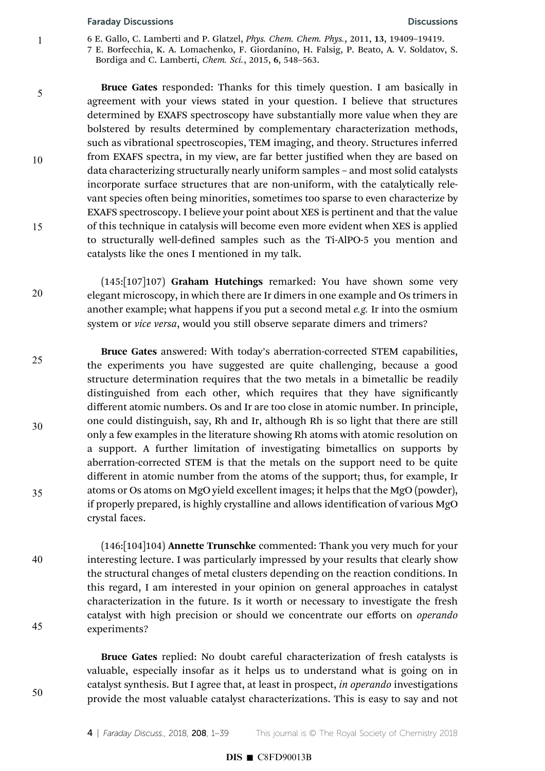6 E. Gallo, C. Lamberti and P. Glatzel, *Phys. Chem. Chem. Phys.*, 2011, **13**, 19409–19419.
7 E. Borfecchia, K. A. Lomachenko, F. Giordanino, H. Falsig, P. Beato, A. V. Soldatov, S. Bordiga and C. Lamberti, *Chem. Sci.*, 2015, **6**, 548–563.

**Bruce Gates** responded: Thanks for this timely question. I am basically in agreement with your views stated in your question. I believe that structures determined by EXAFS spectroscopy have substantially more value when they are bolstered by results determined by complementary characterization methods, such as vibrational spectroscopies, TEM imaging, and theory. Structures inferred from EXAFS spectra, in my view, are far better justified when they are based on data characterizing structurally nearly uniform samples – and most solid catalysts incorporate surface structures that are non-uniform, with the catalytically relevant species often being minorities, sometimes too sparse to even characterize by EXAFS spectroscopy. I believe your point about XES is pertinent and that the value of this technique in catalysis will become even more evident when XES is applied to structurally well-defined samples such as the Ti-AlPO-5 you mention and catalysts like the ones I mentioned in my talk.

(145:[107]107) **Graham Hutchings** remarked: You have shown some very elegant microscopy, in which there are Ir dimers in one example and Os trimers in another example; what happens if you put a second metal *e.g.* Ir into the osmium system or *vice versa*, would you still observe separate dimers and trimers?

**Bruce Gates** answered: With today's aberration-corrected STEM capabilities, the experiments you have suggested are quite challenging, because a good structure determination requires that the two metals in a bimetallic be readily distinguished from each other, which requires that they have significantly different atomic numbers. Os and Ir are too close in atomic number. In principle, one could distinguish, say, Rh and Ir, although Rh is so light that there are still only a few examples in the literature showing Rh atoms with atomic resolution on a support. A further limitation of investigating bimetallics on supports by aberration-corrected STEM is that the metals on the support need to be quite different in atomic number from the atoms of the support; thus, for example, Ir atoms or Os atoms on MgO yield excellent images; it helps that the MgO (powder), if properly prepared, is highly crystalline and allows identification of various MgO crystal faces.

(146:[104]104) **Annette Trunschke** commented: Thank you very much for your interesting lecture. I was particularly impressed by your results that clearly show the structural changes of metal clusters depending on the reaction conditions. In this regard, I am interested in your opinion on general approaches in catalyst characterization in the future. Is it worth or necessary to investigate the fresh catalyst with high precision or should we concentrate our efforts on *operando* experiments?

**Bruce Gates** replied: No doubt careful characterization of fresh catalysts is valuable, especially insofar as it helps us to understand what is going on in catalyst synthesis. But I agree that, at least in prospect, *in operando* investigations provide the most valuable catalyst characterizations. This is easy to say and not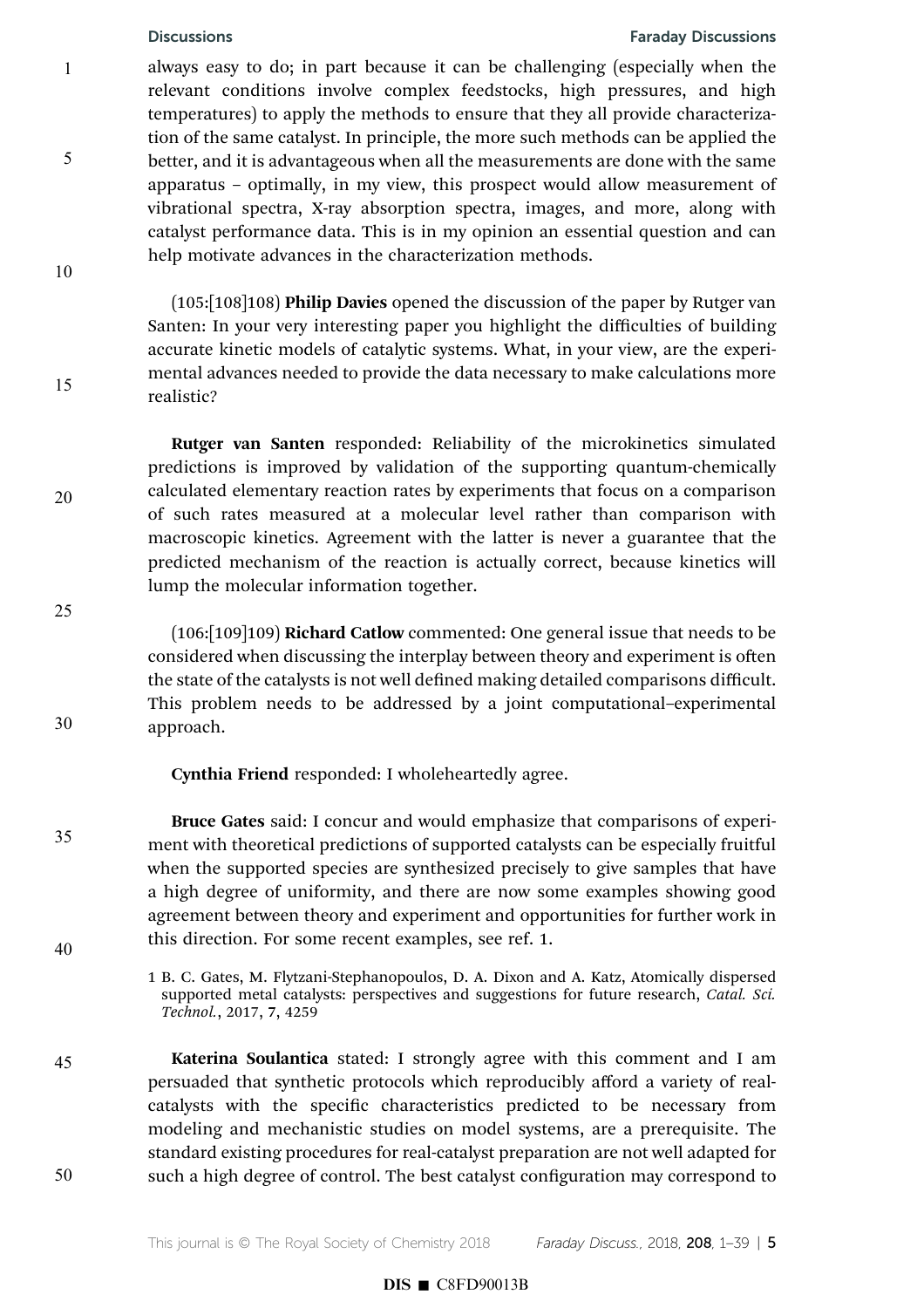always easy to do; in part because it can be challenging (especially when the relevant conditions involve complex feedstocks, high pressures, and high temperatures) to apply the methods to ensure that they all provide characterization of the same catalyst. In principle, the more such methods can be applied the better, and it is advantageous when all the measurements are done with the same apparatus – optimally, in my view, this prospect would allow measurement of vibrational spectra, X-ray absorption spectra, images, and more, along with catalyst performance data. This is in my opinion an essential question and can help motivate advances in the characterization methods.

(105:[108]108) **Philip Davies** opened the discussion of the paper by Rutger van Santen: In your very interesting paper you highlight the difficulties of building accurate kinetic models of catalytic systems. What, in your view, are the experimental advances needed to provide the data necessary to make calculations more realistic?

**Rutger van Santen** responded: Reliability of the microkinetics simulated predictions is improved by validation of the supporting quantum-chemically calculated elementary reaction rates by experiments that focus on a comparison of such rates measured at a molecular level rather than comparison with macroscopic kinetics. Agreement with the latter is never a guarantee that the predicted mechanism of the reaction is actually correct, because kinetics will lump the molecular information together.

(106:[109]109) **Richard Catlow** commented: One general issue that needs to be considered when discussing the interplay between theory and experiment is often the state of the catalysts is not well defined making detailed comparisons difficult. This problem needs to be addressed by a joint computational–experimental approach.

**Cynthia Friend** responded: I wholeheartedly agree.

**Bruce Gates** said: I concur and would emphasize that comparisons of experiment with theoretical predictions of supported catalysts can be especially fruitful when the supported species are synthesized precisely to give samples that have a high degree of uniformity, and there are now some examples showing good agreement between theory and experiment and opportunities for further work in this direction. For some recent examples, see ref. 1.

1 B. C. Gates, M. Flytzani-Stephanopoulos, D. A. Dixon and A. Katz, Atomically dispersed supported metal catalysts: perspectives and suggestions for future research, *Catal. Sci. Technol.*, 2017, **7**, 4259

**Katerina Soulantica** stated: I strongly agree with this comment and I am persuaded that synthetic protocols which reproducibly afford a variety of real-catalysts with the specific characteristics predicted to be necessary from modeling and mechanistic studies on model systems, are a prerequisite. The standard existing procedures for real-catalyst preparation are not well adapted for such a high degree of control. The best catalyst configuration may correspond to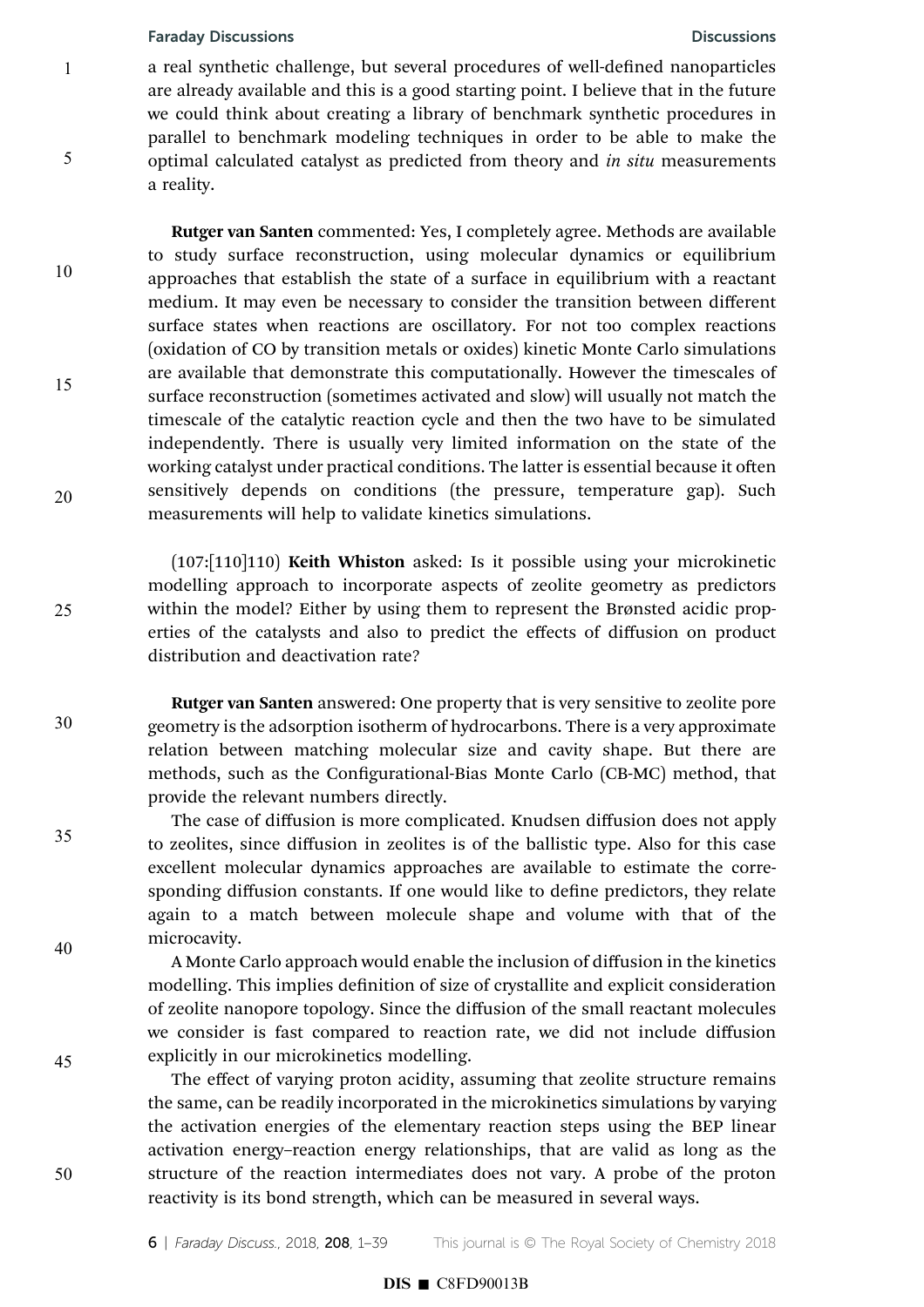a real synthetic challenge, but several procedures of well-defined nanoparticles are already available and this is a good starting point. I believe that in the future we could think about creating a library of benchmark synthetic procedures in parallel to benchmark modeling techniques in order to be able to make the optimal calculated catalyst as predicted from theory and *in situ* measurements a reality.

**Rutger van Santen** commented: Yes, I completely agree. Methods are available to study surface reconstruction, using molecular dynamics or equilibrium approaches that establish the state of a surface in equilibrium with a reactant medium. It may even be necessary to consider the transition between different surface states when reactions are oscillatory. For not too complex reactions (oxidation of CO by transition metals or oxides) kinetic Monte Carlo simulations are available that demonstrate this computationally. However the timescales of surface reconstruction (sometimes activated and slow) will usually not match the timescale of the catalytic reaction cycle and then the two have to be simulated independently. There is usually very limited information on the state of the working catalyst under practical conditions. The latter is essential because it often sensitively depends on conditions (the pressure, temperature gap). Such measurements will help to validate kinetics simulations.

(107:[110]110) **Keith Whiston** asked: Is it possible using your microkinetic modelling approach to incorporate aspects of zeolite geometry as predictors within the model? Either by using them to represent the Brønsted acidic properties of the catalysts and also to predict the effects of diffusion on product distribution and deactivation rate?

**Rutger van Santen** answered: One property that is very sensitive to zeolite pore geometry is the adsorption isotherm of hydrocarbons. There is a very approximate relation between matching molecular size and cavity shape. But there are methods, such as the Configurational-Bias Monte Carlo (CB-MC) method, that provide the relevant numbers directly.

The case of diffusion is more complicated. Knudsen diffusion does not apply to zeolites, since diffusion in zeolites is of the ballistic type. Also for this case excellent molecular dynamics approaches are available to estimate the corresponding diffusion constants. If one would like to define predictors, they relate again to a match between molecule shape and volume with that of the microcavity.

A Monte Carlo approach would enable the inclusion of diffusion in the kinetics modelling. This implies definition of size of crystallite and explicit consideration of zeolite nanopore topology. Since the diffusion of the small reactant molecules we consider is fast compared to reaction rate, we did not include diffusion explicitly in our microkinetics modelling.

The effect of varying proton acidity, assuming that zeolite structure remains the same, can be readily incorporated in the microkinetics simulations by varying the activation energies of the elementary reaction steps using the BEP linear activation energy–reaction energy relationships, that are valid as long as the structure of the reaction intermediates does not vary. A probe of the proton reactivity is its bond strength, which can be measured in several ways.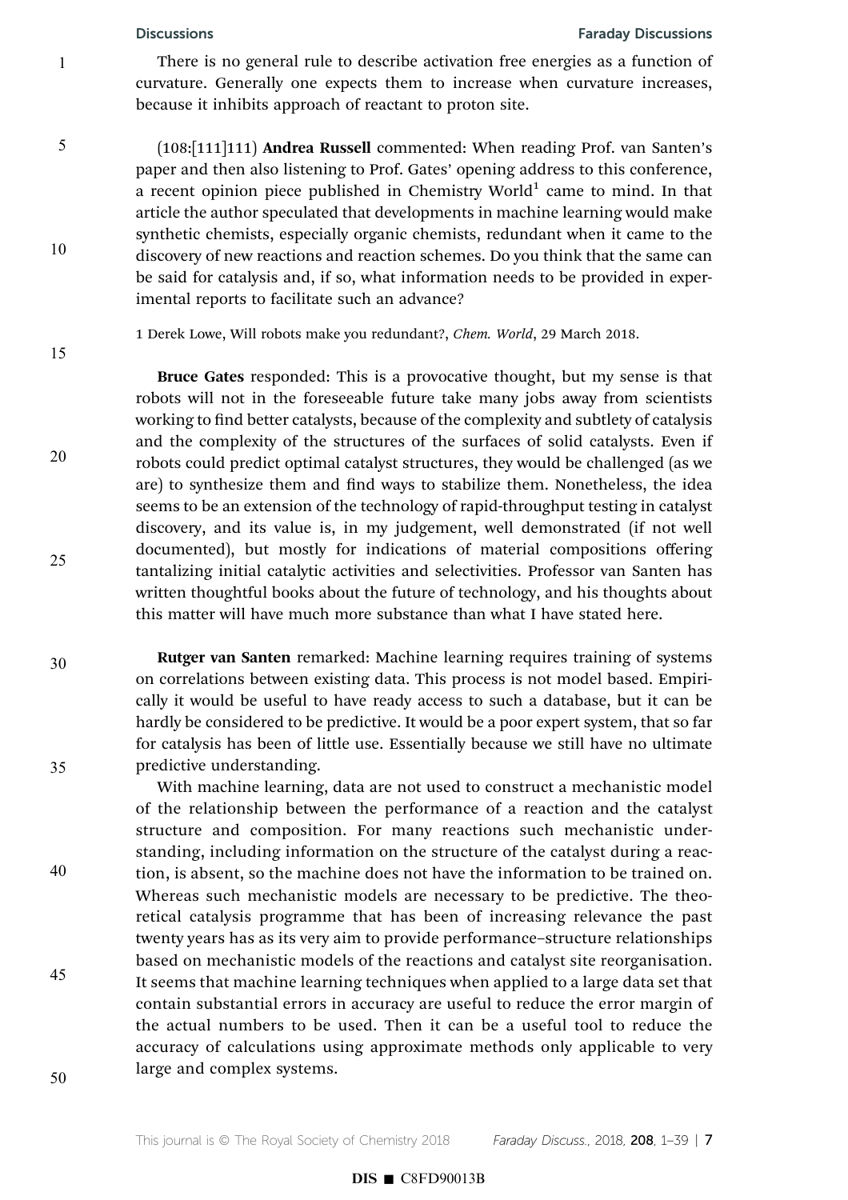There is no general rule to describe activation free energies as a function of curvature. Generally one expects them to increase when curvature increases, because it inhibits approach of reactant to proton site.

(108:[111]111) **Andrea Russell** commented: When reading Prof. van Santen's paper and then also listening to Prof. Gates' opening address to this conference, a recent opinion piece published in Chemistry World[1] came to mind. In that article the author speculated that developments in machine learning would make synthetic chemists, especially organic chemists, redundant when it came to the discovery of new reactions and reaction schemes. Do you think that the same can be said for catalysis and, if so, what information needs to be provided in experimental reports to facilitate such an advance?

1 Derek Lowe, Will robots make you redundant?, *Chem. World*, 29 March 2018.

**Bruce Gates** responded: This is a provocative thought, but my sense is that robots will not in the foreseeable future take many jobs away from scientists working to find better catalysts, because of the complexity and subtlety of catalysis and the complexity of the structures of the surfaces of solid catalysts. Even if robots could predict optimal catalyst structures, they would be challenged (as we are) to synthesize them and find ways to stabilize them. Nonetheless, the idea seems to be an extension of the technology of rapid-throughput testing in catalyst discovery, and its value is, in my judgement, well demonstrated (if not well documented), but mostly for indications of material compositions offering tantalizing initial catalytic activities and selectivities. Professor van Santen has written thoughtful books about the future of technology, and his thoughts about this matter will have much more substance than what I have stated here.

**Rutger van Santen** remarked: Machine learning requires training of systems on correlations between existing data. This process is not model based. Empirically it would be useful to have ready access to such a database, but it can be hardly be considered to be predictive. It would be a poor expert system, that so far for catalysis has been of little use. Essentially because we still have no ultimate predictive understanding.

With machine learning, data are not used to construct a mechanistic model of the relationship between the performance of a reaction and the catalyst structure and composition. For many reactions such mechanistic understanding, including information on the structure of the catalyst during a reaction, is absent, so the machine does not have the information to be trained on. Whereas such mechanistic models are necessary to be predictive. The theoretical catalysis programme that has been of increasing relevance the past twenty years has as its very aim to provide performance–structure relationships based on mechanistic models of the reactions and catalyst site reorganisation. It seems that machine learning techniques when applied to a large data set that contain substantial errors in accuracy are useful to reduce the error margin of the actual numbers to be used. Then it can be a useful tool to reduce the accuracy of calculations using approximate methods only applicable to very large and complex systems.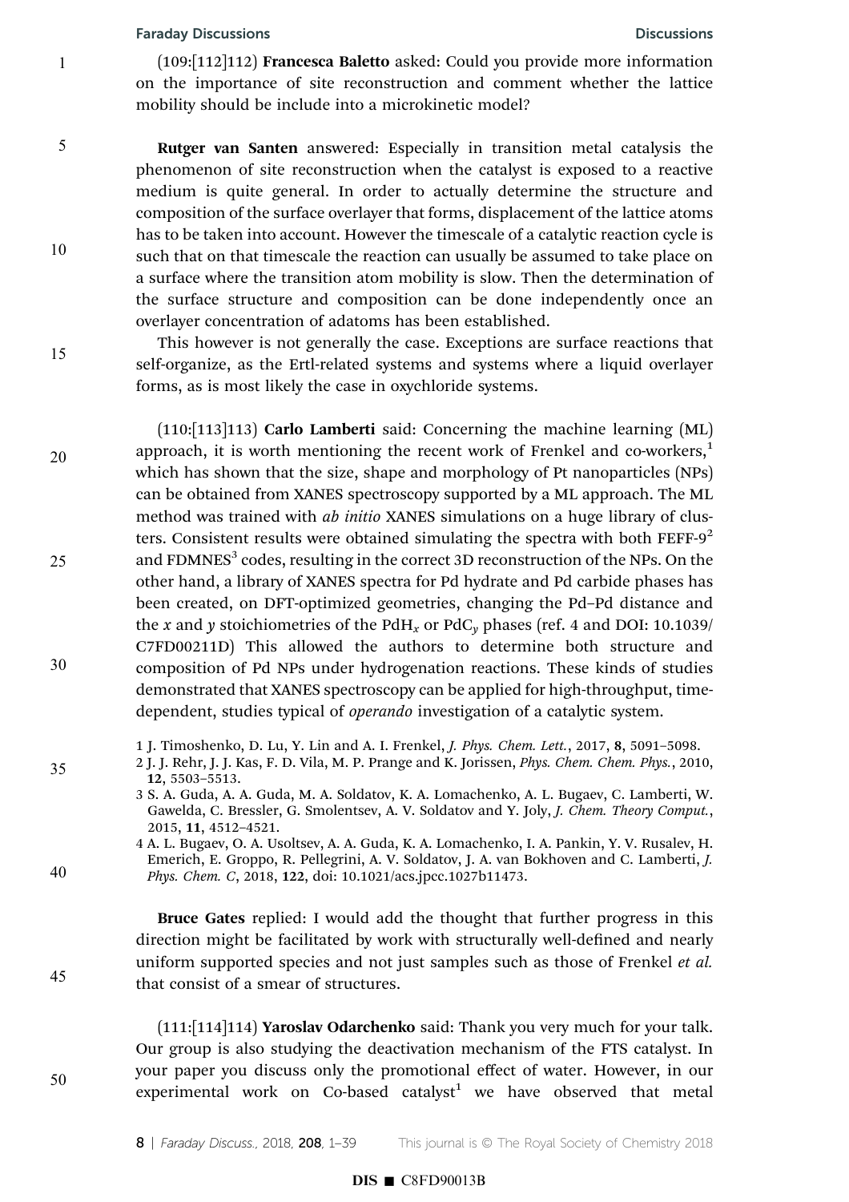(109:[112]112) **Francesca Baletto** asked: Could you provide more information on the importance of site reconstruction and comment whether the lattice mobility should be include into a microkinetic model?

**Rutger van Santen** answered: Especially in transition metal catalysis the phenomenon of site reconstruction when the catalyst is exposed to a reactive medium is quite general. In order to actually determine the structure and composition of the surface overlayer that forms, displacement of the lattice atoms has to be taken into account. However the timescale of a catalytic reaction cycle is such that on that timescale the reaction can usually be assumed to take place on a surface where the transition atom mobility is slow. Then the determination of the surface structure and composition can be done independently once an overlayer concentration of adatoms has been established.

This however is not generally the case. Exceptions are surface reactions that self-organize, as the Ertl-related systems and systems where a liquid overlayer forms, as is most likely the case in oxychloride systems.

(110:[113]113) **Carlo Lamberti** said: Concerning the machine learning (ML) approach, it is worth mentioning the recent work of Frenkel and co-workers,[1] which has shown that the size, shape and morphology of Pt nanoparticles (NPs) can be obtained from XANES spectroscopy supported by a ML approach. The ML method was trained with *ab initio* XANES simulations on a huge library of clusters. Consistent results were obtained simulating the spectra with both FEFF-9[2] and FDMNES[3] codes, resulting in the correct 3D reconstruction of the NPs. On the other hand, a library of XANES spectra for Pd hydrate and Pd carbide phases has been created, on DFT-optimized geometries, changing the Pd–Pd distance and the $x$ and $y$ stoichiometries of the $PdH_x$ or $PdC_y$ phases (ref. 4 and DOI: 10.1039/C7FD00211D) This allowed the authors to determine both structure and composition of Pd NPs under hydrogenation reactions. These kinds of studies demonstrated that XANES spectroscopy can be applied for high-throughput, time-dependent, studies typical of *operando* investigation of a catalytic system.

1 J. Timoshenko, D. Lu, Y. Lin and A. I. Frenkel, *J. Phys. Chem. Lett.*, 2017, **8**, 5091–5098.
2 J. J. Rehr, J. J. Kas, F. D. Vila, M. P. Prange and K. Jorissen, *Phys. Chem. Chem. Phys.*, 2010, **12**, 5503–5513.
3 S. A. Guda, A. A. Guda, M. A. Soldatov, K. A. Lomachenko, A. L. Bugaev, C. Lamberti, W. Gawelda, C. Bressler, G. Smolentsev, A. V. Soldatov and Y. Joly, *J. Chem. Theory Comput.*, 2015, **11**, 4512–4521.
4 A. L. Bugaev, O. A. Usoltsev, A. A. Guda, K. A. Lomachenko, I. A. Pankin, Y. V. Rusalev, H. Emerich, E. Groppo, R. Pellegrini, A. V. Soldatov, J. A. van Bokhoven and C. Lamberti, *J. Phys. Chem. C*, 2018, **122**, doi: 10.1021/acs.jpcc.1027b11473.

**Bruce Gates** replied: I would add the thought that further progress in this direction might be facilitated by work with structurally well-defined and nearly uniform supported species and not just samples such as those of Frenkel *et al.* that consist of a smear of structures.

(111:[114]114) **Yaroslav Odarchenko** said: Thank you very much for your talk. Our group is also studying the deactivation mechanism of the FTS catalyst. In your paper you discuss only the promotional effect of water. However, in our experimental work on Co-based catalyst[1] we have observed that metal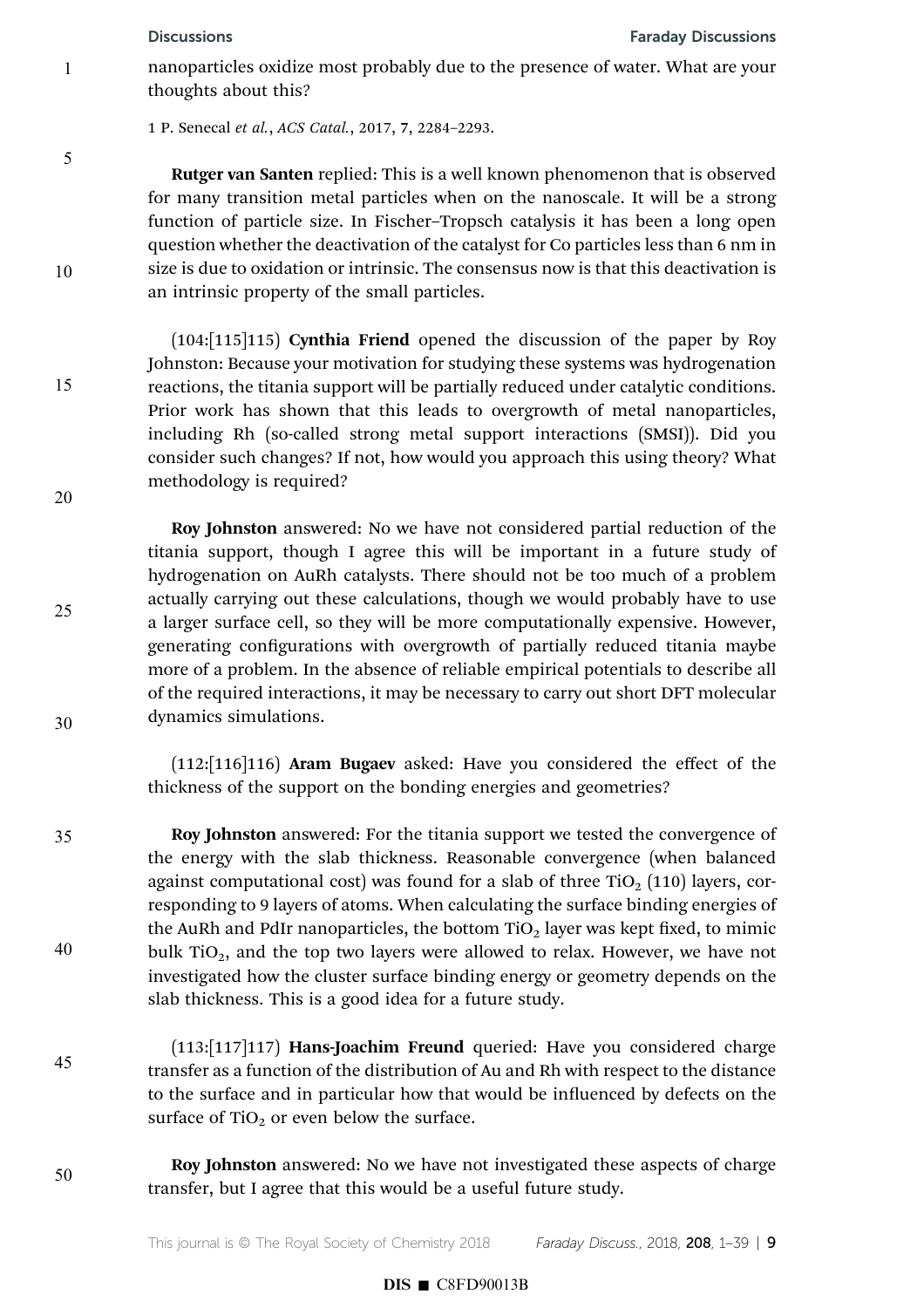nanoparticles oxidize most probably due to the presence of water. What are your thoughts about this?

1 P. Senecal *et al.*, *ACS Catal.*, 2017, **7**, 2284–2293.

**Rutger van Santen** replied: This is a well known phenomenon that is observed for many transition metal particles when on the nanoscale. It will be a strong function of particle size. In Fischer–Tropsch catalysis it has been a long open question whether the deactivation of the catalyst for Co particles less than 6 nm in size is due to oxidation or intrinsic. The consensus now is that this deactivation is an intrinsic property of the small particles.

(104:[115]115) **Cynthia Friend** opened the discussion of the paper by Roy Johnston: Because your motivation for studying these systems was hydrogenation reactions, the titania support will be partially reduced under catalytic conditions. Prior work has shown that this leads to overgrowth of metal nanoparticles, including Rh (so-called strong metal support interactions (SMSI)). Did you consider such changes? If not, how would you approach this using theory? What methodology is required?

**Roy Johnston** answered: No we have not considered partial reduction of the titania support, though I agree this will be important in a future study of hydrogenation on AuRh catalysts. There should not be too much of a problem actually carrying out these calculations, though we would probably have to use a larger surface cell, so they will be more computationally expensive. However, generating configurations with overgrowth of partially reduced titania maybe more of a problem. In the absence of reliable empirical potentials to describe all of the required interactions, it may be necessary to carry out short DFT molecular dynamics simulations.

(112:[116]116) **Aram Bugaev** asked: Have you considered the effect of the thickness of the support on the bonding energies and geometries?

**Roy Johnston** answered: For the titania support we tested the convergence of the energy with the slab thickness. Reasonable convergence (when balanced against computational cost) was found for a slab of three $TiO_2$ (110) layers, corresponding to 9 layers of atoms. When calculating the surface binding energies of the AuRh and PdIr nanoparticles, the bottom $TiO_2$ layer was kept fixed, to mimic bulk $TiO_2$, and the top two layers were allowed to relax. However, we have not investigated how the cluster surface binding energy or geometry depends on the slab thickness. This is a good idea for a future study.

(113:[117]117) **Hans-Joachim Freund** queried: Have you considered charge transfer as a function of the distribution of Au and Rh with respect to the distance to the surface and in particular how that would be influenced by defects on the surface of $TiO_2$ or even below the surface.

**Roy Johnston** answered: No we have not investigated these aspects of charge transfer, but I agree that this would be a useful future study.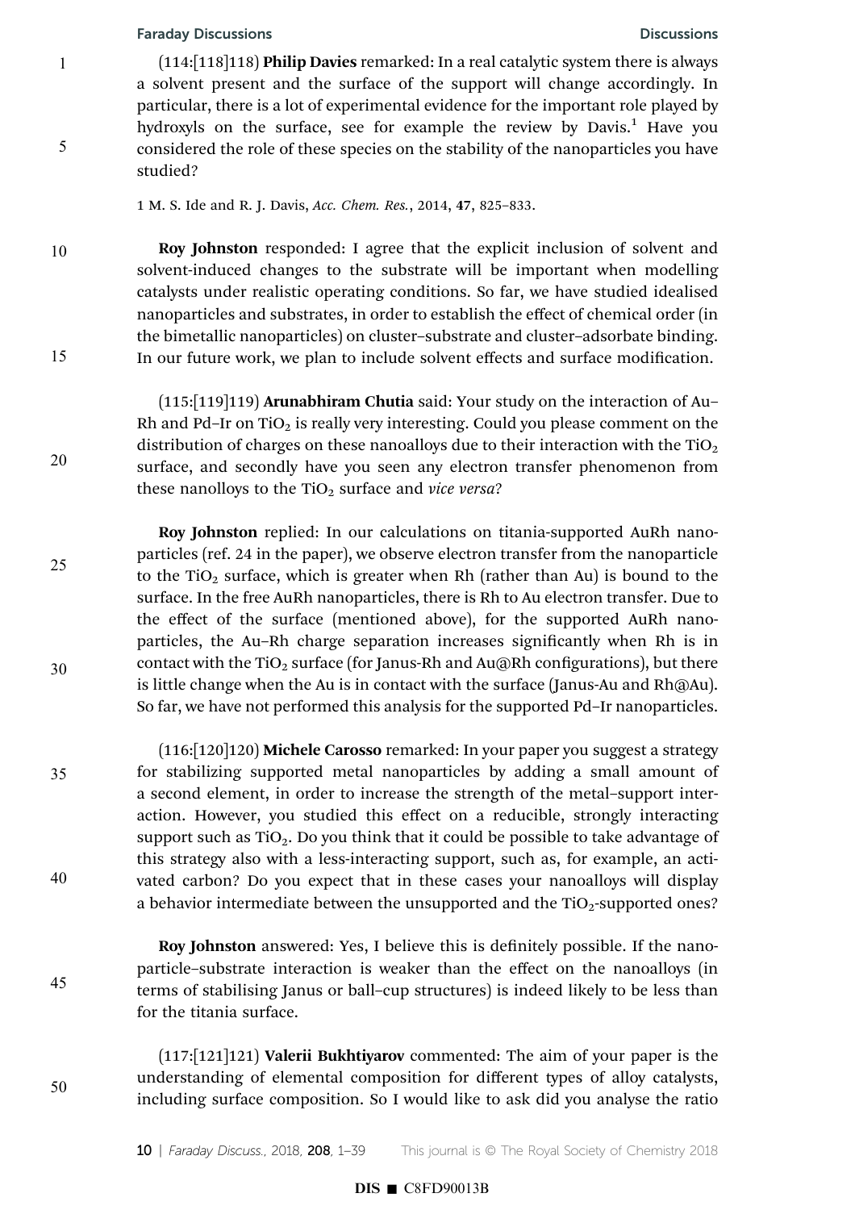(114:[118]118) **Philip Davies** remarked: In a real catalytic system there is always a solvent present and the surface of the support will change accordingly. In particular, there is a lot of experimental evidence for the important role played by hydroxyls on the surface, see for example the review by Davis.[1] Have you considered the role of these species on the stability of the nanoparticles you have studied?

1 M. S. Ide and R. J. Davis, *Acc. Chem. Res.*, 2014, **47**, 825–833.

**Roy Johnston** responded: I agree that the explicit inclusion of solvent and solvent-induced changes to the substrate will be important when modelling catalysts under realistic operating conditions. So far, we have studied idealised nanoparticles and substrates, in order to establish the effect of chemical order (in the bimetallic nanoparticles) on cluster–substrate and cluster–adsorbate binding. In our future work, we plan to include solvent effects and surface modification.

(115:[119]119) **Arunabhiram Chutia** said: Your study on the interaction of Au–Rh and Pd–Ir on $TiO_2$ is really very interesting. Could you please comment on the distribution of charges on these nanoalloys due to their interaction with the $TiO_2$ surface, and secondly have you seen any electron transfer phenomenon from these nanolloys to the $TiO_2$ surface and *vice versa*?

**Roy Johnston** replied: In our calculations on titania-supported AuRh nanoparticles (ref. 24 in the paper), we observe electron transfer from the nanoparticle to the $TiO_2$ surface, which is greater when Rh (rather than Au) is bound to the surface. In the free AuRh nanoparticles, there is Rh to Au electron transfer. Due to the effect of the surface (mentioned above), for the supported AuRh nanoparticles, the Au–Rh charge separation increases significantly when Rh is in contact with the $TiO_2$ surface (for Janus-Rh and Au@Rh configurations), but there is little change when the Au is in contact with the surface (Janus-Au and Rh@Au). So far, we have not performed this analysis for the supported Pd–Ir nanoparticles.

(116:[120]120) **Michele Carosso** remarked: In your paper you suggest a strategy for stabilizing supported metal nanoparticles by adding a small amount of a second element, in order to increase the strength of the metal–support interaction. However, you studied this effect on a reducible, strongly interacting support such as $TiO_2$. Do you think that it could be possible to take advantage of this strategy also with a less-interacting support, such as, for example, an activated carbon? Do you expect that in these cases your nanoalloys will display a behavior intermediate between the unsupported and the $TiO_2$-supported ones?

**Roy Johnston** answered: Yes, I believe this is definitely possible. If the nanoparticle–substrate interaction is weaker than the effect on the nanoalloys (in terms of stabilising Janus or ball–cup structures) is indeed likely to be less than for the titania surface.

(117:[121]121) **Valerii Bukhtiyarov** commented: The aim of your paper is the understanding of elemental composition for different types of alloy catalysts, including surface composition. So I would like to ask did you analyse the ratio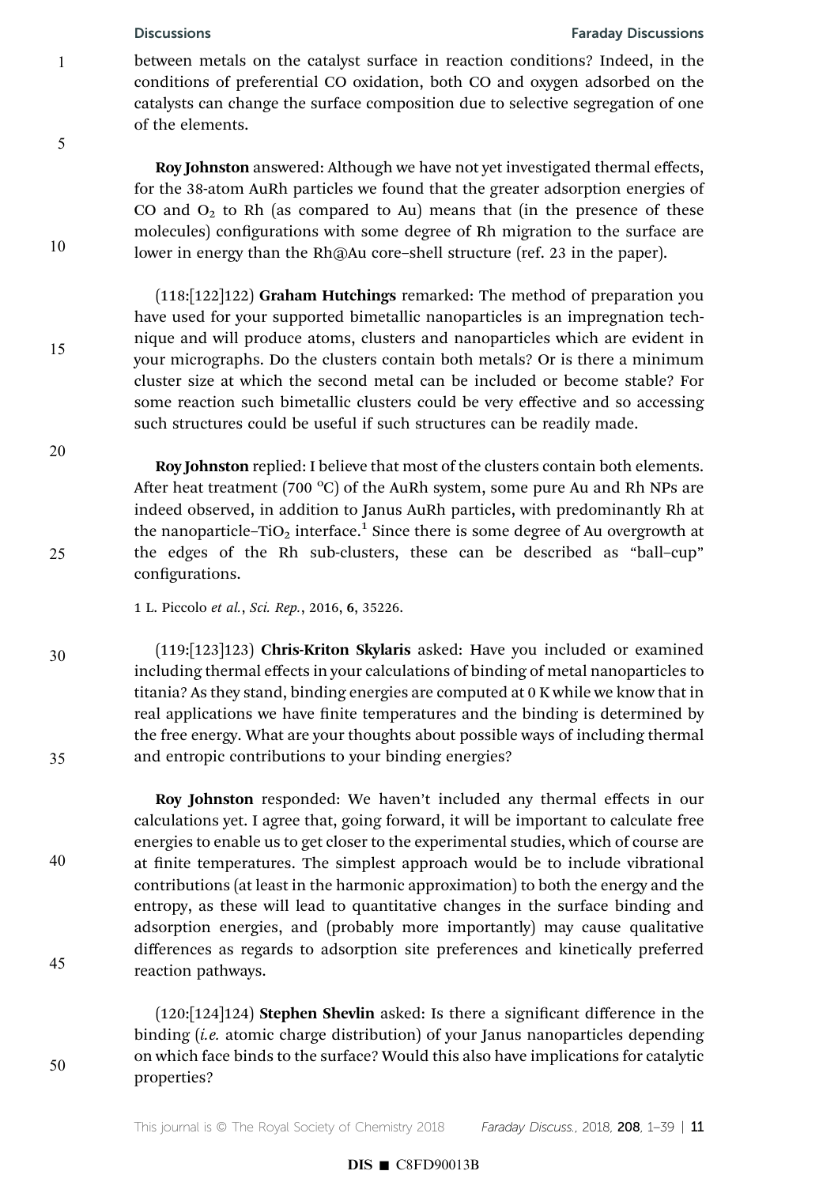between metals on the catalyst surface in reaction conditions? Indeed, in the conditions of preferential CO oxidation, both CO and oxygen adsorbed on the catalysts can change the surface composition due to selective segregation of one of the elements.

**Roy Johnston** answered: Although we have not yet investigated thermal effects, for the 38-atom AuRh particles we found that the greater adsorption energies of CO and $O_2$ to Rh (as compared to Au) means that (in the presence of these molecules) configurations with some degree of Rh migration to the surface are lower in energy than the Rh@Au core–shell structure (ref. 23 in the paper).

(118:[122]122) **Graham Hutchings** remarked: The method of preparation you have used for your supported bimetallic nanoparticles is an impregnation technique and will produce atoms, clusters and nanoparticles which are evident in your micrographs. Do the clusters contain both metals? Or is there a minimum cluster size at which the second metal can be included or become stable? For some reaction such bimetallic clusters could be very effective and so accessing such structures could be useful if such structures can be readily made.

**Roy Johnston** replied: I believe that most of the clusters contain both elements. After heat treatment (700 °C) of the AuRh system, some pure Au and Rh NPs are indeed observed, in addition to Janus AuRh particles, with predominantly Rh at the nanoparticle–$TiO_2$ interface.[1] Since there is some degree of Au overgrowth at the edges of the Rh sub-clusters, these can be described as "ball–cup" configurations.

1 L. Piccolo *et al.*, *Sci. Rep.*, 2016, **6**, 35226.

(119:[123]123) **Chris-Kriton Skylaris** asked: Have you included or examined including thermal effects in your calculations of binding of metal nanoparticles to titania? As they stand, binding energies are computed at 0 K while we know that in real applications we have finite temperatures and the binding is determined by the free energy. What are your thoughts about possible ways of including thermal and entropic contributions to your binding energies?

**Roy Johnston** responded: We haven't included any thermal effects in our calculations yet. I agree that, going forward, it will be important to calculate free energies to enable us to get closer to the experimental studies, which of course are at finite temperatures. The simplest approach would be to include vibrational contributions (at least in the harmonic approximation) to both the energy and the entropy, as these will lead to quantitative changes in the surface binding and adsorption energies, and (probably more importantly) may cause qualitative differences as regards to adsorption site preferences and kinetically preferred reaction pathways.

(120:[124]124) **Stephen Shevlin** asked: Is there a significant difference in the binding (*i.e.* atomic charge distribution) of your Janus nanoparticles depending on which face binds to the surface? Would this also have implications for catalytic properties?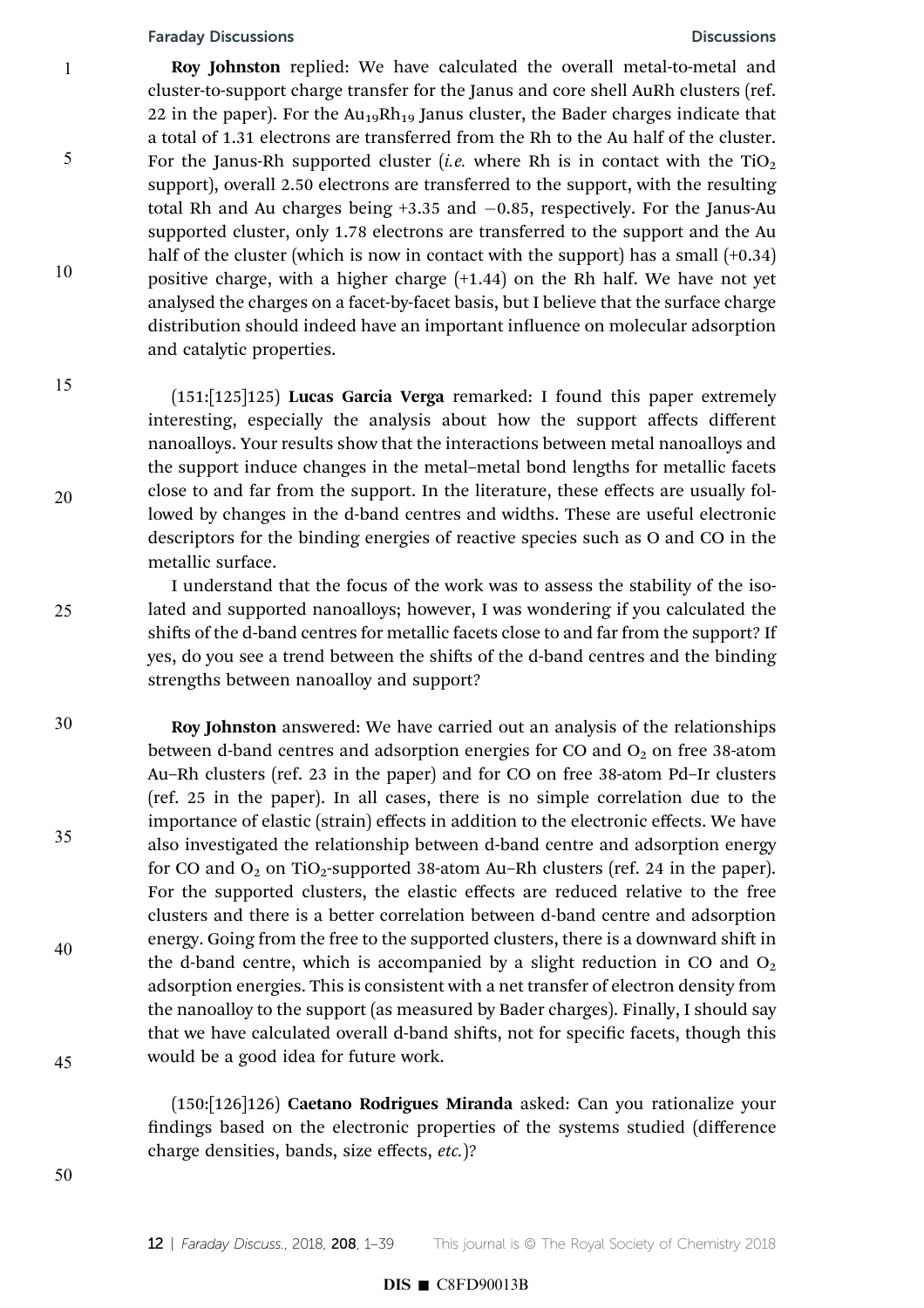**Roy Johnston** replied: We have calculated the overall metal-to-metal and cluster-to-support charge transfer for the Janus and core shell AuRh clusters (ref. 22 in the paper). For the $Au_{19}Rh_{19}$ Janus cluster, the Bader charges indicate that a total of 1.31 electrons are transferred from the Rh to the Au half of the cluster. For the Janus-Rh supported cluster (*i.e.* where Rh is in contact with the $TiO_2$ support), overall 2.50 electrons are transferred to the support, with the resulting total Rh and Au charges being +3.35 and −0.85, respectively. For the Janus-Au supported cluster, only 1.78 electrons are transferred to the support and the Au half of the cluster (which is now in contact with the support) has a small (+0.34) positive charge, with a higher charge (+1.44) on the Rh half. We have not yet analysed the charges on a facet-by-facet basis, but I believe that the surface charge distribution should indeed have an important influence on molecular adsorption and catalytic properties.

(151:[125]125) **Lucas Garcia Verga** remarked: I found this paper extremely interesting, especially the analysis about how the support affects different nanoalloys. Your results show that the interactions between metal nanoalloys and the support induce changes in the metal–metal bond lengths for metallic facets close to and far from the support. In the literature, these effects are usually followed by changes in the d-band centres and widths. These are useful electronic descriptors for the binding energies of reactive species such as O and CO in the metallic surface.

I understand that the focus of the work was to assess the stability of the isolated and supported nanoalloys; however, I was wondering if you calculated the shifts of the d-band centres for metallic facets close to and far from the support? If yes, do you see a trend between the shifts of the d-band centres and the binding strengths between nanoalloy and support?

**Roy Johnston** answered: We have carried out an analysis of the relationships between d-band centres and adsorption energies for CO and $O_2$ on free 38-atom Au–Rh clusters (ref. 23 in the paper) and for CO on free 38-atom Pd–Ir clusters (ref. 25 in the paper). In all cases, there is no simple correlation due to the importance of elastic (strain) effects in addition to the electronic effects. We have also investigated the relationship between d-band centre and adsorption energy for CO and $O_2$ on $TiO_2$-supported 38-atom Au–Rh clusters (ref. 24 in the paper). For the supported clusters, the elastic effects are reduced relative to the free clusters and there is a better correlation between d-band centre and adsorption energy. Going from the free to the supported clusters, there is a downward shift in the d-band centre, which is accompanied by a slight reduction in CO and $O_2$ adsorption energies. This is consistent with a net transfer of electron density from the nanoalloy to the support (as measured by Bader charges). Finally, I should say that we have calculated overall d-band shifts, not for specific facets, though this would be a good idea for future work.

(150:[126]126) **Caetano Rodrigues Miranda** asked: Can you rationalize your findings based on the electronic properties of the systems studied (difference charge densities, bands, size effects, *etc.*)?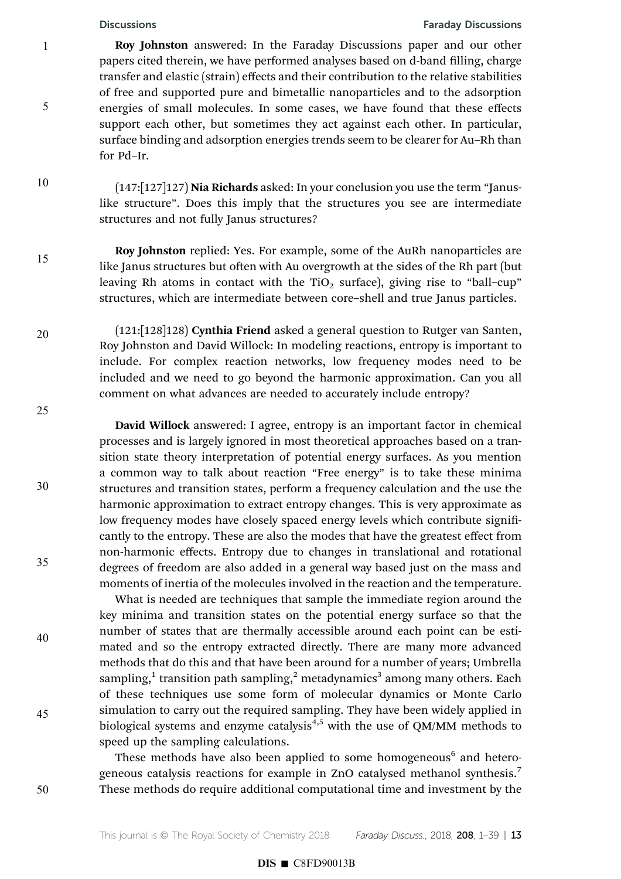**Roy Johnston** answered: In the Faraday Discussions paper and our other papers cited therein, we have performed analyses based on d-band filling, charge transfer and elastic (strain) effects and their contribution to the relative stabilities of free and supported pure and bimetallic nanoparticles and to the adsorption energies of small molecules. In some cases, we have found that these effects support each other, but sometimes they act against each other. In particular, surface binding and adsorption energies trends seem to be clearer for Au–Rh than for Pd–Ir.

(147:[127]127) **Nia Richards** asked: In your conclusion you use the term "Janus-like structure". Does this imply that the structures you see are intermediate structures and not fully Janus structures?

**Roy Johnston** replied: Yes. For example, some of the AuRh nanoparticles are like Janus structures but often with Au overgrowth at the sides of the Rh part (but leaving Rh atoms in contact with the $TiO_2$ surface), giving rise to "ball–cup" structures, which are intermediate between core–shell and true Janus particles.

(121:[128]128) **Cynthia Friend** asked a general question to Rutger van Santen, Roy Johnston and David Willock: In modeling reactions, entropy is important to include. For complex reaction networks, low frequency modes need to be included and we need to go beyond the harmonic approximation. Can you all comment on what advances are needed to accurately include entropy?

**David Willock** answered: I agree, entropy is an important factor in chemical processes and is largely ignored in most theoretical approaches based on a transition state theory interpretation of potential energy surfaces. As you mention a common way to talk about reaction "Free energy" is to take these minima structures and transition states, perform a frequency calculation and the use the harmonic approximation to extract entropy changes. This is very approximate as low frequency modes have closely spaced energy levels which contribute significantly to the entropy. These are also the modes that have the greatest effect from non-harmonic effects. Entropy due to changes in translational and rotational degrees of freedom are also added in a general way based just on the mass and moments of inertia of the molecules involved in the reaction and the temperature.

What is needed are techniques that sample the immediate region around the key minima and transition states on the potential energy surface so that the number of states that are thermally accessible around each point can be estimated and so the entropy extracted directly. There are many more advanced methods that do this and that have been around for a number of years; Umbrella sampling,[1] transition path sampling,[2] metadynamics[3] among many others. Each of these techniques use some form of molecular dynamics or Monte Carlo simulation to carry out the required sampling. They have been widely applied in biological systems and enzyme catalysis[4,5] with the use of QM/MM methods to speed up the sampling calculations.

These methods have also been applied to some homogeneous[6] and heterogeneous catalysis reactions for example in ZnO catalysed methanol synthesis.[7] These methods do require additional computational time and investment by the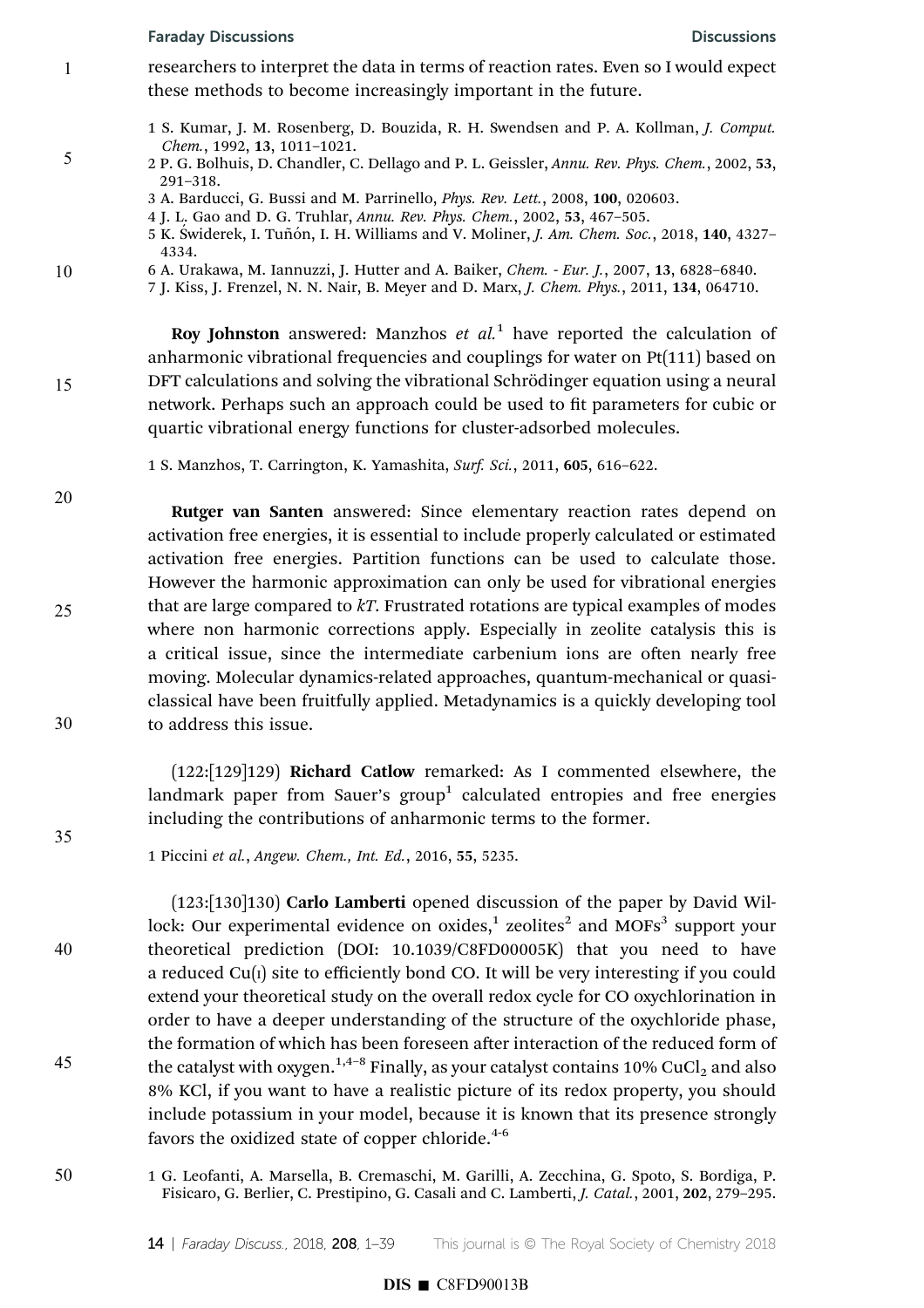researchers to interpret the data in terms of reaction rates. Even so I would expect these methods to become increasingly important in the future.

1 S. Kumar, J. M. Rosenberg, D. Bouzida, R. H. Swendsen and P. A. Kollman, *J. Comput. Chem.*, 1992, **13**, 1011–1021.
2 P. G. Bolhuis, D. Chandler, C. Dellago and P. L. Geissler, *Annu. Rev. Phys. Chem.*, 2002, **53**, 291–318.
3 A. Barducci, G. Bussi and M. Parrinello, *Phys. Rev. Lett.*, 2008, **100**, 020603.
4 J. L. Gao and D. G. Truhlar, *Annu. Rev. Phys. Chem.*, 2002, **53**, 467–505.
5 K. Świderek, I. Tuñón, I. H. Williams and V. Moliner, *J. Am. Chem. Soc.*, 2018, **140**, 4327–4334.
6 A. Urakawa, M. Iannuzzi, J. Hutter and A. Baiker, *Chem. - Eur. J.*, 2007, **13**, 6828–6840.
7 J. Kiss, J. Frenzel, N. N. Nair, B. Meyer and D. Marx, *J. Chem. Phys.*, 2011, **134**, 064710.

**Roy Johnston** answered: Manzhos *et al.*[1] have reported the calculation of anharmonic vibrational frequencies and couplings for water on Pt(111) based on DFT calculations and solving the vibrational Schrödinger equation using a neural network. Perhaps such an approach could be used to fit parameters for cubic or quartic vibrational energy functions for cluster-adsorbed molecules.

1 S. Manzhos, T. Carrington, K. Yamashita, *Surf. Sci.*, 2011, **605**, 616–622.

**Rutger van Santen** answered: Since elementary reaction rates depend on activation free energies, it is essential to include properly calculated or estimated activation free energies. Partition functions can be used to calculate those. However the harmonic approximation can only be used for vibrational energies that are large compared to $kT$. Frustrated rotations are typical examples of modes where non harmonic corrections apply. Especially in zeolite catalysis this is a critical issue, since the intermediate carbenium ions are often nearly free moving. Molecular dynamics-related approaches, quantum-mechanical or quasi-classical have been fruitfully applied. Metadynamics is a quickly developing tool to address this issue.

(122:[129]129) **Richard Catlow** remarked: As I commented elsewhere, the landmark paper from Sauer's group[1] calculated entropies and free energies including the contributions of anharmonic terms to the former.

1 Piccini *et al.*, *Angew. Chem., Int. Ed.*, 2016, **55**, 5235.

(123:[130]130) **Carlo Lamberti** opened discussion of the paper by David Willock: Our experimental evidence on oxides,[1] zeolites[2] and MOFs[3] support your theoretical prediction (DOI: 10.1039/C8FD00005K) that you need to have a reduced Cu(I) site to efficiently bond CO. It will be very interesting if you could extend your theoretical study on the overall redox cycle for CO oxychlorination in order to have a deeper understanding of the structure of the oxychloride phase, the formation of which has been foreseen after interaction of the reduced form of the catalyst with oxygen.[1,4–8] Finally, as your catalyst contains 10% $CuCl_2$ and also 8% KCl, if you want to have a realistic picture of its redox property, you should include potassium in your model, because it is known that its presence strongly favors the oxidized state of copper chloride.[4-6]

1 G. Leofanti, A. Marsella, B. Cremaschi, M. Garilli, A. Zecchina, G. Spoto, S. Bordiga, P. Fisicaro, G. Berlier, C. Prestipino, G. Casali and C. Lamberti, *J. Catal.*, 2001, **202**, 279–295.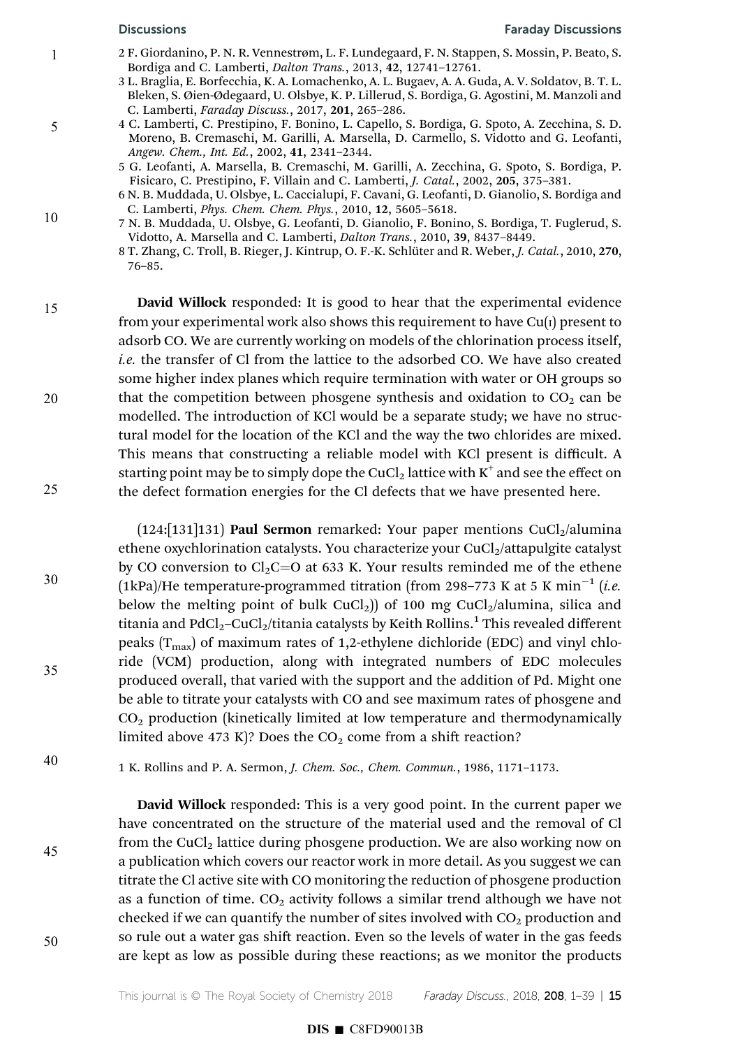2 F. Giordanino, P. N. R. Vennestrøm, L. F. Lundegaard, F. N. Stappen, S. Mossin, P. Beato, S. Bordiga and C. Lamberti, *Dalton Trans.*, 2013, **42**, 12741–12761.

3 L. Braglia, E. Borfecchia, K. A. Lomachenko, A. L. Bugaev, A. A. Guda, A. V. Soldatov, B. T. L. Bleken, S. Øien-Ødegaard, U. Olsbye, K. P. Lillerud, S. Bordiga, G. Agostini, M. Manzoli and C. Lamberti, *Faraday Discuss.*, 2017, **201**, 265–286.

4 C. Lamberti, C. Prestipino, F. Bonino, L. Capello, S. Bordiga, G. Spoto, A. Zecchina, S. D. Moreno, B. Cremaschi, M. Garilli, A. Marsella, D. Carmello, S. Vidotto and G. Leofanti, *Angew. Chem., Int. Ed.*, 2002, **41**, 2341–2344.

5 G. Leofanti, A. Marsella, B. Cremaschi, M. Garilli, A. Zecchina, G. Spoto, S. Bordiga, P. Fisicaro, C. Prestipino, F. Villain and C. Lamberti, *J. Catal.*, 2002, **205**, 375–381.

6 N. B. Muddada, U. Olsbye, L. Caccialupi, F. Cavani, G. Leofanti, D. Gianolio, S. Bordiga and C. Lamberti, *Phys. Chem. Chem. Phys.*, 2010, **12**, 5605–5618.

7 N. B. Muddada, U. Olsbye, G. Leofanti, D. Gianolio, F. Bonino, S. Bordiga, T. Fuglerud, S. Vidotto, A. Marsella and C. Lamberti, *Dalton Trans.*, 2010, **39**, 8437–8449.

8 T. Zhang, C. Troll, B. Rieger, J. Kintrup, O. F.-K. Schlüter and R. Weber, *J. Catal.*, 2010, **270**, 76–85.

**David Willock** responded: It is good to hear that the experimental evidence from your experimental work also shows this requirement to have Cu(I) present to adsorb CO. We are currently working on models of the chlorination process itself, *i.e.* the transfer of Cl from the lattice to the adsorbed CO. We have also created some higher index planes which require termination with water or OH groups so that the competition between phosgene synthesis and oxidation to $CO_2$ can be modelled. The introduction of KCl would be a separate study; we have no structural model for the location of the KCl and the way the two chlorides are mixed. This means that constructing a reliable model with KCl present is difficult. A starting point may be to simply dope the $CuCl_2$ lattice with $K^+$ and see the effect on the defect formation energies for the Cl defects that we have presented here.

(124:[131]131) **Paul Sermon** remarked: Your paper mentions $CuCl_2$/alumina ethene oxychlorination catalysts. You characterize your $CuCl_2$/attapulgite catalyst by CO conversion to $Cl_2C{=}O$ at 633 K. Your results reminded me of the ethene (1kPa)/He temperature-programmed titration (from 298–773 K at 5 K $min^{-1}$ (*i.e.* below the melting point of bulk $CuCl_2$)) of 100 mg $CuCl_2$/alumina, silica and titania and $PdCl_2$–$CuCl_2$/titania catalysts by Keith Rollins.[1] This revealed different peaks ($T_{max}$) of maximum rates of 1,2-ethylene dichloride (EDC) and vinyl chloride (VCM) production, along with integrated numbers of EDC molecules produced overall, that varied with the support and the addition of Pd. Might one be able to titrate your catalysts with CO and see maximum rates of phosgene and $CO_2$ production (kinetically limited at low temperature and thermodynamically limited above 473 K)? Does the $CO_2$ come from a shift reaction?

1 K. Rollins and P. A. Sermon, *J. Chem. Soc., Chem. Commun.*, 1986, 1171–1173.

**David Willock** responded: This is a very good point. In the current paper we have concentrated on the structure of the material used and the removal of Cl from the $CuCl_2$ lattice during phosgene production. We are also working now on a publication which covers our reactor work in more detail. As you suggest we can titrate the Cl active site with CO monitoring the reduction of phosgene production as a function of time. $CO_2$ activity follows a similar trend although we have not checked if we can quantify the number of sites involved with $CO_2$ production and so rule out a water gas shift reaction. Even so the levels of water in the gas feeds are kept as low as possible during these reactions; as we monitor the products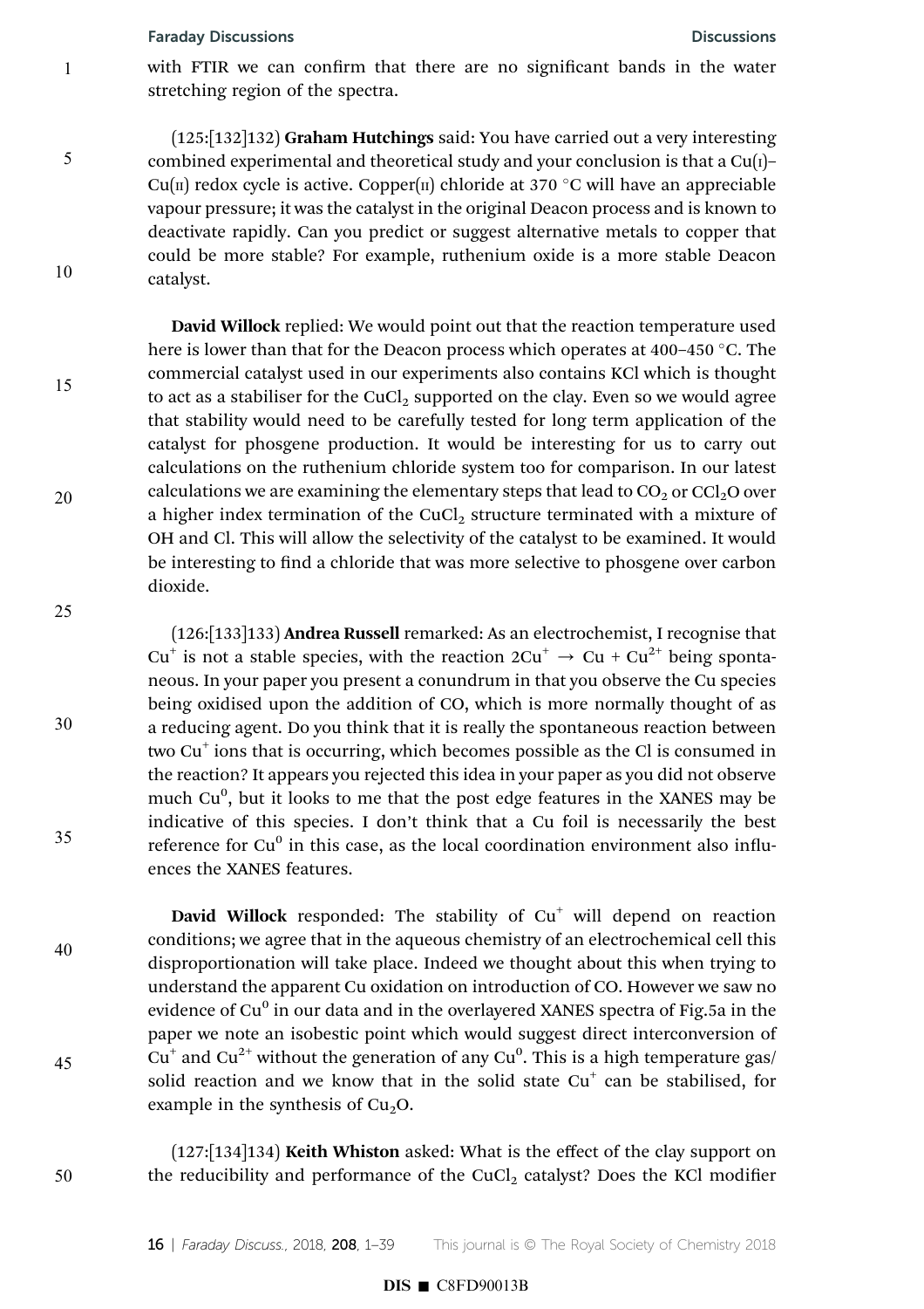with FTIR we can confirm that there are no significant bands in the water stretching region of the spectra.

(125:[132]132) **Graham Hutchings** said: You have carried out a very interesting combined experimental and theoretical study and your conclusion is that a Cu(I)–Cu(II) redox cycle is active. Copper(II) chloride at 370 °C will have an appreciable vapour pressure; it was the catalyst in the original Deacon process and is known to deactivate rapidly. Can you predict or suggest alternative metals to copper that could be more stable? For example, ruthenium oxide is a more stable Deacon catalyst.

**David Willock** replied: We would point out that the reaction temperature used here is lower than that for the Deacon process which operates at 400–450 °C. The commercial catalyst used in our experiments also contains KCl which is thought to act as a stabiliser for the $CuCl_2$ supported on the clay. Even so we would agree that stability would need to be carefully tested for long term application of the catalyst for phosgene production. It would be interesting for us to carry out calculations on the ruthenium chloride system too for comparison. In our latest calculations we are examining the elementary steps that lead to $CO_2$ or $CCl_2O$ over a higher index termination of the $CuCl_2$ structure terminated with a mixture of OH and Cl. This will allow the selectivity of the catalyst to be examined. It would be interesting to find a chloride that was more selective to phosgene over carbon dioxide.

(126:[133]133) **Andrea Russell** remarked: As an electrochemist, I recognise that $Cu^+$ is not a stable species, with the reaction $2Cu^+ \rightarrow Cu + Cu^{2+}$ being spontaneous. In your paper you present a conundrum in that you observe the Cu species being oxidised upon the addition of CO, which is more normally thought of as a reducing agent. Do you think that it is really the spontaneous reaction between two $Cu^+$ ions that is occurring, which becomes possible as the Cl is consumed in the reaction? It appears you rejected this idea in your paper as you did not observe much $Cu^0$, but it looks to me that the post edge features in the XANES may be indicative of this species. I don't think that a Cu foil is necessarily the best reference for $Cu^0$ in this case, as the local coordination environment also influences the XANES features.

**David Willock** responded: The stability of $Cu^+$ will depend on reaction conditions; we agree that in the aqueous chemistry of an electrochemical cell this disproportionation will take place. Indeed we thought about this when trying to understand the apparent Cu oxidation on introduction of CO. However we saw no evidence of $Cu^0$ in our data and in the overlayered XANES spectra of Fig.5a in the paper we note an isobestic point which would suggest direct interconversion of $Cu^+$ and $Cu^{2+}$ without the generation of any $Cu^0$. This is a high temperature gas/solid reaction and we know that in the solid state $Cu^+$ can be stabilised, for example in the synthesis of $Cu_2O$.

(127:[134]134) **Keith Whiston** asked: What is the effect of the clay support on the reducibility and performance of the $CuCl_2$ catalyst? Does the KCl modifier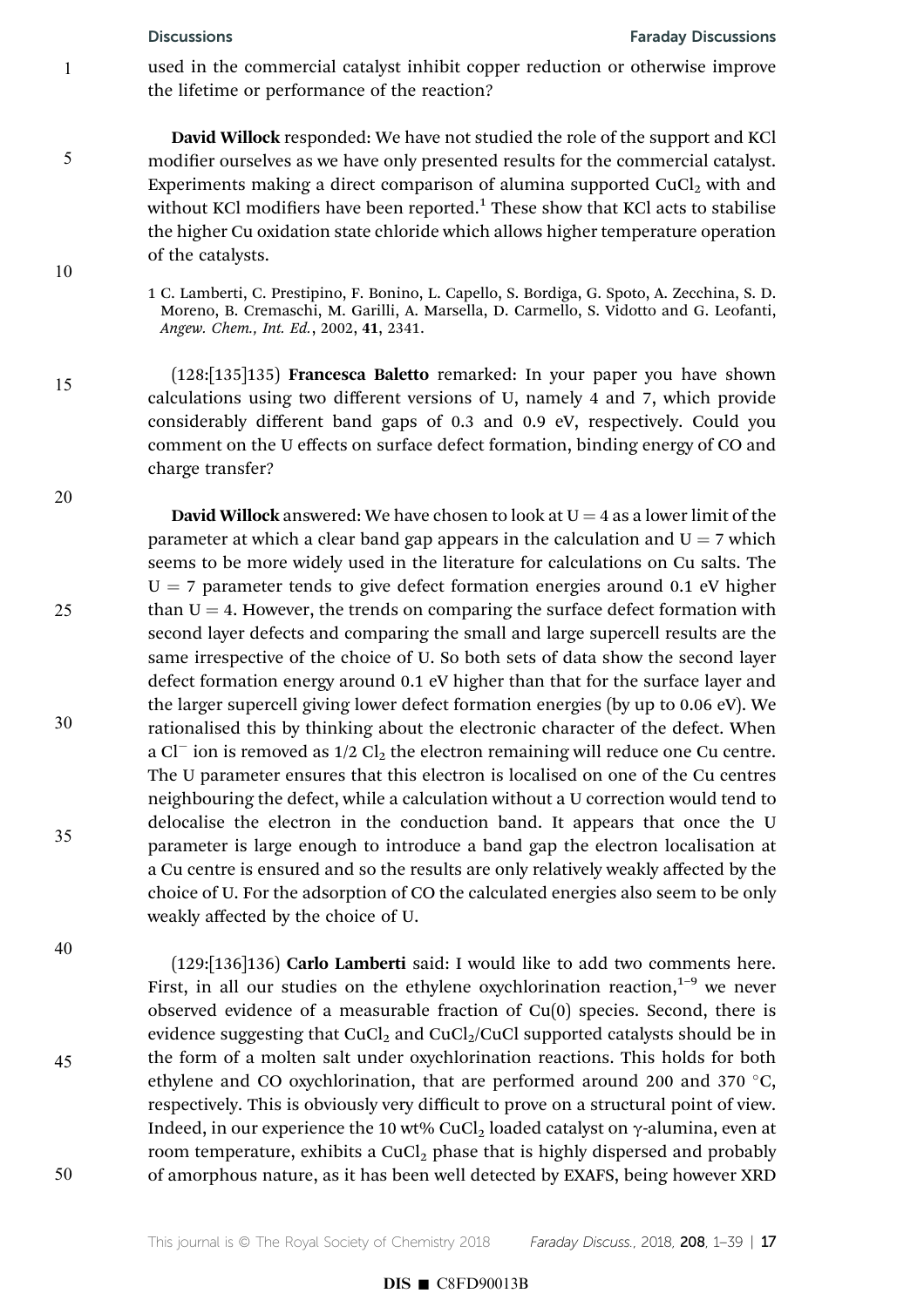used in the commercial catalyst inhibit copper reduction or otherwise improve the lifetime or performance of the reaction?

**David Willock** responded: We have not studied the role of the support and KCl modifier ourselves as we have only presented results for the commercial catalyst. Experiments making a direct comparison of alumina supported $CuCl_2$ with and without KCl modifiers have been reported.[1] These show that KCl acts to stabilise the higher Cu oxidation state chloride which allows higher temperature operation of the catalysts.

1 C. Lamberti, C. Prestipino, F. Bonino, L. Capello, S. Bordiga, G. Spoto, A. Zecchina, S. D. Moreno, B. Cremaschi, M. Garilli, A. Marsella, D. Carmello, S. Vidotto and G. Leofanti, *Angew. Chem., Int. Ed.*, 2002, **41**, 2341.

(128:[135]135) **Francesca Baletto** remarked: In your paper you have shown calculations using two different versions of U, namely 4 and 7, which provide considerably different band gaps of 0.3 and 0.9 eV, respectively. Could you comment on the U effects on surface defect formation, binding energy of CO and charge transfer?

**David Willock** answered: We have chosen to look at U = 4 as a lower limit of the parameter at which a clear band gap appears in the calculation and U = 7 which seems to be more widely used in the literature for calculations on Cu salts. The U = 7 parameter tends to give defect formation energies around 0.1 eV higher than U = 4. However, the trends on comparing the surface defect formation with second layer defects and comparing the small and large supercell results are the same irrespective of the choice of U. So both sets of data show the second layer defect formation energy around 0.1 eV higher than that for the surface layer and the larger supercell giving lower defect formation energies (by up to 0.06 eV). We rationalised this by thinking about the electronic character of the defect. When a $Cl^-$ ion is removed as 1/2 $Cl_2$ the electron remaining will reduce one Cu centre. The U parameter ensures that this electron is localised on one of the Cu centres neighbouring the defect, while a calculation without a U correction would tend to delocalise the electron in the conduction band. It appears that once the U parameter is large enough to introduce a band gap the electron localisation at a Cu centre is ensured and so the results are only relatively weakly affected by the choice of U. For the adsorption of CO the calculated energies also seem to be only weakly affected by the choice of U.

(129:[136]136) **Carlo Lamberti** said: I would like to add two comments here. First, in all our studies on the ethylene oxychlorination reaction,[1–9] we never observed evidence of a measurable fraction of Cu(0) species. Second, there is evidence suggesting that $CuCl_2$ and $CuCl_2$/CuCl supported catalysts should be in the form of a molten salt under oxychlorination reactions. This holds for both ethylene and CO oxychlorination, that are performed around 200 and 370 °C, respectively. This is obviously very difficult to prove on a structural point of view. Indeed, in our experience the 10 wt% $CuCl_2$ loaded catalyst on γ-alumina, even at room temperature, exhibits a $CuCl_2$ phase that is highly dispersed and probably of amorphous nature, as it has been well detected by EXAFS, being however XRD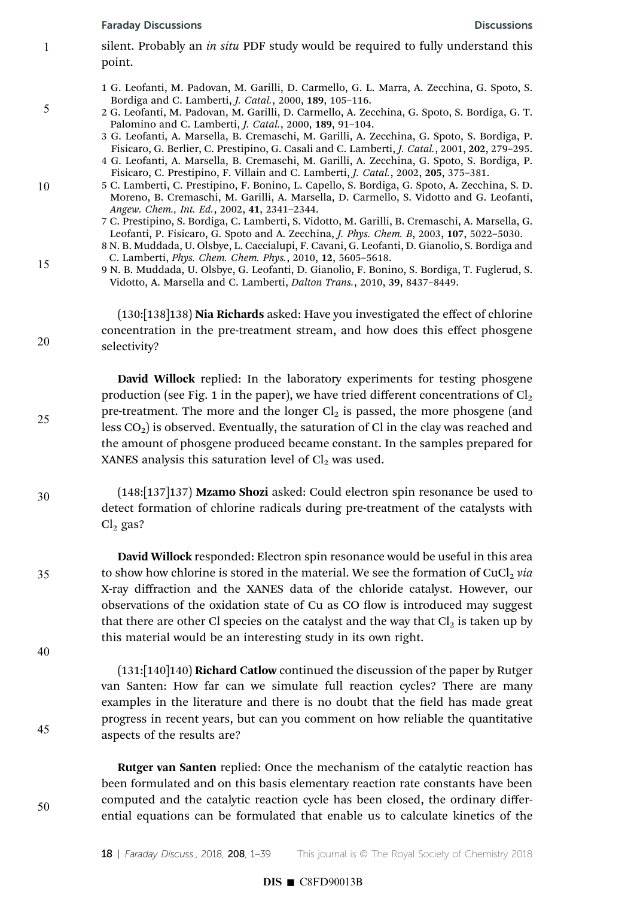silent. Probably an *in situ* PDF study would be required to fully understand this point.

1 G. Leofanti, M. Padovan, M. Garilli, D. Carmello, G. L. Marra, A. Zecchina, G. Spoto, S. Bordiga and C. Lamberti, *J. Catal.*, 2000, **189**, 105–116.
2 G. Leofanti, M. Padovan, M. Garilli, D. Carmello, A. Zecchina, G. Spoto, S. Bordiga, G. T. Palomino and C. Lamberti, *J. Catal.*, 2000, **189**, 91–104.
3 G. Leofanti, A. Marsella, B. Cremaschi, M. Garilli, A. Zecchina, G. Spoto, S. Bordiga, P. Fisicaro, G. Berlier, C. Prestipino, G. Casali and C. Lamberti, *J. Catal.*, 2001, **202**, 279–295.
4 G. Leofanti, A. Marsella, B. Cremaschi, M. Garilli, A. Zecchina, G. Spoto, S. Bordiga, P. Fisicaro, C. Prestipino, F. Villain and C. Lamberti, *J. Catal.*, 2002, **205**, 375–381.
5 C. Lamberti, C. Prestipino, F. Bonino, L. Capello, S. Bordiga, G. Spoto, A. Zecchina, S. D. Moreno, B. Cremaschi, M. Garilli, A. Marsella, D. Carmello, S. Vidotto and G. Leofanti, *Angew. Chem., Int. Ed.*, 2002, **41**, 2341–2344.
7 C. Prestipino, S. Bordiga, C. Lamberti, S. Vidotto, M. Garilli, B. Cremaschi, A. Marsella, G. Leofanti, P. Fisicaro, G. Spoto and A. Zecchina, *J. Phys. Chem. B*, 2003, **107**, 5022–5030.
8 N. B. Muddada, U. Olsbye, L. Caccialupi, F. Cavani, G. Leofanti, D. Gianolio, S. Bordiga and C. Lamberti, *Phys. Chem. Chem. Phys.*, 2010, **12**, 5605–5618.
9 N. B. Muddada, U. Olsbye, G. Leofanti, D. Gianolio, F. Bonino, S. Bordiga, T. Fuglerud, S. Vidotto, A. Marsella and C. Lamberti, *Dalton Trans.*, 2010, **39**, 8437–8449.

(130:[138]138) **Nia Richards** asked: Have you investigated the effect of chlorine concentration in the pre-treatment stream, and how does this effect phosgene selectivity?

**David Willock** replied: In the laboratory experiments for testing phosgene production (see Fig. 1 in the paper), we have tried different concentrations of $Cl_2$ pre-treatment. The more and the longer $Cl_2$ is passed, the more phosgene (and less $CO_2$) is observed. Eventually, the saturation of Cl in the clay was reached and the amount of phosgene produced became constant. In the samples prepared for XANES analysis this saturation level of $Cl_2$ was used.

(148:[137]137) **Mzamo Shozi** asked: Could electron spin resonance be used to detect formation of chlorine radicals during pre-treatment of the catalysts with $Cl_2$ gas?

**David Willock** responded: Electron spin resonance would be useful in this area to show how chlorine is stored in the material. We see the formation of $CuCl_2$ *via* X-ray diffraction and the XANES data of the chloride catalyst. However, our observations of the oxidation state of Cu as CO flow is introduced may suggest that there are other Cl species on the catalyst and the way that $Cl_2$ is taken up by this material would be an interesting study in its own right.

(131:[140]140) **Richard Catlow** continued the discussion of the paper by Rutger van Santen: How far can we simulate full reaction cycles? There are many examples in the literature and there is no doubt that the field has made great progress in recent years, but can you comment on how reliable the quantitative aspects of the results are?

**Rutger van Santen** replied: Once the mechanism of the catalytic reaction has been formulated and on this basis elementary reaction rate constants have been computed and the catalytic reaction cycle has been closed, the ordinary differential equations can be formulated that enable us to calculate kinetics of the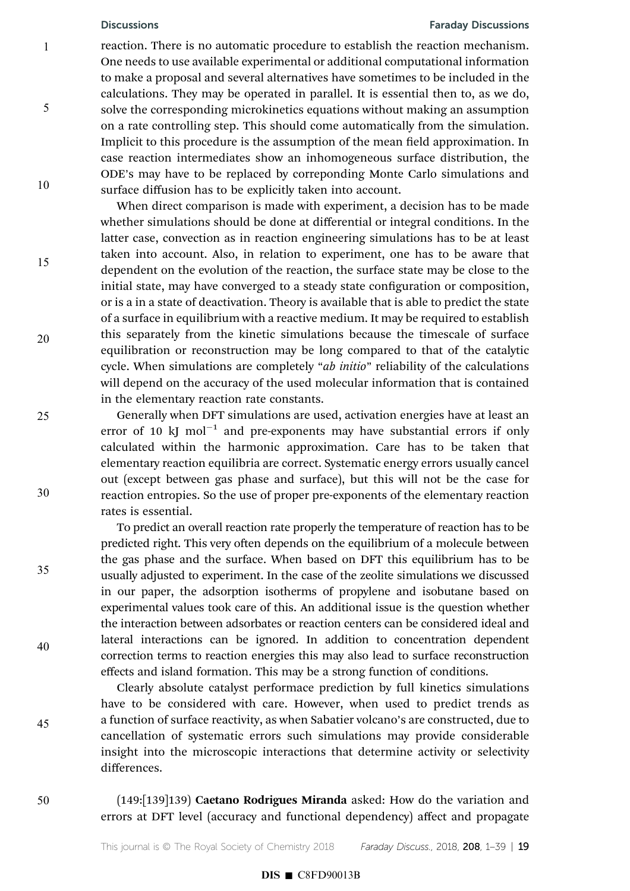reaction. There is no automatic procedure to establish the reaction mechanism. One needs to use available experimental or additional computational information to make a proposal and several alternatives have sometimes to be included in the calculations. They may be operated in parallel. It is essential then to, as we do, solve the corresponding microkinetics equations without making an assumption on a rate controlling step. This should come automatically from the simulation. Implicit to this procedure is the assumption of the mean field approximation. In case reaction intermediates show an inhomogeneous surface distribution, the ODE's may have to be replaced by correponding Monte Carlo simulations and surface diffusion has to be explicitly taken into account.

When direct comparison is made with experiment, a decision has to be made whether simulations should be done at differential or integral conditions. In the latter case, convection as in reaction engineering simulations has to be at least taken into account. Also, in relation to experiment, one has to be aware that dependent on the evolution of the reaction, the surface state may be close to the initial state, may have converged to a steady state configuration or composition, or is a in a state of deactivation. Theory is available that is able to predict the state of a surface in equilibrium with a reactive medium. It may be required to establish this separately from the kinetic simulations because the timescale of surface equilibration or reconstruction may be long compared to that of the catalytic cycle. When simulations are completely "*ab initio*" reliability of the calculations will depend on the accuracy of the used molecular information that is contained in the elementary reaction rate constants.

Generally when DFT simulations are used, activation energies have at least an error of 10 kJ $mol^{-1}$ and pre-exponents may have substantial errors if only calculated within the harmonic approximation. Care has to be taken that elementary reaction equilibria are correct. Systematic energy errors usually cancel out (except between gas phase and surface), but this will not be the case for reaction entropies. So the use of proper pre-exponents of the elementary reaction rates is essential.

To predict an overall reaction rate properly the temperature of reaction has to be predicted right. This very often depends on the equilibrium of a molecule between the gas phase and the surface. When based on DFT this equilibrium has to be usually adjusted to experiment. In the case of the zeolite simulations we discussed in our paper, the adsorption isotherms of propylene and isobutane based on experimental values took care of this. An additional issue is the question whether the interaction between adsorbates or reaction centers can be considered ideal and lateral interactions can be ignored. In addition to concentration dependent correction terms to reaction energies this may also lead to surface reconstruction effects and island formation. This may be a strong function of conditions.

Clearly absolute catalyst performace prediction by full kinetics simulations have to be considered with care. However, when used to predict trends as a function of surface reactivity, as when Sabatier volcano's are constructed, due to cancellation of systematic errors such simulations may provide considerable insight into the microscopic interactions that determine activity or selectivity differences.

(149:[139]139) **Caetano Rodrigues Miranda** asked: How do the variation and errors at DFT level (accuracy and functional dependency) affect and propagate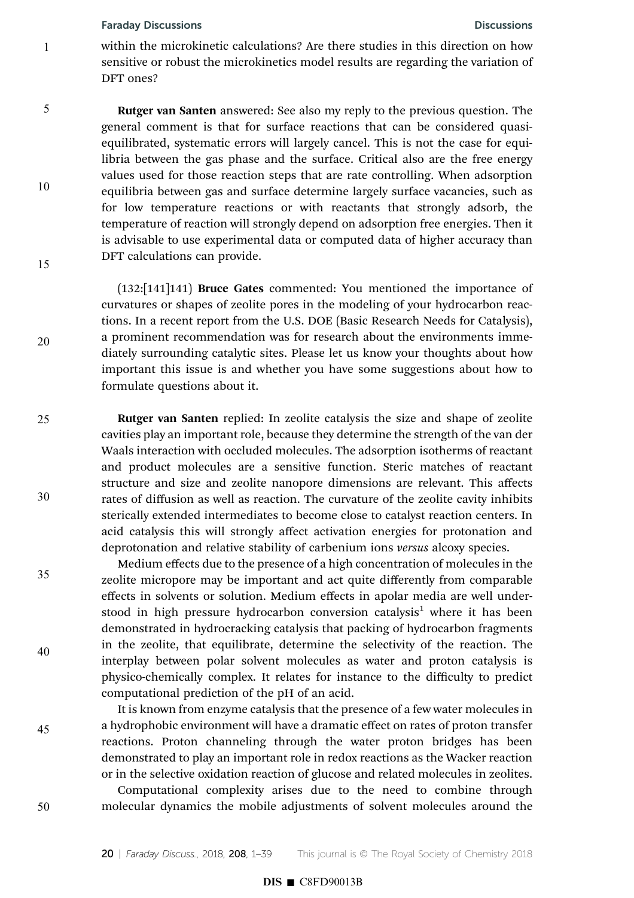within the microkinetic calculations? Are there studies in this direction on how sensitive or robust the microkinetics model results are regarding the variation of DFT ones?

**Rutger van Santen** answered: See also my reply to the previous question. The general comment is that for surface reactions that can be considered quasi-equilibrated, systematic errors will largely cancel. This is not the case for equilibria between the gas phase and the surface. Critical also are the free energy values used for those reaction steps that are rate controlling. When adsorption equilibria between gas and surface determine largely surface vacancies, such as for low temperature reactions or with reactants that strongly adsorb, the temperature of reaction will strongly depend on adsorption free energies. Then it is advisable to use experimental data or computed data of higher accuracy than DFT calculations can provide.

(132:[141]141) **Bruce Gates** commented: You mentioned the importance of curvatures or shapes of zeolite pores in the modeling of your hydrocarbon reactions. In a recent report from the U.S. DOE (Basic Research Needs for Catalysis), a prominent recommendation was for research about the environments immediately surrounding catalytic sites. Please let us know your thoughts about how important this issue is and whether you have some suggestions about how to formulate questions about it.

**Rutger van Santen** replied: In zeolite catalysis the size and shape of zeolite cavities play an important role, because they determine the strength of the van der Waals interaction with occluded molecules. The adsorption isotherms of reactant and product molecules are a sensitive function. Steric matches of reactant structure and size and zeolite nanopore dimensions are relevant. This affects rates of diffusion as well as reaction. The curvature of the zeolite cavity inhibits sterically extended intermediates to become close to catalyst reaction centers. In acid catalysis this will strongly affect activation energies for protonation and deprotonation and relative stability of carbenium ions *versus* alcoxy species.

Medium effects due to the presence of a high concentration of molecules in the zeolite micropore may be important and act quite differently from comparable effects in solvents or solution. Medium effects in apolar media are well understood in high pressure hydrocarbon conversion catalysis[1] where it has been demonstrated in hydrocracking catalysis that packing of hydrocarbon fragments in the zeolite, that equilibrate, determine the selectivity of the reaction. The interplay between polar solvent molecules as water and proton catalysis is physico-chemically complex. It relates for instance to the difficulty to predict computational prediction of the pH of an acid.

It is known from enzyme catalysis that the presence of a few water molecules in a hydrophobic environment will have a dramatic effect on rates of proton transfer reactions. Proton channeling through the water proton bridges has been demonstrated to play an important role in redox reactions as the Wacker reaction or in the selective oxidation reaction of glucose and related molecules in zeolites.

Computational complexity arises due to the need to combine through molecular dynamics the mobile adjustments of solvent molecules around the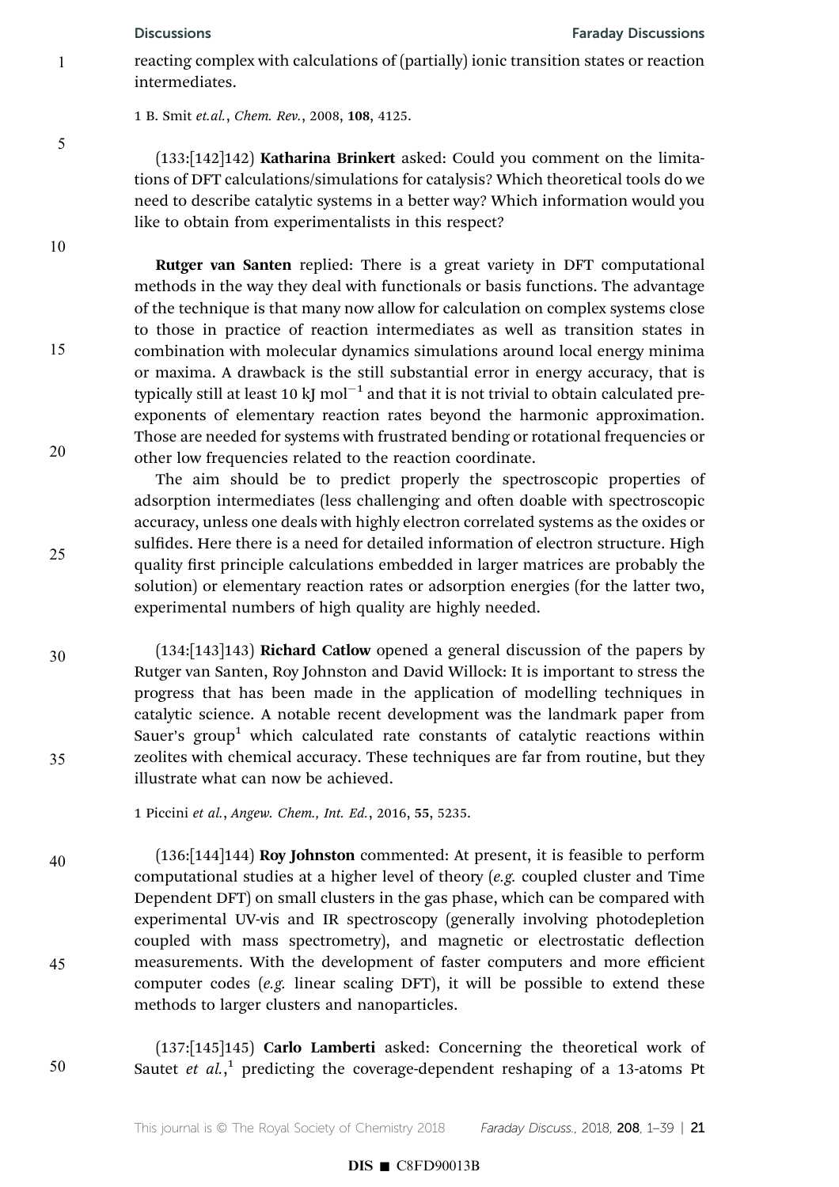reacting complex with calculations of (partially) ionic transition states or reaction intermediates.

1 B. Smit *et.al.*, *Chem. Rev.*, 2008, **108**, 4125.

(133:[142]142) **Katharina Brinkert** asked: Could you comment on the limitations of DFT calculations/simulations for catalysis? Which theoretical tools do we need to describe catalytic systems in a better way? Which information would you like to obtain from experimentalists in this respect?

**Rutger van Santen** replied: There is a great variety in DFT computational methods in the way they deal with functionals or basis functions. The advantage of the technique is that many now allow for calculation on complex systems close to those in practice of reaction intermediates as well as transition states in combination with molecular dynamics simulations around local energy minima or maxima. A drawback is the still substantial error in energy accuracy, that is typically still at least 10 kJ $mol^{-1}$ and that it is not trivial to obtain calculated pre-exponents of elementary reaction rates beyond the harmonic approximation. Those are needed for systems with frustrated bending or rotational frequencies or other low frequencies related to the reaction coordinate.

The aim should be to predict properly the spectroscopic properties of adsorption intermediates (less challenging and often doable with spectroscopic accuracy, unless one deals with highly electron correlated systems as the oxides or sulfides. Here there is a need for detailed information of electron structure. High quality first principle calculations embedded in larger matrices are probably the solution) or elementary reaction rates or adsorption energies (for the latter two, experimental numbers of high quality are highly needed.

(134:[143]143) **Richard Catlow** opened a general discussion of the papers by Rutger van Santen, Roy Johnston and David Willock: It is important to stress the progress that has been made in the application of modelling techniques in catalytic science. A notable recent development was the landmark paper from Sauer's group[1] which calculated rate constants of catalytic reactions within zeolites with chemical accuracy. These techniques are far from routine, but they illustrate what can now be achieved.

1 Piccini *et al.*, *Angew. Chem., Int. Ed.*, 2016, **55**, 5235.

(136:[144]144) **Roy Johnston** commented: At present, it is feasible to perform computational studies at a higher level of theory (*e.g.* coupled cluster and Time Dependent DFT) on small clusters in the gas phase, which can be compared with experimental UV-vis and IR spectroscopy (generally involving photodepletion coupled with mass spectrometry), and magnetic or electrostatic deflection measurements. With the development of faster computers and more efficient computer codes (*e.g.* linear scaling DFT), it will be possible to extend these methods to larger clusters and nanoparticles.

(137:[145]145) **Carlo Lamberti** asked: Concerning the theoretical work of Sautet *et al.*,[1] predicting the coverage-dependent reshaping of a 13-atoms Pt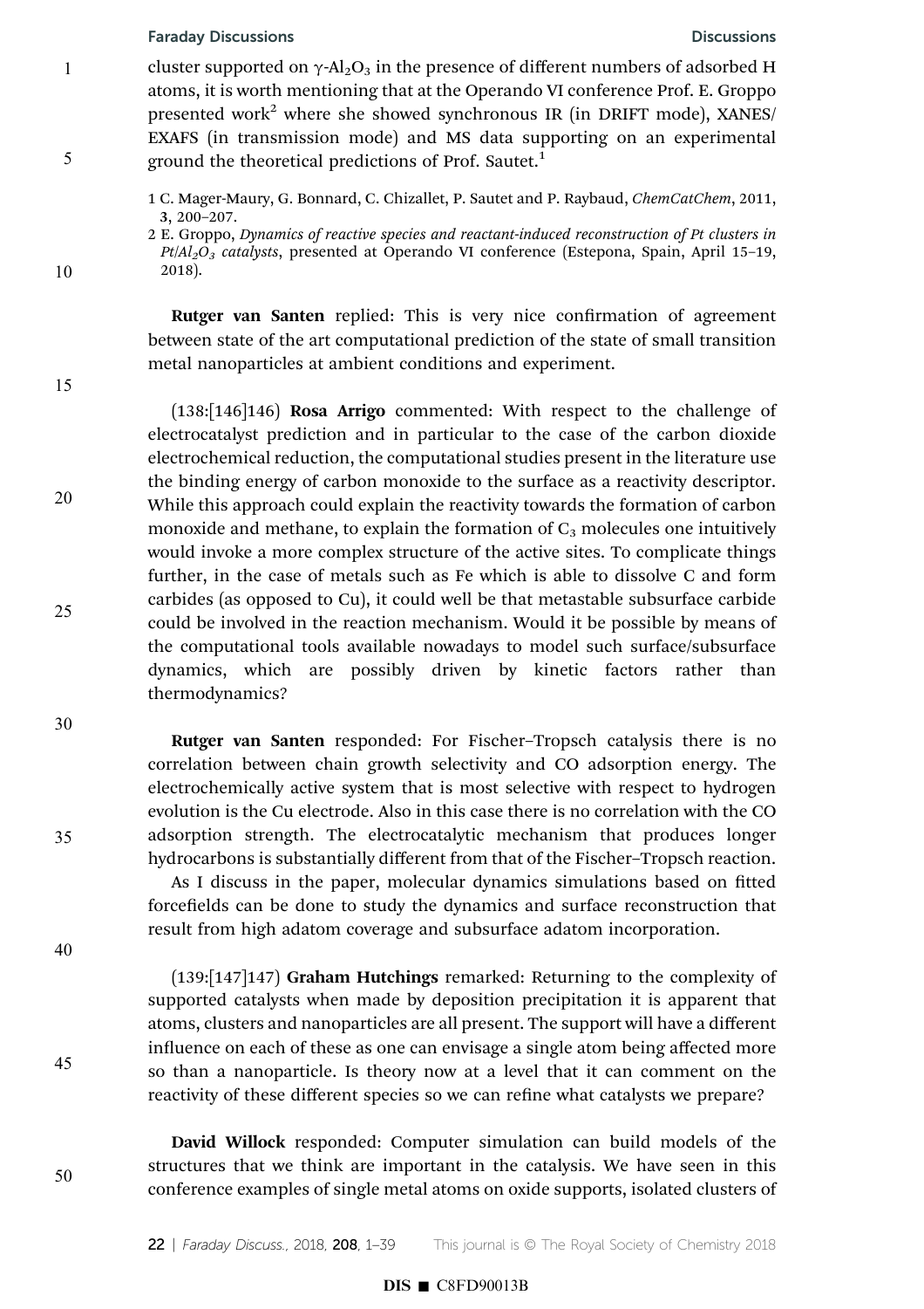cluster supported on $\gamma$-$Al_2O_3$ in the presence of different numbers of adsorbed H atoms, it is worth mentioning that at the Operando VI conference Prof. E. Groppo presented work[2] where she showed synchronous IR (in DRIFT mode), XANES/EXAFS (in transmission mode) and MS data supporting on an experimental ground the theoretical predictions of Prof. Sautet.[1]

1 C. Mager-Maury, G. Bonnard, C. Chizallet, P. Sautet and P. Raybaud, *ChemCatChem*, 2011, **3**, 200–207.

2 E. Groppo, *Dynamics of reactive species and reactant-induced reconstruction of Pt clusters in Pt/$Al_2O_3$ catalysts*, presented at Operando VI conference (Estepona, Spain, April 15–19, 2018).

**Rutger van Santen** replied: This is very nice confirmation of agreement between state of the art computational prediction of the state of small transition metal nanoparticles at ambient conditions and experiment.

(138:[146]146) **Rosa Arrigo** commented: With respect to the challenge of electrocatalyst prediction and in particular to the case of the carbon dioxide electrochemical reduction, the computational studies present in the literature use the binding energy of carbon monoxide to the surface as a reactivity descriptor. While this approach could explain the reactivity towards the formation of carbon monoxide and methane, to explain the formation of $C_3$ molecules one intuitively would invoke a more complex structure of the active sites. To complicate things further, in the case of metals such as Fe which is able to dissolve C and form carbides (as opposed to Cu), it could well be that metastable subsurface carbide could be involved in the reaction mechanism. Would it be possible by means of the computational tools available nowadays to model such surface/subsurface dynamics, which are possibly driven by kinetic factors rather than thermodynamics?

**Rutger van Santen** responded: For Fischer–Tropsch catalysis there is no correlation between chain growth selectivity and CO adsorption energy. The electrochemically active system that is most selective with respect to hydrogen evolution is the Cu electrode. Also in this case there is no correlation with the CO adsorption strength. The electrocatalytic mechanism that produces longer hydrocarbons is substantially different from that of the Fischer–Tropsch reaction.

As I discuss in the paper, molecular dynamics simulations based on fitted forcefields can be done to study the dynamics and surface reconstruction that result from high adatom coverage and subsurface adatom incorporation.

(139:[147]147) **Graham Hutchings** remarked: Returning to the complexity of supported catalysts when made by deposition precipitation it is apparent that atoms, clusters and nanoparticles are all present. The support will have a different influence on each of these as one can envisage a single atom being affected more so than a nanoparticle. Is theory now at a level that it can comment on the reactivity of these different species so we can refine what catalysts we prepare?

**David Willock** responded: Computer simulation can build models of the structures that we think are important in the catalysis. We have seen in this conference examples of single metal atoms on oxide supports, isolated clusters of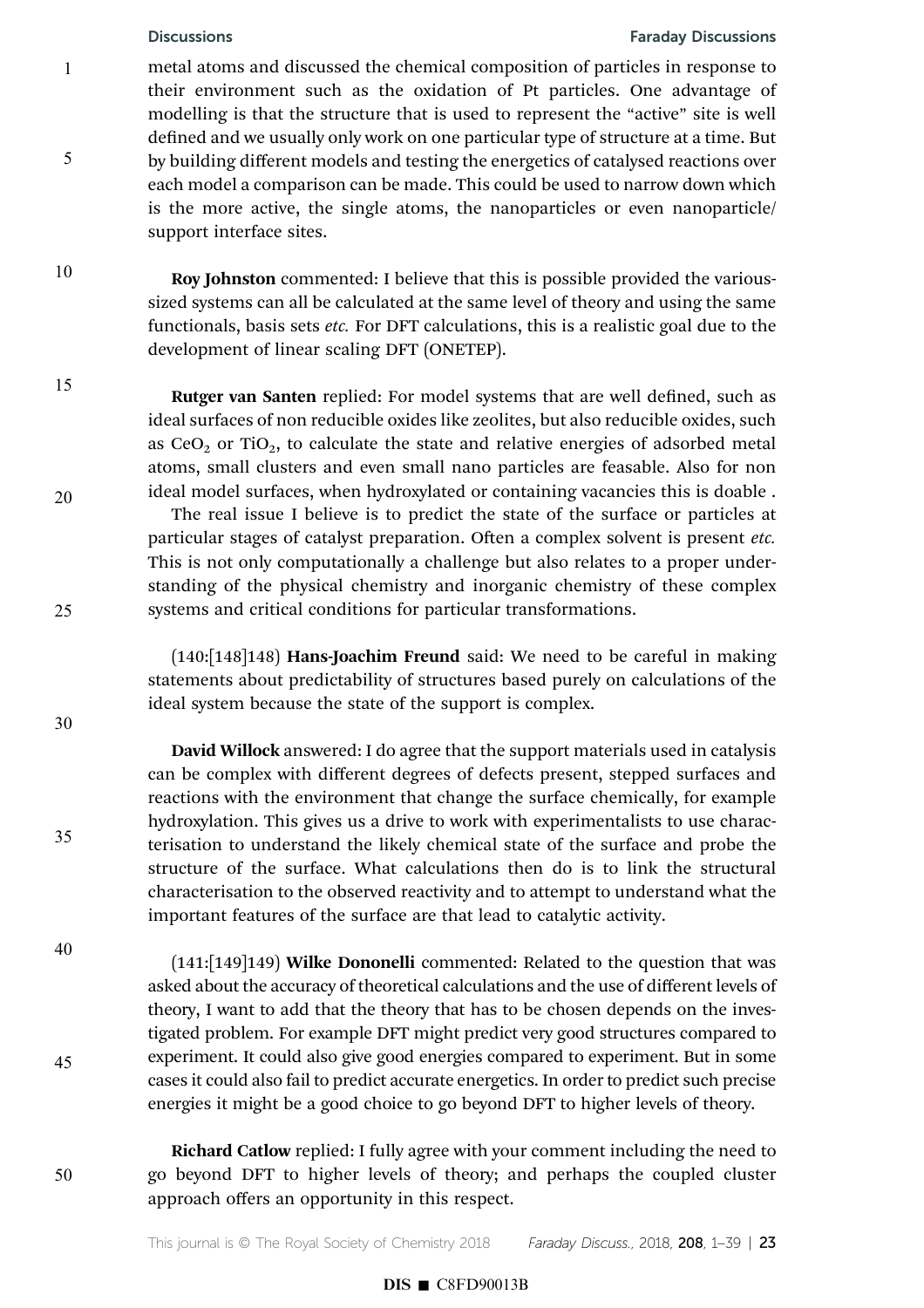metal atoms and discussed the chemical composition of particles in response to their environment such as the oxidation of Pt particles. One advantage of modelling is that the structure that is used to represent the "active" site is well defined and we usually only work on one particular type of structure at a time. But by building different models and testing the energetics of catalysed reactions over each model a comparison can be made. This could be used to narrow down which is the more active, the single atoms, the nanoparticles or even nanoparticle/support interface sites.

**Roy Johnston** commented: I believe that this is possible provided the various-sized systems can all be calculated at the same level of theory and using the same functionals, basis sets *etc.* For DFT calculations, this is a realistic goal due to the development of linear scaling DFT (ONETEP).

**Rutger van Santen** replied: For model systems that are well defined, such as ideal surfaces of non reducible oxides like zeolites, but also reducible oxides, such as $CeO_2$ or $TiO_2$, to calculate the state and relative energies of adsorbed metal atoms, small clusters and even small nano particles are feasable. Also for non ideal model surfaces, when hydroxylated or containing vacancies this is doable .

The real issue I believe is to predict the state of the surface or particles at particular stages of catalyst preparation. Often a complex solvent is present *etc.* This is not only computationally a challenge but also relates to a proper understanding of the physical chemistry and inorganic chemistry of these complex systems and critical conditions for particular transformations.

(140:[148]148) **Hans-Joachim Freund** said: We need to be careful in making statements about predictability of structures based purely on calculations of the ideal system because the state of the support is complex.

**David Willock** answered: I do agree that the support materials used in catalysis can be complex with different degrees of defects present, stepped surfaces and reactions with the environment that change the surface chemically, for example hydroxylation. This gives us a drive to work with experimentalists to use characterisation to understand the likely chemical state of the surface and probe the structure of the surface. What calculations then do is to link the structural characterisation to the observed reactivity and to attempt to understand what the important features of the surface are that lead to catalytic activity.

(141:[149]149) **Wilke Dononelli** commented: Related to the question that was asked about the accuracy of theoretical calculations and the use of different levels of theory, I want to add that the theory that has to be chosen depends on the investigated problem. For example DFT might predict very good structures compared to experiment. It could also give good energies compared to experiment. But in some cases it could also fail to predict accurate energetics. In order to predict such precise energies it might be a good choice to go beyond DFT to higher levels of theory.

**Richard Catlow** replied: I fully agree with your comment including the need to go beyond DFT to higher levels of theory; and perhaps the coupled cluster approach offers an opportunity in this respect.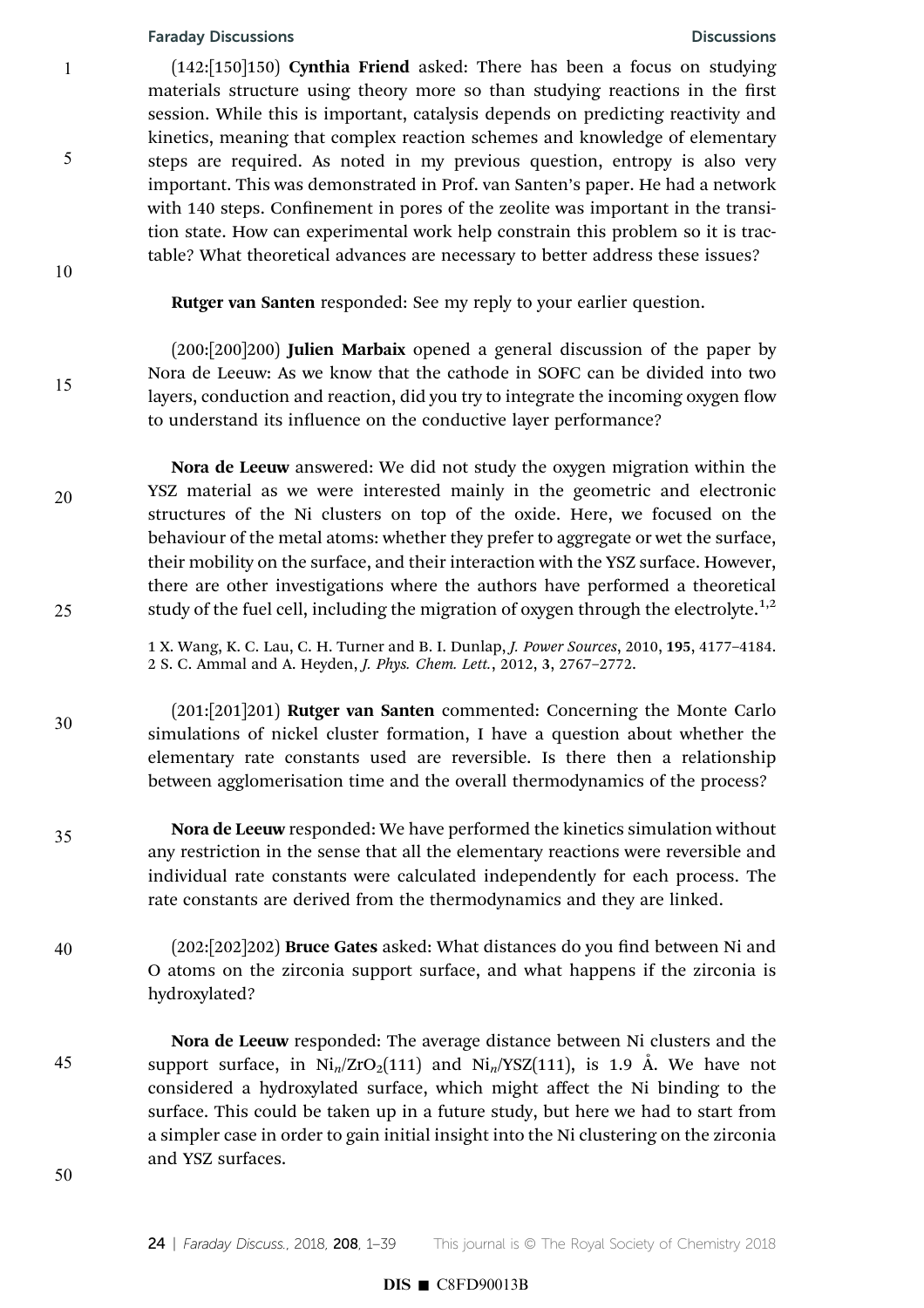(142:[150]150) **Cynthia Friend** asked: There has been a focus on studying materials structure using theory more so than studying reactions in the first session. While this is important, catalysis depends on predicting reactivity and kinetics, meaning that complex reaction schemes and knowledge of elementary steps are required. As noted in my previous question, entropy is also very important. This was demonstrated in Prof. van Santen's paper. He had a network with 140 steps. Confinement in pores of the zeolite was important in the transition state. How can experimental work help constrain this problem so it is tractable? What theoretical advances are necessary to better address these issues?

**Rutger van Santen** responded: See my reply to your earlier question.

(200:[200]200) **Julien Marbaix** opened a general discussion of the paper by Nora de Leeuw: As we know that the cathode in SOFC can be divided into two layers, conduction and reaction, did you try to integrate the incoming oxygen flow to understand its influence on the conductive layer performance?

**Nora de Leeuw** answered: We did not study the oxygen migration within the YSZ material as we were interested mainly in the geometric and electronic structures of the Ni clusters on top of the oxide. Here, we focused on the behaviour of the metal atoms: whether they prefer to aggregate or wet the surface, their mobility on the surface, and their interaction with the YSZ surface. However, there are other investigations where the authors have performed a theoretical study of the fuel cell, including the migration of oxygen through the electrolyte.[1,2]

1 X. Wang, K. C. Lau, C. H. Turner and B. I. Dunlap, *J. Power Sources*, 2010, **195**, 4177–4184.
2 S. C. Ammal and A. Heyden, *J. Phys. Chem. Lett.*, 2012, **3**, 2767–2772.

(201:[201]201) **Rutger van Santen** commented: Concerning the Monte Carlo simulations of nickel cluster formation, I have a question about whether the elementary rate constants used are reversible. Is there then a relationship between agglomerisation time and the overall thermodynamics of the process?

**Nora de Leeuw** responded: We have performed the kinetics simulation without any restriction in the sense that all the elementary reactions were reversible and individual rate constants were calculated independently for each process. The rate constants are derived from the thermodynamics and they are linked.

(202:[202]202) **Bruce Gates** asked: What distances do you find between Ni and O atoms on the zirconia support surface, and what happens if the zirconia is hydroxylated?

**Nora de Leeuw** responded: The average distance between Ni clusters and the support surface, in $Ni_n/ZrO_2(111)$ and $Ni_n$/YSZ(111), is 1.9 Å. We have not considered a hydroxylated surface, which might affect the Ni binding to the surface. This could be taken up in a future study, but here we had to start from a simpler case in order to gain initial insight into the Ni clustering on the zirconia and YSZ surfaces.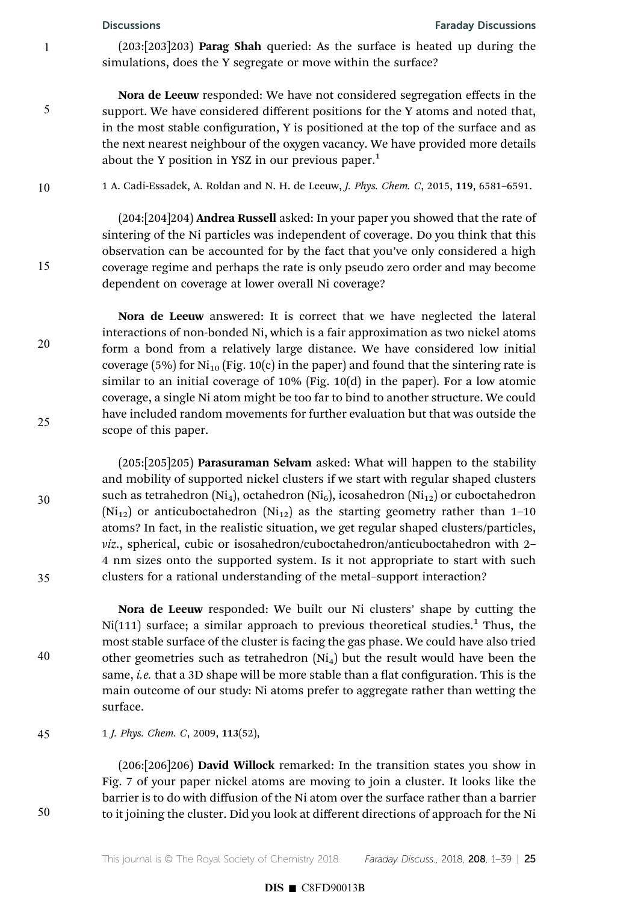(203:[203]203) **Parag Shah** queried: As the surface is heated up during the simulations, does the Y segregate or move within the surface?

**Nora de Leeuw** responded: We have not considered segregation effects in the support. We have considered different positions for the Y atoms and noted that, in the most stable configuration, Y is positioned at the top of the surface and as the next nearest neighbour of the oxygen vacancy. We have provided more details about the Y position in YSZ in our previous paper.[1]

1 A. Cadi-Essadek, A. Roldan and N. H. de Leeuw, *J. Phys. Chem. C*, 2015, **119**, 6581–6591.

(204:[204]204) **Andrea Russell** asked: In your paper you showed that the rate of sintering of the Ni particles was independent of coverage. Do you think that this observation can be accounted for by the fact that you've only considered a high coverage regime and perhaps the rate is only pseudo zero order and may become dependent on coverage at lower overall Ni coverage?

**Nora de Leeuw** answered: It is correct that we have neglected the lateral interactions of non-bonded Ni, which is a fair approximation as two nickel atoms form a bond from a relatively large distance. We have considered low initial coverage (5%) for $Ni_{10}$ (Fig. 10(c) in the paper) and found that the sintering rate is similar to an initial coverage of 10% (Fig. 10(d) in the paper). For a low atomic coverage, a single Ni atom might be too far to bind to another structure. We could have included random movements for further evaluation but that was outside the scope of this paper.

(205:[205]205) **Parasuraman Selvam** asked: What will happen to the stability and mobility of supported nickel clusters if we start with regular shaped clusters such as tetrahedron ($Ni_4$), octahedron ($Ni_6$), icosahedron ($Ni_{12}$) or cuboctahedron ($Ni_{12}$) or anticuboctahedron ($Ni_{12}$) as the starting geometry rather than 1–10 atoms? In fact, in the realistic situation, we get regular shaped clusters/particles, *viz.*, spherical, cubic or isosahedron/cuboctahedron/anticuboctahedron with 2–4 nm sizes onto the supported system. Is it not appropriate to start with such clusters for a rational understanding of the metal–support interaction?

**Nora de Leeuw** responded: We built our Ni clusters' shape by cutting the Ni(111) surface; a similar approach to previous theoretical studies.[1] Thus, the most stable surface of the cluster is facing the gas phase. We could have also tried other geometries such as tetrahedron ($Ni_4$) but the result would have been the same, *i.e.* that a 3D shape will be more stable than a flat configuration. This is the main outcome of our study: Ni atoms prefer to aggregate rather than wetting the surface.

1 *J. Phys. Chem. C*, 2009, **113**(52),

(206:[206]206) **David Willock** remarked: In the transition states you show in Fig. 7 of your paper nickel atoms are moving to join a cluster. It looks like the barrier is to do with diffusion of the Ni atom over the surface rather than a barrier to it joining the cluster. Did you look at different directions of approach for the Ni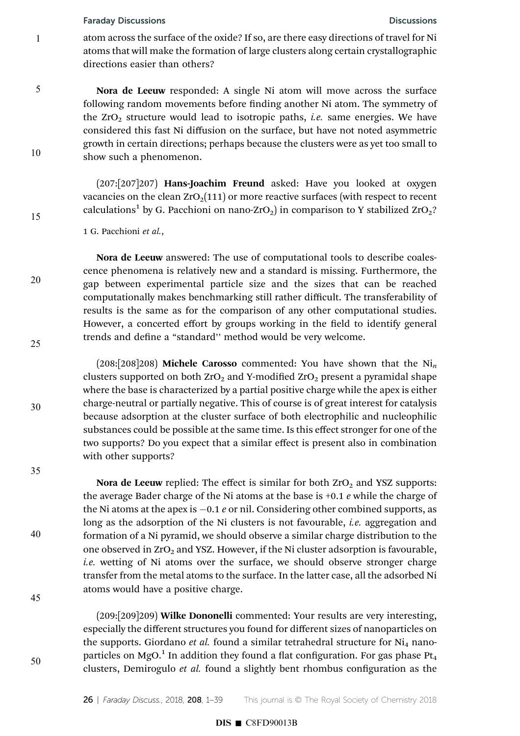atom across the surface of the oxide? If so, are there easy directions of travel for Ni atoms that will make the formation of large clusters along certain crystallographic directions easier than others?

**Nora de Leeuw** responded: A single Ni atom will move across the surface following random movements before finding another Ni atom. The symmetry of the $ZrO_2$ structure would lead to isotropic paths, *i.e.* same energies. We have considered this fast Ni diffusion on the surface, but have not noted asymmetric growth in certain directions; perhaps because the clusters were as yet too small to show such a phenomenon.

(207:[207]207) **Hans-Joachim Freund** asked: Have you looked at oxygen vacancies on the clean $ZrO_2(111)$ or more reactive surfaces (with respect to recent calculations[1] by G. Pacchioni on nano-$ZrO_2$) in comparison to Y stabilized $ZrO_2$?

1 G. Pacchioni *et al.*,

**Nora de Leeuw** answered: The use of computational tools to describe coalescence phenomena is relatively new and a standard is missing. Furthermore, the gap between experimental particle size and the sizes that can be reached computationally makes benchmarking still rather difficult. The transferability of results is the same as for the comparison of any other computational studies. However, a concerted effort by groups working in the field to identify general trends and define a "standard'' method would be very welcome.

(208:[208]208) **Michele Carosso** commented: You have shown that the $Ni_n$ clusters supported on both $ZrO_2$ and Y-modified $ZrO_2$ present a pyramidal shape where the base is characterized by a partial positive charge while the apex is either charge-neutral or partially negative. This of course is of great interest for catalysis because adsorption at the cluster surface of both electrophilic and nucleophilic substances could be possible at the same time. Is this effect stronger for one of the two supports? Do you expect that a similar effect is present also in combination with other supports?

**Nora de Leeuw** replied: The effect is similar for both $ZrO_2$ and YSZ supports: the average Bader charge of the Ni atoms at the base is $+0.1$ *e* while the charge of the Ni atoms at the apex is $-0.1$ *e* or nil. Considering other combined supports, as long as the adsorption of the Ni clusters is not favourable, *i.e.* aggregation and formation of a Ni pyramid, we should observe a similar charge distribution to the one observed in $ZrO_2$ and YSZ. However, if the Ni cluster adsorption is favourable, *i.e.* wetting of Ni atoms over the surface, we should observe stronger charge transfer from the metal atoms to the surface. In the latter case, all the adsorbed Ni atoms would have a positive charge.

(209:[209]209) **Wilke Dononelli** commented: Your results are very interesting, especially the different structures you found for different sizes of nanoparticles on the supports. Giordano *et al.* found a similar tetrahedral structure for $Ni_4$ nanoparticles on MgO.[1] In addition they found a flat configuration. For gas phase $Pt_4$ clusters, Demirogulo *et al.* found a slightly bent rhombus configuration as the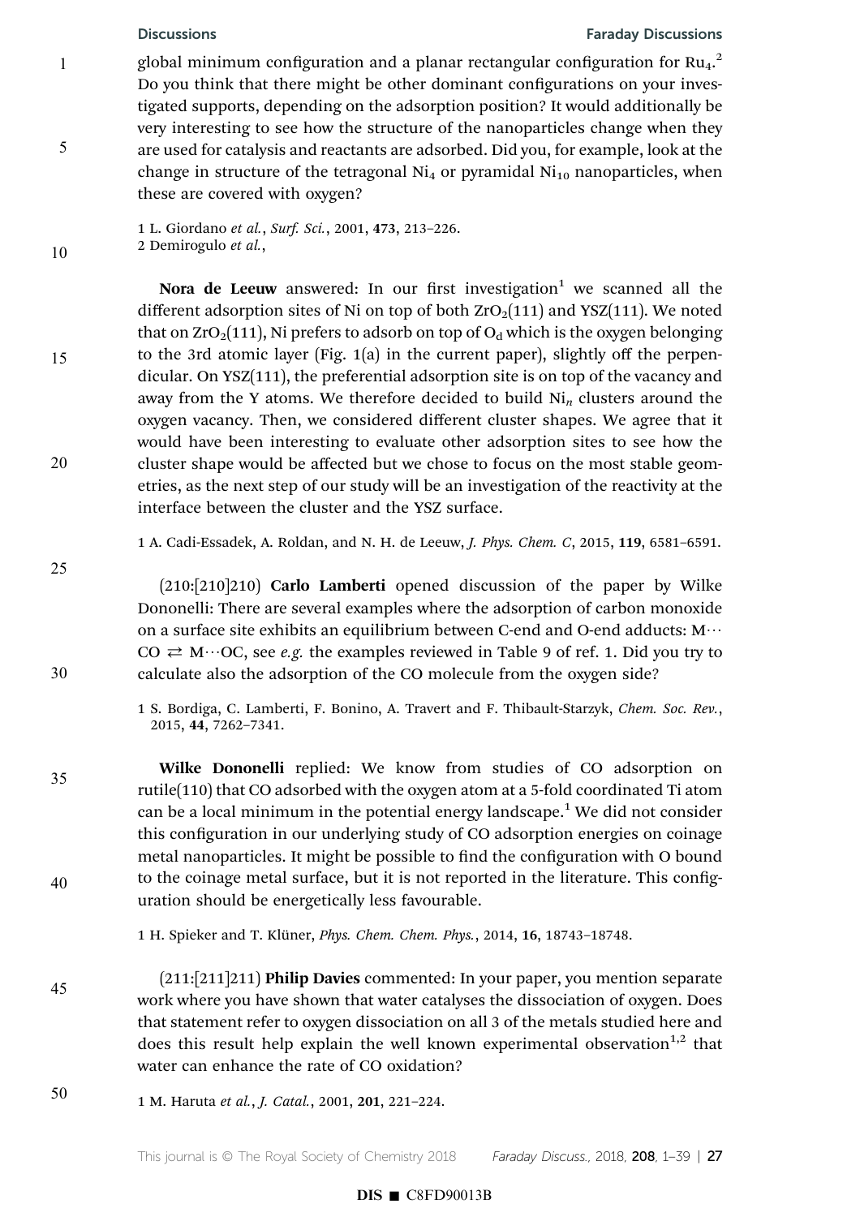global minimum configuration and a planar rectangular configuration for $Ru_4$.[2] Do you think that there might be other dominant configurations on your investigated supports, depending on the adsorption position? It would additionally be very interesting to see how the structure of the nanoparticles change when they are used for catalysis and reactants are adsorbed. Did you, for example, look at the change in structure of the tetragonal $Ni_4$ or pyramidal $Ni_{10}$ nanoparticles, when these are covered with oxygen?

1 L. Giordano *et al.*, *Surf. Sci.*, 2001, **473**, 213–226.
2 Demirogulo *et al.*,

**Nora de Leeuw** answered: In our first investigation[1] we scanned all the different adsorption sites of Ni on top of both $ZrO_2(111)$ and YSZ(111). We noted that on $ZrO_2(111)$, Ni prefers to adsorb on top of $O_d$ which is the oxygen belonging to the 3rd atomic layer (Fig. 1(a) in the current paper), slightly off the perpendicular. On YSZ(111), the preferential adsorption site is on top of the vacancy and away from the Y atoms. We therefore decided to build $Ni_n$ clusters around the oxygen vacancy. Then, we considered different cluster shapes. We agree that it would have been interesting to evaluate other adsorption sites to see how the cluster shape would be affected but we chose to focus on the most stable geometries, as the next step of our study will be an investigation of the reactivity at the interface between the cluster and the YSZ surface.

1 A. Cadi-Essadek, A. Roldan, and N. H. de Leeuw, *J. Phys. Chem. C*, 2015, **119**, 6581–6591.

(210:[210]210) **Carlo Lamberti** opened discussion of the paper by Wilke Dononelli: There are several examples where the adsorption of carbon monoxide on a surface site exhibits an equilibrium between C-end and O-end adducts: $M\cdots CO \rightleftarrows M\cdots OC$, see *e.g.* the examples reviewed in Table 9 of ref. 1. Did you try to calculate also the adsorption of the CO molecule from the oxygen side?

1 S. Bordiga, C. Lamberti, F. Bonino, A. Travert and F. Thibault-Starzyk, *Chem. Soc. Rev.*, 2015, **44**, 7262–7341.

**Wilke Dononelli** replied: We know from studies of CO adsorption on rutile(110) that CO adsorbed with the oxygen atom at a 5-fold coordinated Ti atom can be a local minimum in the potential energy landscape.[1] We did not consider this configuration in our underlying study of CO adsorption energies on coinage metal nanoparticles. It might be possible to find the configuration with O bound to the coinage metal surface, but it is not reported in the literature. This configuration should be energetically less favourable.

1 H. Spieker and T. Klüner, *Phys. Chem. Chem. Phys.*, 2014, **16**, 18743–18748.

(211:[211]211) **Philip Davies** commented: In your paper, you mention separate work where you have shown that water catalyses the dissociation of oxygen. Does that statement refer to oxygen dissociation on all 3 of the metals studied here and does this result help explain the well known experimental observation[1,2] that water can enhance the rate of CO oxidation?

1 M. Haruta *et al.*, *J. Catal.*, 2001, **201**, 221–224.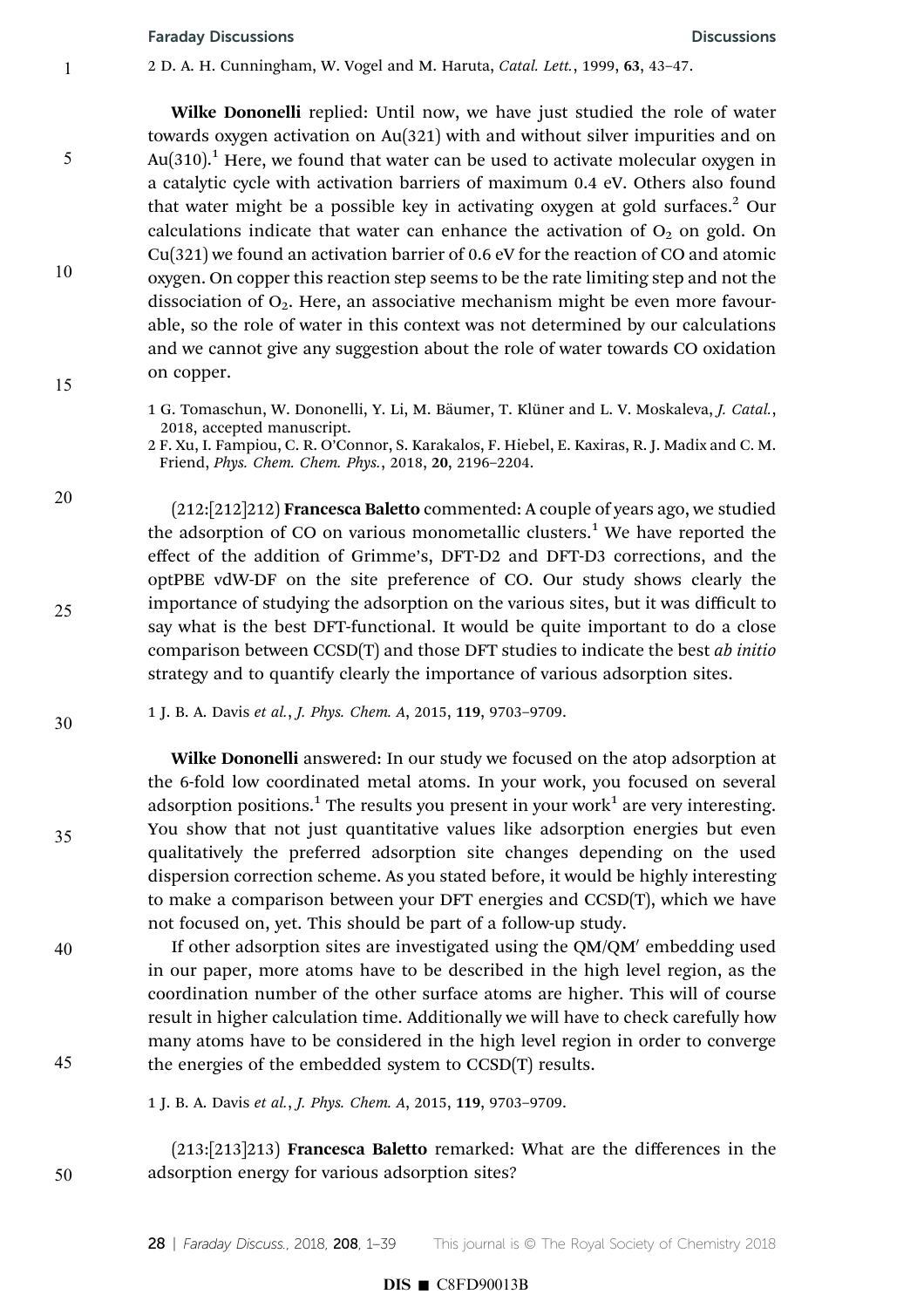2 D. A. H. Cunningham, W. Vogel and M. Haruta, *Catal. Lett.*, 1999, **63**, 43–47.

**Wilke Dononelli** replied: Until now, we have just studied the role of water towards oxygen activation on Au(321) with and without silver impurities and on Au(310).[1] Here, we found that water can be used to activate molecular oxygen in a catalytic cycle with activation barriers of maximum 0.4 eV. Others also found that water might be a possible key in activating oxygen at gold surfaces.[2] Our calculations indicate that water can enhance the activation of $O_2$ on gold. On Cu(321) we found an activation barrier of 0.6 eV for the reaction of CO and atomic oxygen. On copper this reaction step seems to be the rate limiting step and not the dissociation of $O_2$. Here, an associative mechanism might be even more favourable, so the role of water in this context was not determined by our calculations and we cannot give any suggestion about the role of water towards CO oxidation on copper.

1 G. Tomaschun, W. Dononelli, Y. Li, M. Bäumer, T. Klüner and L. V. Moskaleva, *J. Catal.*, 2018, accepted manuscript.
2 F. Xu, I. Fampiou, C. R. O'Connor, S. Karakalos, F. Hiebel, E. Kaxiras, R. J. Madix and C. M. Friend, *Phys. Chem. Chem. Phys.*, 2018, **20**, 2196–2204.

(212:[212]212) **Francesca Baletto** commented: A couple of years ago, we studied the adsorption of CO on various monometallic clusters.[1] We have reported the effect of the addition of Grimme's, DFT-D2 and DFT-D3 corrections, and the optPBE vdW-DF on the site preference of CO. Our study shows clearly the importance of studying the adsorption on the various sites, but it was difficult to say what is the best DFT-functional. It would be quite important to do a close comparison between CCSD(T) and those DFT studies to indicate the best *ab initio* strategy and to quantify clearly the importance of various adsorption sites.

1 J. B. A. Davis *et al.*, *J. Phys. Chem. A*, 2015, **119**, 9703–9709.

**Wilke Dononelli** answered: In our study we focused on the atop adsorption at the 6-fold low coordinated metal atoms. In your work, you focused on several adsorption positions.[1] The results you present in your work[1] are very interesting. You show that not just quantitative values like adsorption energies but even qualitatively the preferred adsorption site changes depending on the used dispersion correction scheme. As you stated before, it would be highly interesting to make a comparison between your DFT energies and CCSD(T), which we have not focused on, yet. This should be part of a follow-up study.

If other adsorption sites are investigated using the QM/QM′ embedding used in our paper, more atoms have to be described in the high level region, as the coordination number of the other surface atoms are higher. This will of course result in higher calculation time. Additionally we will have to check carefully how many atoms have to be considered in the high level region in order to converge the energies of the embedded system to CCSD(T) results.

1 J. B. A. Davis *et al.*, *J. Phys. Chem. A*, 2015, **119**, 9703–9709.

(213:[213]213) **Francesca Baletto** remarked: What are the differences in the adsorption energy for various adsorption sites?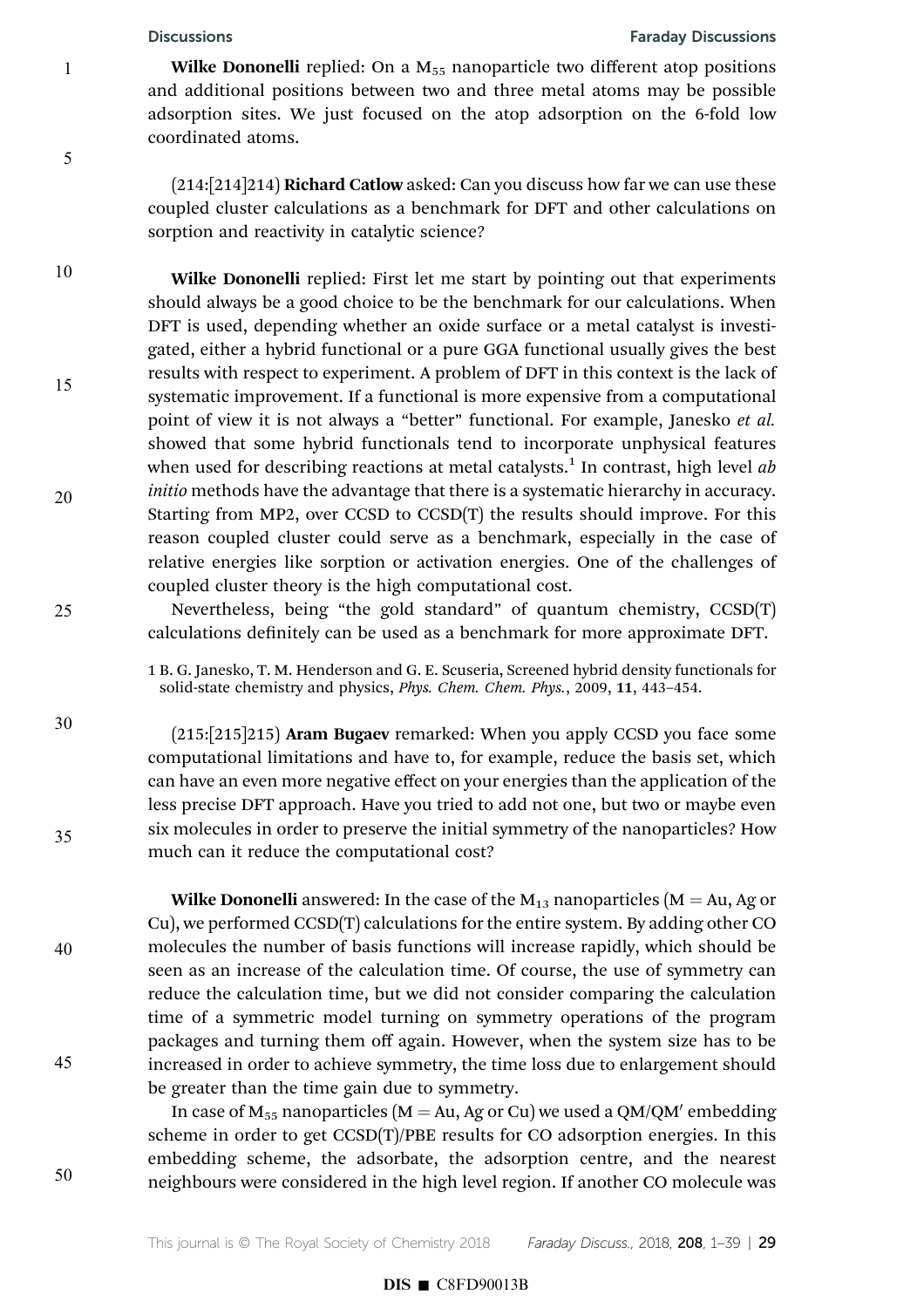**Wilke Dononelli** replied: On a $M_{55}$ nanoparticle two different atop positions and additional positions between two and three metal atoms may be possible adsorption sites. We just focused on the atop adsorption on the 6-fold low coordinated atoms.

(214:[214]214) **Richard Catlow** asked: Can you discuss how far we can use these coupled cluster calculations as a benchmark for DFT and other calculations on sorption and reactivity in catalytic science?

**Wilke Dononelli** replied: First let me start by pointing out that experiments should always be a good choice to be the benchmark for our calculations. When DFT is used, depending whether an oxide surface or a metal catalyst is investigated, either a hybrid functional or a pure GGA functional usually gives the best results with respect to experiment. A problem of DFT in this context is the lack of systematic improvement. If a functional is more expensive from a computational point of view it is not always a "better" functional. For example, Janesko *et al.* showed that some hybrid functionals tend to incorporate unphysical features when used for describing reactions at metal catalysts.[1] In contrast, high level *ab initio* methods have the advantage that there is a systematic hierarchy in accuracy. Starting from MP2, over CCSD to CCSD(T) the results should improve. For this reason coupled cluster could serve as a benchmark, especially in the case of relative energies like sorption or activation energies. One of the challenges of coupled cluster theory is the high computational cost.

Nevertheless, being "the gold standard" of quantum chemistry, CCSD(T) calculations definitely can be used as a benchmark for more approximate DFT.

1 B. G. Janesko, T. M. Henderson and G. E. Scuseria, Screened hybrid density functionals for solid-state chemistry and physics, *Phys. Chem. Chem. Phys.*, 2009, **11**, 443–454.

(215:[215]215) **Aram Bugaev** remarked: When you apply CCSD you face some computational limitations and have to, for example, reduce the basis set, which can have an even more negative effect on your energies than the application of the less precise DFT approach. Have you tried to add not one, but two or maybe even six molecules in order to preserve the initial symmetry of the nanoparticles? How much can it reduce the computational cost?

**Wilke Dononelli** answered: In the case of the $M_{13}$ nanoparticles (M = Au, Ag or Cu), we performed CCSD(T) calculations for the entire system. By adding other CO molecules the number of basis functions will increase rapidly, which should be seen as an increase of the calculation time. Of course, the use of symmetry can reduce the calculation time, but we did not consider comparing the calculation time of a symmetric model turning on symmetry operations of the program packages and turning them off again. However, when the system size has to be increased in order to achieve symmetry, the time loss due to enlargement should be greater than the time gain due to symmetry.

In case of $M_{55}$ nanoparticles (M = Au, Ag or Cu) we used a QM/QM′ embedding scheme in order to get CCSD(T)/PBE results for CO adsorption energies. In this embedding scheme, the adsorbate, the adsorption centre, and the nearest neighbours were considered in the high level region. If another CO molecule was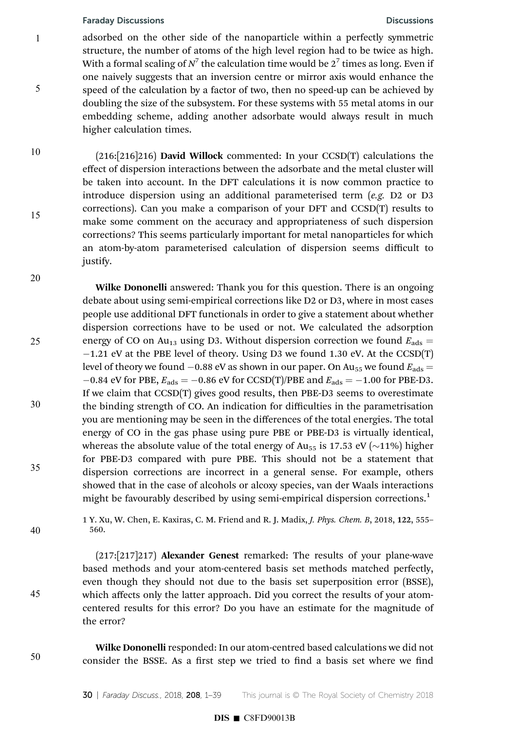adsorbed on the other side of the nanoparticle within a perfectly symmetric structure, the number of atoms of the high level region had to be twice as high. With a formal scaling of $N^7$ the calculation time would be $2^7$ times as long. Even if one naively suggests that an inversion centre or mirror axis would enhance the speed of the calculation by a factor of two, then no speed-up can be achieved by doubling the size of the subsystem. For these systems with 55 metal atoms in our embedding scheme, adding another adsorbate would always result in much higher calculation times.

(216:[216]216) **David Willock** commented: In your CCSD(T) calculations the effect of dispersion interactions between the adsorbate and the metal cluster will be taken into account. In the DFT calculations it is now common practice to introduce dispersion using an additional parameterised term (*e.g.* D2 or D3 corrections). Can you make a comparison of your DFT and CCSD(T) results to make some comment on the accuracy and appropriateness of such dispersion corrections? This seems particularly important for metal nanoparticles for which an atom-by-atom parameterised calculation of dispersion seems difficult to justify.

**Wilke Dononelli** answered: Thank you for this question. There is an ongoing debate about using semi-empirical corrections like D2 or D3, where in most cases people use additional DFT functionals in order to give a statement about whether dispersion corrections have to be used or not. We calculated the adsorption energy of CO on $Au_{13}$ using D3. Without dispersion correction we found $E_{ads} = -1.21$ eV at the PBE level of theory. Using D3 we found 1.30 eV. At the CCSD(T) level of theory we found $-0.88$ eV as shown in our paper. On $Au_{55}$ we found $E_{ads} = -0.84$ eV for PBE, $E_{ads} = -0.86$ eV for CCSD(T)/PBE and $E_{ads} = -1.00$ for PBE-D3. If we claim that CCSD(T) gives good results, then PBE-D3 seems to overestimate the binding strength of CO. An indication for difficulties in the parametrisation you are mentioning may be seen in the differences of the total energies. The total energy of CO in the gas phase using pure PBE or PBE-D3 is virtually identical, whereas the absolute value of the total energy of $Au_{55}$ is 17.53 eV (~11%) higher for PBE-D3 compared with pure PBE. This should not be a statement that dispersion corrections are incorrect in a general sense. For example, others showed that in the case of alcohols or alcoxy species, van der Waals interactions might be favourably described by using semi-empirical dispersion corrections.[1]

1 Y. Xu, W. Chen, E. Kaxiras, C. M. Friend and R. J. Madix, *J. Phys. Chem. B*, 2018, **122**, 555–560.

(217:[217]217) **Alexander Genest** remarked: The results of your plane-wave based methods and your atom-centered basis set methods matched perfectly, even though they should not due to the basis set superposition error (BSSE), which affects only the latter approach. Did you correct the results of your atom-centered results for this error? Do you have an estimate for the magnitude of the error?

**Wilke Dononelli** responded: In our atom-centred based calculations we did not consider the BSSE. As a first step we tried to find a basis set where we find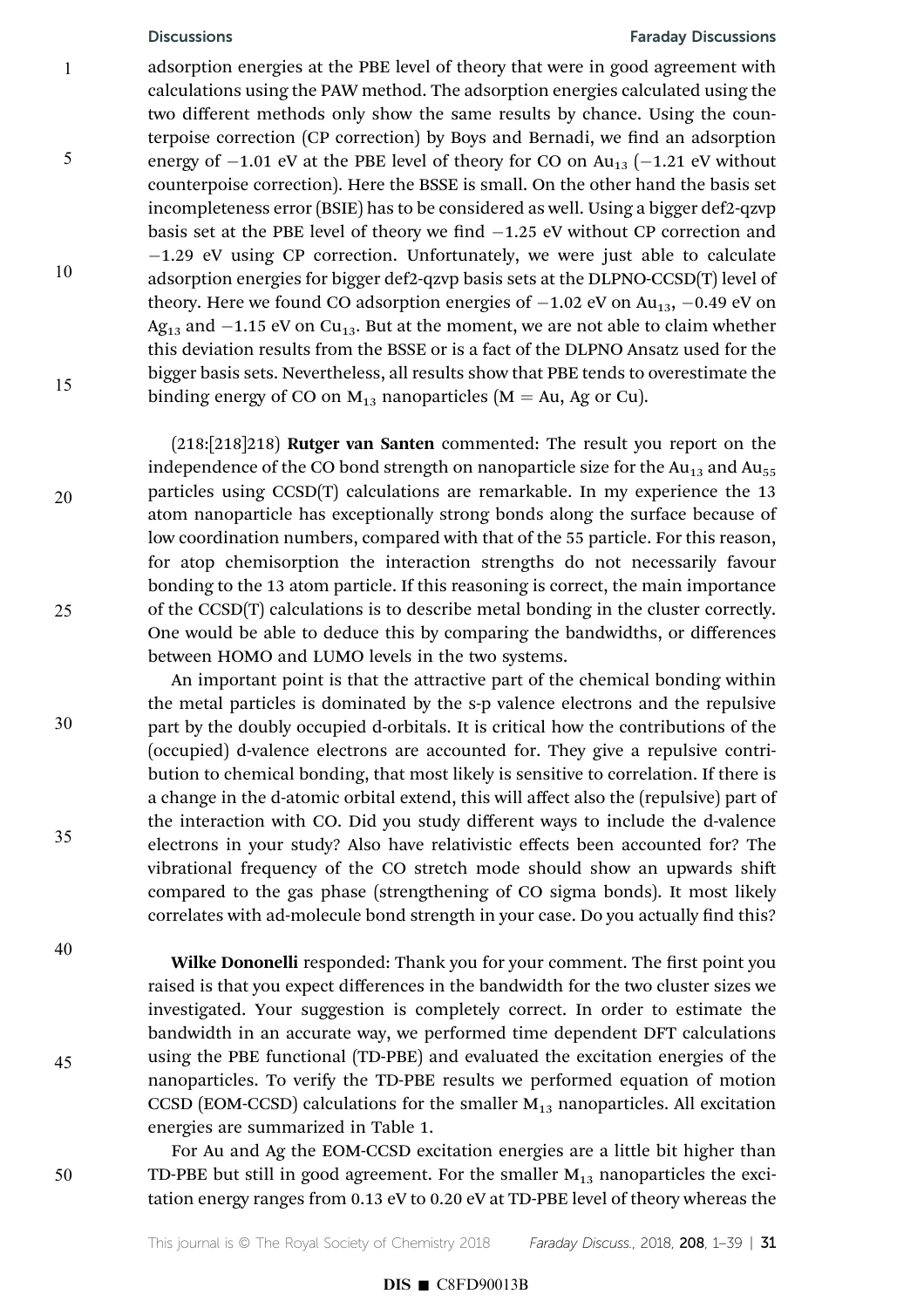adsorption energies at the PBE level of theory that were in good agreement with calculations using the PAW method. The adsorption energies calculated using the two different methods only show the same results by chance. Using the counterpoise correction (CP correction) by Boys and Bernadi, we find an adsorption energy of −1.01 eV at the PBE level of theory for CO on $Au_{13}$ (−1.21 eV without counterpoise correction). Here the BSSE is small. On the other hand the basis set incompleteness error (BSIE) has to be considered as well. Using a bigger def2-qzvp basis set at the PBE level of theory we find −1.25 eV without CP correction and −1.29 eV using CP correction. Unfortunately, we were just able to calculate adsorption energies for bigger def2-qzvp basis sets at the DLPNO-CCSD(T) level of theory. Here we found CO adsorption energies of −1.02 eV on $Au_{13}$, −0.49 eV on $Ag_{13}$ and −1.15 eV on $Cu_{13}$. But at the moment, we are not able to claim whether this deviation results from the BSSE or is a fact of the DLPNO Ansatz used for the bigger basis sets. Nevertheless, all results show that PBE tends to overestimate the binding energy of CO on $M_{13}$ nanoparticles (M = Au, Ag or Cu).

(218:[218]218) **Rutger van Santen** commented: The result you report on the independence of the CO bond strength on nanoparticle size for the $Au_{13}$ and $Au_{55}$ particles using CCSD(T) calculations are remarkable. In my experience the 13 atom nanoparticle has exceptionally strong bonds along the surface because of low coordination numbers, compared with that of the 55 particle. For this reason, for atop chemisorption the interaction strengths do not necessarily favour bonding to the 13 atom particle. If this reasoning is correct, the main importance of the CCSD(T) calculations is to describe metal bonding in the cluster correctly. One would be able to deduce this by comparing the bandwidths, or differences between HOMO and LUMO levels in the two systems.

An important point is that the attractive part of the chemical bonding within the metal particles is dominated by the s-p valence electrons and the repulsive part by the doubly occupied d-orbitals. It is critical how the contributions of the (occupied) d-valence electrons are accounted for. They give a repulsive contribution to chemical bonding, that most likely is sensitive to correlation. If there is a change in the d-atomic orbital extend, this will affect also the (repulsive) part of the interaction with CO. Did you study different ways to include the d-valence electrons in your study? Also have relativistic effects been accounted for? The vibrational frequency of the CO stretch mode should show an upwards shift compared to the gas phase (strengthening of CO sigma bonds). It most likely correlates with ad-molecule bond strength in your case. Do you actually find this?

**Wilke Dononelli** responded: Thank you for your comment. The first point you raised is that you expect differences in the bandwidth for the two cluster sizes we investigated. Your suggestion is completely correct. In order to estimate the bandwidth in an accurate way, we performed time dependent DFT calculations using the PBE functional (TD-PBE) and evaluated the excitation energies of the nanoparticles. To verify the TD-PBE results we performed equation of motion CCSD (EOM-CCSD) calculations for the smaller $M_{13}$ nanoparticles. All excitation energies are summarized in Table 1.

For Au and Ag the EOM-CCSD excitation energies are a little bit higher than TD-PBE but still in good agreement. For the smaller $M_{13}$ nanoparticles the excitation energy ranges from 0.13 eV to 0.20 eV at TD-PBE level of theory whereas the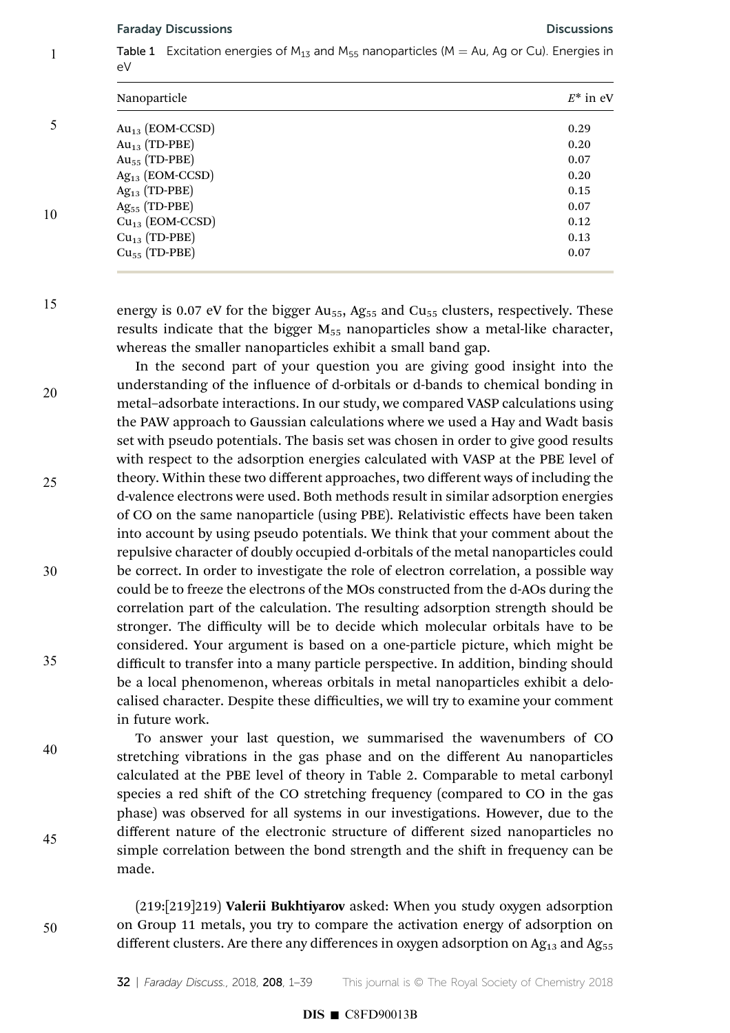Table 1 Excitation energies of $M_{13}$ and $M_{55}$ nanoparticles (M = Au, Ag or Cu). Energies in eV

| Nanoparticle | $E^*$ in eV |
|---|---|
| $Au_{13}$ (EOM-CCSD) | 0.29 |
| $Au_{13}$ (TD-PBE) | 0.20 |
| $Au_{55}$ (TD-PBE) | 0.07 |
| $Ag_{13}$ (EOM-CCSD) | 0.20 |
| $Ag_{13}$ (TD-PBE) | 0.15 |
| $Ag_{55}$ (TD-PBE) | 0.07 |
| $Cu_{13}$ (EOM-CCSD) | 0.12 |
| $Cu_{13}$ (TD-PBE) | 0.13 |
| $Cu_{55}$ (TD-PBE) | 0.07 |

energy is 0.07 eV for the bigger $Au_{55}$, $Ag_{55}$ and $Cu_{55}$ clusters, respectively. These results indicate that the bigger $M_{55}$ nanoparticles show a metal-like character, whereas the smaller nanoparticles exhibit a small band gap.

In the second part of your question you are giving good insight into the understanding of the influence of d-orbitals or d-bands to chemical bonding in metal–adsorbate interactions. In our study, we compared VASP calculations using the PAW approach to Gaussian calculations where we used a Hay and Wadt basis set with pseudo potentials. The basis set was chosen in order to give good results with respect to the adsorption energies calculated with VASP at the PBE level of theory. Within these two different approaches, two different ways of including the d-valence electrons were used. Both methods result in similar adsorption energies of CO on the same nanoparticle (using PBE). Relativistic effects have been taken into account by using pseudo potentials. We think that your comment about the repulsive character of doubly occupied d-orbitals of the metal nanoparticles could be correct. In order to investigate the role of electron correlation, a possible way could be to freeze the electrons of the MOs constructed from the d-AOs during the correlation part of the calculation. The resulting adsorption strength should be stronger. The difficulty will be to decide which molecular orbitals have to be considered. Your argument is based on a one-particle picture, which might be difficult to transfer into a many particle perspective. In addition, binding should be a local phenomenon, whereas orbitals in metal nanoparticles exhibit a delocalised character. Despite these difficulties, we will try to examine your comment in future work.

To answer your last question, we summarised the wavenumbers of CO stretching vibrations in the gas phase and on the different Au nanoparticles calculated at the PBE level of theory in Table 2. Comparable to metal carbonyl species a red shift of the CO stretching frequency (compared to CO in the gas phase) was observed for all systems in our investigations. However, due to the different nature of the electronic structure of different sized nanoparticles no simple correlation between the bond strength and the shift in frequency can be made.

(219:[219]219) **Valerii Bukhtiyarov** asked: When you study oxygen adsorption on Group 11 metals, you try to compare the activation energy of adsorption on different clusters. Are there any differences in oxygen adsorption on $Ag_{13}$ and $Ag_{55}$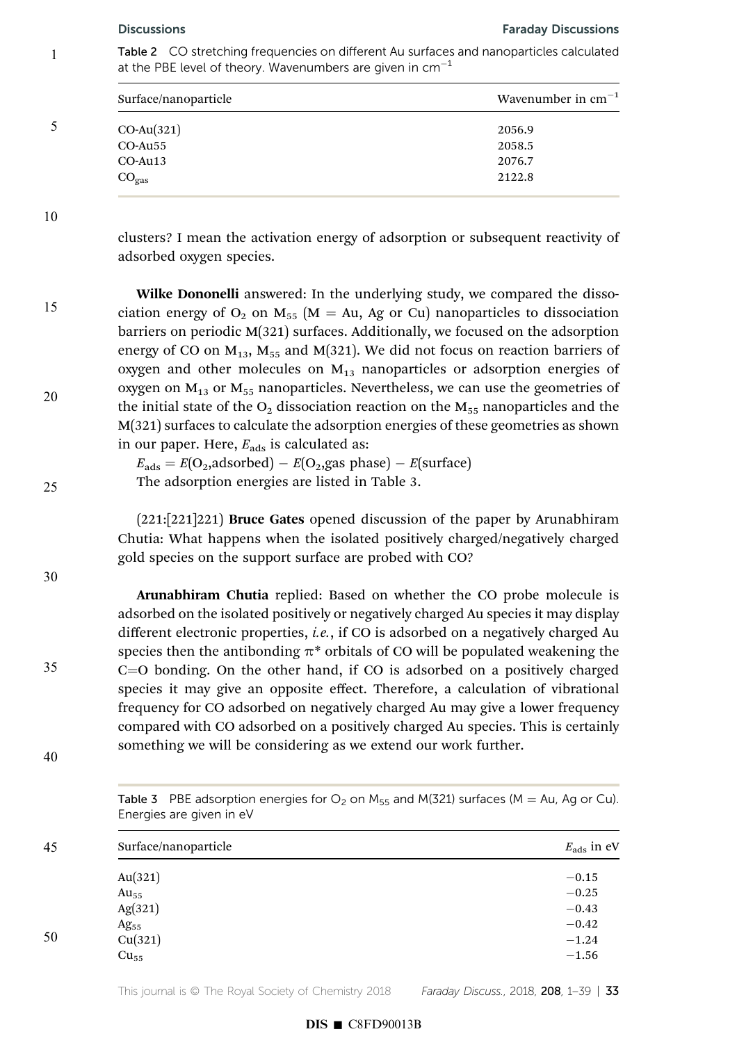Table 2 CO stretching frequencies on different Au surfaces and nanoparticles calculated at the PBE level of theory. Wavenumbers are given in $cm^{-1}$

| Surface/nanoparticle | Wavenumber in $cm^{-1}$ |
|---|---|
| CO-Au(321) | 2056.9 |
| CO-Au55 | 2058.5 |
| CO-Au13 | 2076.7 |
| $CO_{gas}$ | 2122.8 |

clusters? I mean the activation energy of adsorption or subsequent reactivity of adsorbed oxygen species.

**Wilke Dononelli** answered: In the underlying study, we compared the dissociation energy of $O_2$ on $M_{55}$ (M = Au, Ag or Cu) nanoparticles to dissociation barriers on periodic M(321) surfaces. Additionally, we focused on the adsorption energy of CO on $M_{13}$, $M_{55}$ and M(321). We did not focus on reaction barriers of oxygen and other molecules on $M_{13}$ nanoparticles or adsorption energies of oxygen on $M_{13}$ or $M_{55}$ nanoparticles. Nevertheless, we can use the geometries of the initial state of the $O_2$ dissociation reaction on the $M_{55}$ nanoparticles and the M(321) surfaces to calculate the adsorption energies of these geometries as shown in our paper. Here, $E_{ads}$ is calculated as:

$E_{ads} = E(O_2\text{,adsorbed}) - E(O_2\text{,gas phase}) - E(\text{surface})$

The adsorption energies are listed in Table 3.

(221:[221]221) **Bruce Gates** opened discussion of the paper by Arunabhiram Chutia: What happens when the isolated positively charged/negatively charged gold species on the support surface are probed with CO?

**Arunabhiram Chutia** replied: Based on whether the CO probe molecule is adsorbed on the isolated positively or negatively charged Au species it may display different electronic properties, *i.e.*, if CO is adsorbed on a negatively charged Au species then the antibonding $\pi^*$ orbitals of CO will be populated weakening the C=O bonding. On the other hand, if CO is adsorbed on a positively charged species it may give an opposite effect. Therefore, a calculation of vibrational frequency for CO adsorbed on negatively charged Au may give a lower frequency compared with CO adsorbed on a positively charged Au species. This is certainly something we will be considering as we extend our work further.

Table 3 PBE adsorption energies for $O_2$ on $M_{55}$ and M(321) surfaces (M = Au, Ag or Cu). Energies are given in eV

| Surface/nanoparticle | $E_{ads}$ in eV |
|---|---|
| Au(321) | −0.15 |
| $Au_{55}$ | −0.25 |
| Ag(321) | −0.43 |
| $Ag_{55}$ | −0.42 |
| Cu(321) | −1.24 |
| $Cu_{55}$ | −1.56 |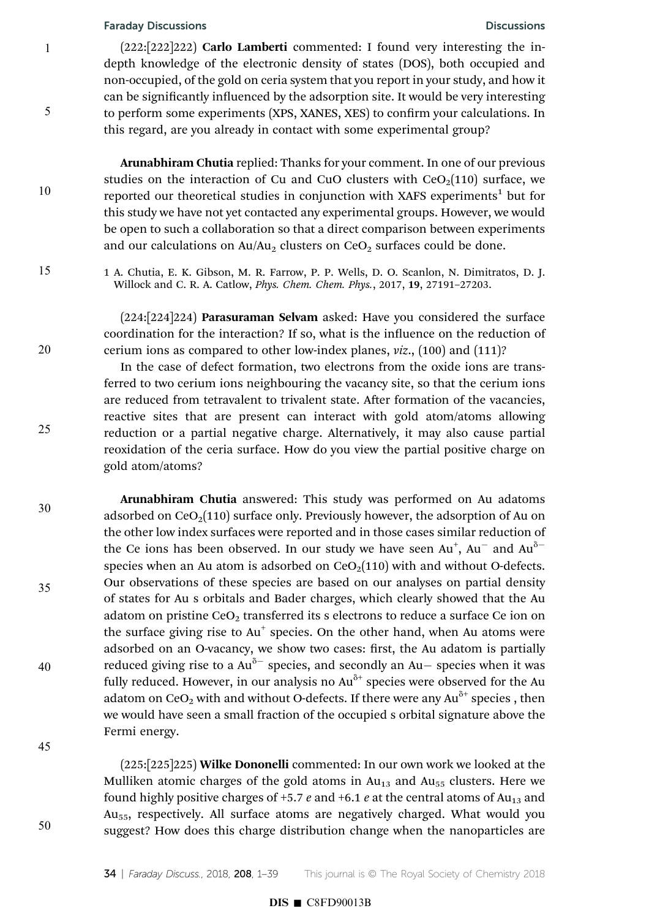(222:[222]222) **Carlo Lamberti** commented: I found very interesting the in-depth knowledge of the electronic density of states (DOS), both occupied and non-occupied, of the gold on ceria system that you report in your study, and how it can be significantly influenced by the adsorption site. It would be very interesting to perform some experiments (XPS, XANES, XES) to confirm your calculations. In this regard, are you already in contact with some experimental group?

**Arunabhiram Chutia** replied: Thanks for your comment. In one of our previous studies on the interaction of Cu and CuO clusters with $CeO_2$(110) surface, we reported our theoretical studies in conjunction with XAFS experiments[1] but for this study we have not yet contacted any experimental groups. However, we would be open to such a collaboration so that a direct comparison between experiments and our calculations on $Au/Au_2$ clusters on $CeO_2$ surfaces could be done.

1 A. Chutia, E. K. Gibson, M. R. Farrow, P. P. Wells, D. O. Scanlon, N. Dimitratos, D. J. Willock and C. R. A. Catlow, *Phys. Chem. Chem. Phys.*, 2017, **19**, 27191–27203.

(224:[224]224) **Parasuraman Selvam** asked: Have you considered the surface coordination for the interaction? If so, what is the influence on the reduction of cerium ions as compared to other low-index planes, *viz*., (100) and (111)?

In the case of defect formation, two electrons from the oxide ions are transferred to two cerium ions neighbouring the vacancy site, so that the cerium ions are reduced from tetravalent to trivalent state. After formation of the vacancies, reactive sites that are present can interact with gold atom/atoms allowing reduction or a partial negative charge. Alternatively, it may also cause partial reoxidation of the ceria surface. How do you view the partial positive charge on gold atom/atoms?

**Arunabhiram Chutia** answered: This study was performed on Au adatoms adsorbed on $CeO_2$(110) surface only. Previously however, the adsorption of Au on the other low index surfaces were reported and in those cases similar reduction of the Ce ions has been observed. In our study we have seen $Au^+$, $Au^-$ and $Au^{\delta-}$ species when an Au atom is adsorbed on $CeO_2$(110) with and without O-defects. Our observations of these species are based on our analyses on partial density of states for Au s orbitals and Bader charges, which clearly showed that the Au adatom on pristine $CeO_2$ transferred its s electrons to reduce a surface Ce ion on the surface giving rise to $Au^+$ species. On the other hand, when Au atoms were adsorbed on an O-vacancy, we show two cases: first, the Au adatom is partially reduced giving rise to a $Au^{\delta-}$ species, and secondly an Au− species when it was fully reduced. However, in our analysis no $Au^{\delta+}$ species were observed for the Au adatom on $CeO_2$ with and without O-defects. If there were any $Au^{\delta+}$ species , then we would have seen a small fraction of the occupied s orbital signature above the Fermi energy.

(225:[225]225) **Wilke Dononelli** commented: In our own work we looked at the Mulliken atomic charges of the gold atoms in $Au_{13}$ and $Au_{55}$ clusters. Here we found highly positive charges of +5.7 *e* and +6.1 *e* at the central atoms of $Au_{13}$ and $Au_{55}$, respectively. All surface atoms are negatively charged. What would you suggest? How does this charge distribution change when the nanoparticles are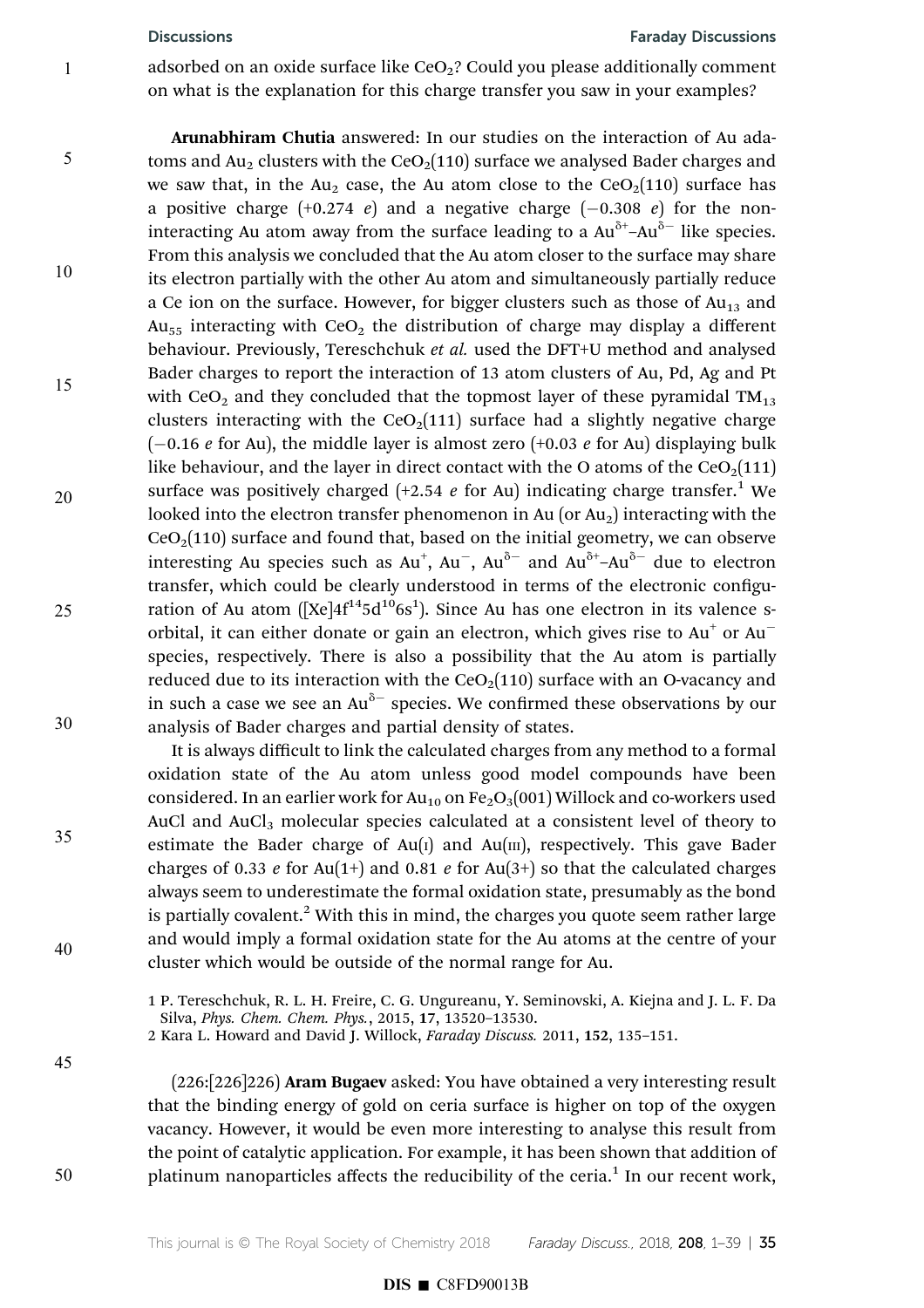adsorbed on an oxide surface like $CeO_2$? Could you please additionally comment on what is the explanation for this charge transfer you saw in your examples?

**Arunabhiram Chutia** answered: In our studies on the interaction of Au adatoms and $Au_2$ clusters with the $CeO_2(110)$ surface we analysed Bader charges and we saw that, in the $Au_2$ case, the Au atom close to the $CeO_2(110)$ surface has a positive charge (+0.274 *e*) and a negative charge (−0.308 *e*) for the non-interacting Au atom away from the surface leading to a $Au^{\delta+}$–$Au^{\delta-}$ like species. From this analysis we concluded that the Au atom closer to the surface may share its electron partially with the other Au atom and simultaneously partially reduce a Ce ion on the surface. However, for bigger clusters such as those of $Au_{13}$ and $Au_{55}$ interacting with $CeO_2$ the distribution of charge may display a different behaviour. Previously, Tereschchuk *et al.* used the DFT+U method and analysed Bader charges to report the interaction of 13 atom clusters of Au, Pd, Ag and Pt with $CeO_2$ and they concluded that the topmost layer of these pyramidal $TM_{13}$ clusters interacting with the $CeO_2(111)$ surface had a slightly negative charge (−0.16 *e* for Au), the middle layer is almost zero (+0.03 *e* for Au) displaying bulk like behaviour, and the layer in direct contact with the O atoms of the $CeO_2(111)$ surface was positively charged (+2.54 *e* for Au) indicating charge transfer.[1] We looked into the electron transfer phenomenon in Au (or $Au_2$) interacting with the $CeO_2(110)$ surface and found that, based on the initial geometry, we can observe interesting Au species such as $Au^+$, $Au^-$, $Au^{\delta-}$ and $Au^{\delta+}$–$Au^{\delta-}$ due to electron transfer, which could be clearly understood in terms of the electronic configuration of Au atom ($[Xe]4f^{14}5d^{10}6s^1$). Since Au has one electron in its valence s-orbital, it can either donate or gain an electron, which gives rise to $Au^+$ or $Au^-$ species, respectively. There is also a possibility that the Au atom is partially reduced due to its interaction with the $CeO_2(110)$ surface with an O-vacancy and in such a case we see an $Au^{\delta-}$ species. We confirmed these observations by our analysis of Bader charges and partial density of states.

It is always difficult to link the calculated charges from any method to a formal oxidation state of the Au atom unless good model compounds have been considered. In an earlier work for $Au_{10}$ on $Fe_2O_3(001)$ Willock and co-workers used AuCl and $AuCl_3$ molecular species calculated at a consistent level of theory to estimate the Bader charge of Au(I) and Au(III), respectively. This gave Bader charges of 0.33 *e* for Au(1+) and 0.81 *e* for Au(3+) so that the calculated charges always seem to underestimate the formal oxidation state, presumably as the bond is partially covalent.[2] With this in mind, the charges you quote seem rather large and would imply a formal oxidation state for the Au atoms at the centre of your cluster which would be outside of the normal range for Au.

1 P. Tereschchuk, R. L. H. Freire, C. G. Ungureanu, Y. Seminovski, A. Kiejna and J. L. F. Da Silva, *Phys. Chem. Chem. Phys.*, 2015, **17**, 13520–13530.
2 Kara L. Howard and David J. Willock, *Faraday Discuss.* 2011, **152**, 135–151.

(226:[226]226) **Aram Bugaev** asked: You have obtained a very interesting result that the binding energy of gold on ceria surface is higher on top of the oxygen vacancy. However, it would be even more interesting to analyse this result from the point of catalytic application. For example, it has been shown that addition of platinum nanoparticles affects the reducibility of the ceria.[1] In our recent work,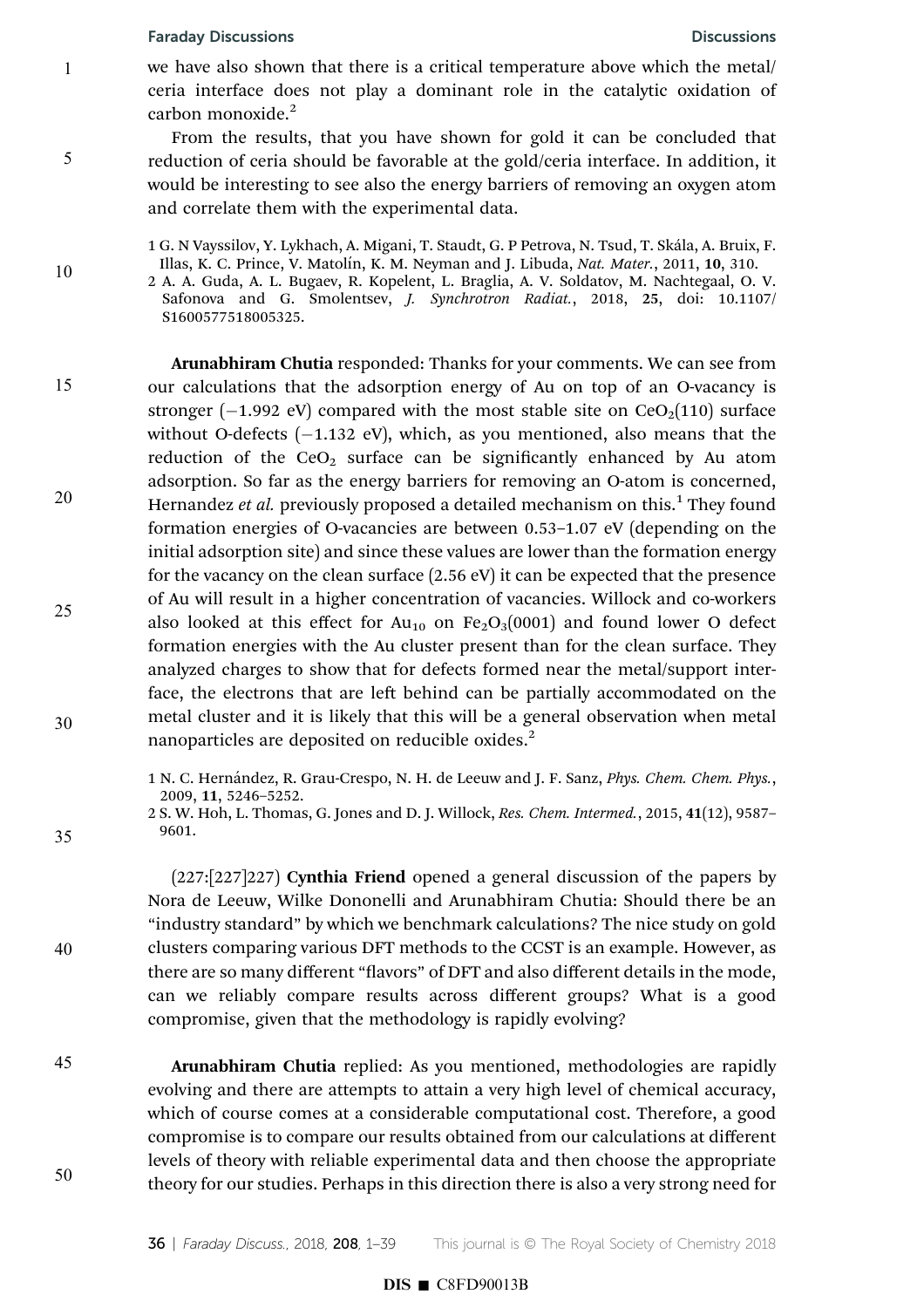we have also shown that there is a critical temperature above which the metal/ceria interface does not play a dominant role in the catalytic oxidation of carbon monoxide.[2]

From the results, that you have shown for gold it can be concluded that reduction of ceria should be favorable at the gold/ceria interface. In addition, it would be interesting to see also the energy barriers of removing an oxygen atom and correlate them with the experimental data.

1 G. N Vayssilov, Y. Lykhach, A. Migani, T. Staudt, G. P Petrova, N. Tsud, T. Skála, A. Bruix, F. Illas, K. C. Prince, V. Matolín, K. M. Neyman and J. Libuda, *Nat. Mater.*, 2011, **10**, 310.
2 A. A. Guda, A. L. Bugaev, R. Kopelent, L. Braglia, A. V. Soldatov, M. Nachtegaal, O. V. Safonova and G. Smolentsev, *J. Synchrotron Radiat.*, 2018, **25**, doi: 10.1107/S1600577518005325.

**Arunabhiram Chutia** responded: Thanks for your comments. We can see from our calculations that the adsorption energy of Au on top of an O-vacancy is stronger (−1.992 eV) compared with the most stable site on $CeO_2(110)$ surface without O-defects (−1.132 eV), which, as you mentioned, also means that the reduction of the $CeO_2$ surface can be significantly enhanced by Au atom adsorption. So far as the energy barriers for removing an O-atom is concerned, Hernandez *et al.* previously proposed a detailed mechanism on this.[1] They found formation energies of O-vacancies are between 0.53–1.07 eV (depending on the initial adsorption site) and since these values are lower than the formation energy for the vacancy on the clean surface (2.56 eV) it can be expected that the presence of Au will result in a higher concentration of vacancies. Willock and co-workers also looked at this effect for $Au_{10}$ on $Fe_2O_3(0001)$ and found lower O defect formation energies with the Au cluster present than for the clean surface. They analyzed charges to show that for defects formed near the metal/support interface, the electrons that are left behind can be partially accommodated on the metal cluster and it is likely that this will be a general observation when metal nanoparticles are deposited on reducible oxides.[2]

1 N. C. Hernández, R. Grau-Crespo, N. H. de Leeuw and J. F. Sanz, *Phys. Chem. Chem. Phys.*, 2009, **11**, 5246–5252.
2 S. W. Hoh, L. Thomas, G. Jones and D. J. Willock, *Res. Chem. Intermed.*, 2015, **41**(12), 9587–9601.

(227:[227]227) **Cynthia Friend** opened a general discussion of the papers by Nora de Leeuw, Wilke Dononelli and Arunabhiram Chutia: Should there be an "industry standard" by which we benchmark calculations? The nice study on gold clusters comparing various DFT methods to the CCST is an example. However, as there are so many different "flavors" of DFT and also different details in the mode, can we reliably compare results across different groups? What is a good compromise, given that the methodology is rapidly evolving?

**Arunabhiram Chutia** replied: As you mentioned, methodologies are rapidly evolving and there are attempts to attain a very high level of chemical accuracy, which of course comes at a considerable computational cost. Therefore, a good compromise is to compare our results obtained from our calculations at different levels of theory with reliable experimental data and then choose the appropriate theory for our studies. Perhaps in this direction there is also a very strong need for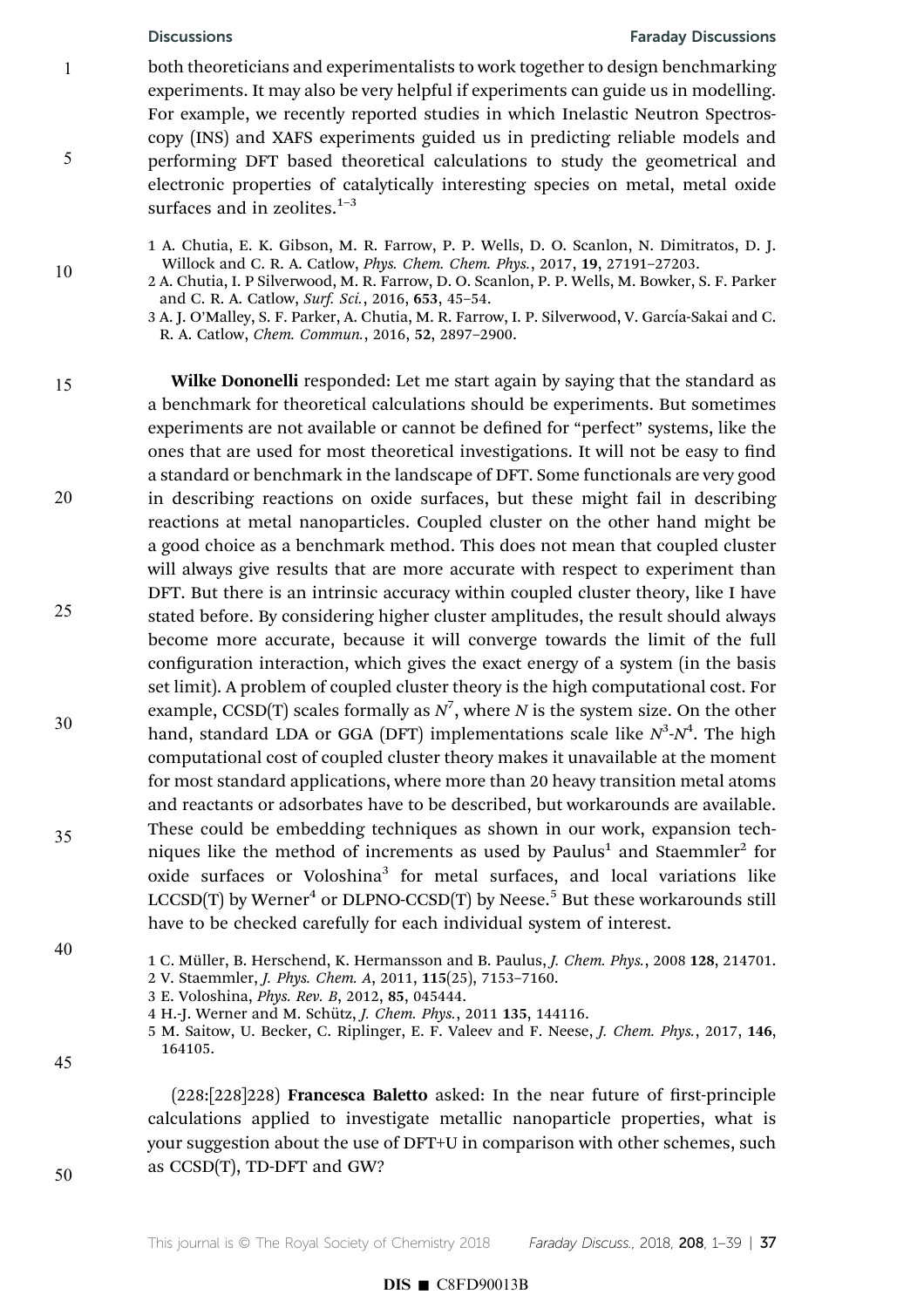both theoreticians and experimentalists to work together to design benchmarking experiments. It may also be very helpful if experiments can guide us in modelling. For example, we recently reported studies in which Inelastic Neutron Spectroscopy (INS) and XAFS experiments guided us in predicting reliable models and performing DFT based theoretical calculations to study the geometrical and electronic properties of catalytically interesting species on metal, metal oxide surfaces and in zeolites.[1–3]

1 A. Chutia, E. K. Gibson, M. R. Farrow, P. P. Wells, D. O. Scanlon, N. Dimitratos, D. J. Willock and C. R. A. Catlow, *Phys. Chem. Chem. Phys.*, 2017, **19**, 27191–27203.
2 A. Chutia, I. P Silverwood, M. R. Farrow, D. O. Scanlon, P. P. Wells, M. Bowker, S. F. Parker and C. R. A. Catlow, *Surf. Sci.*, 2016, **653**, 45–54.
3 A. J. O'Malley, S. F. Parker, A. Chutia, M. R. Farrow, I. P. Silverwood, V. García-Sakai and C. R. A. Catlow, *Chem. Commun.*, 2016, **52**, 2897–2900.

**Wilke Dononelli** responded: Let me start again by saying that the standard as a benchmark for theoretical calculations should be experiments. But sometimes experiments are not available or cannot be defined for "perfect" systems, like the ones that are used for most theoretical investigations. It will not be easy to find a standard or benchmark in the landscape of DFT. Some functionals are very good in describing reactions on oxide surfaces, but these might fail in describing reactions at metal nanoparticles. Coupled cluster on the other hand might be a good choice as a benchmark method. This does not mean that coupled cluster will always give results that are more accurate with respect to experiment than DFT. But there is an intrinsic accuracy within coupled cluster theory, like I have stated before. By considering higher cluster amplitudes, the result should always become more accurate, because it will converge towards the limit of the full configuration interaction, which gives the exact energy of a system (in the basis set limit). A problem of coupled cluster theory is the high computational cost. For example, CCSD(T) scales formally as $N^7$, where $N$ is the system size. On the other hand, standard LDA or GGA (DFT) implementations scale like $N^3$-$N^4$. The high computational cost of coupled cluster theory makes it unavailable at the moment for most standard applications, where more than 20 heavy transition metal atoms and reactants or adsorbates have to be described, but workarounds are available. These could be embedding techniques as shown in our work, expansion techniques like the method of increments as used by Paulus[1] and Staemmler[2] for oxide surfaces or Voloshina[3] for metal surfaces, and local variations like LCCSD(T) by Werner[4] or DLPNO-CCSD(T) by Neese.[5] But these workarounds still have to be checked carefully for each individual system of interest.

1 C. Müller, B. Herschend, K. Hermansson and B. Paulus, *J. Chem. Phys.*, 2008 **128**, 214701.
2 V. Staemmler, *J. Phys. Chem. A*, 2011, **115**(25), 7153–7160.
3 E. Voloshina, *Phys. Rev. B*, 2012, **85**, 045444.
4 H.-J. Werner and M. Schütz, *J. Chem. Phys.*, 2011 **135**, 144116.
5 M. Saitow, U. Becker, C. Riplinger, E. F. Valeev and F. Neese, *J. Chem. Phys.*, 2017, **146**, 164105.

(228:[228]228) **Francesca Baletto** asked: In the near future of first-principle calculations applied to investigate metallic nanoparticle properties, what is your suggestion about the use of DFT+U in comparison with other schemes, such as CCSD(T), TD-DFT and GW?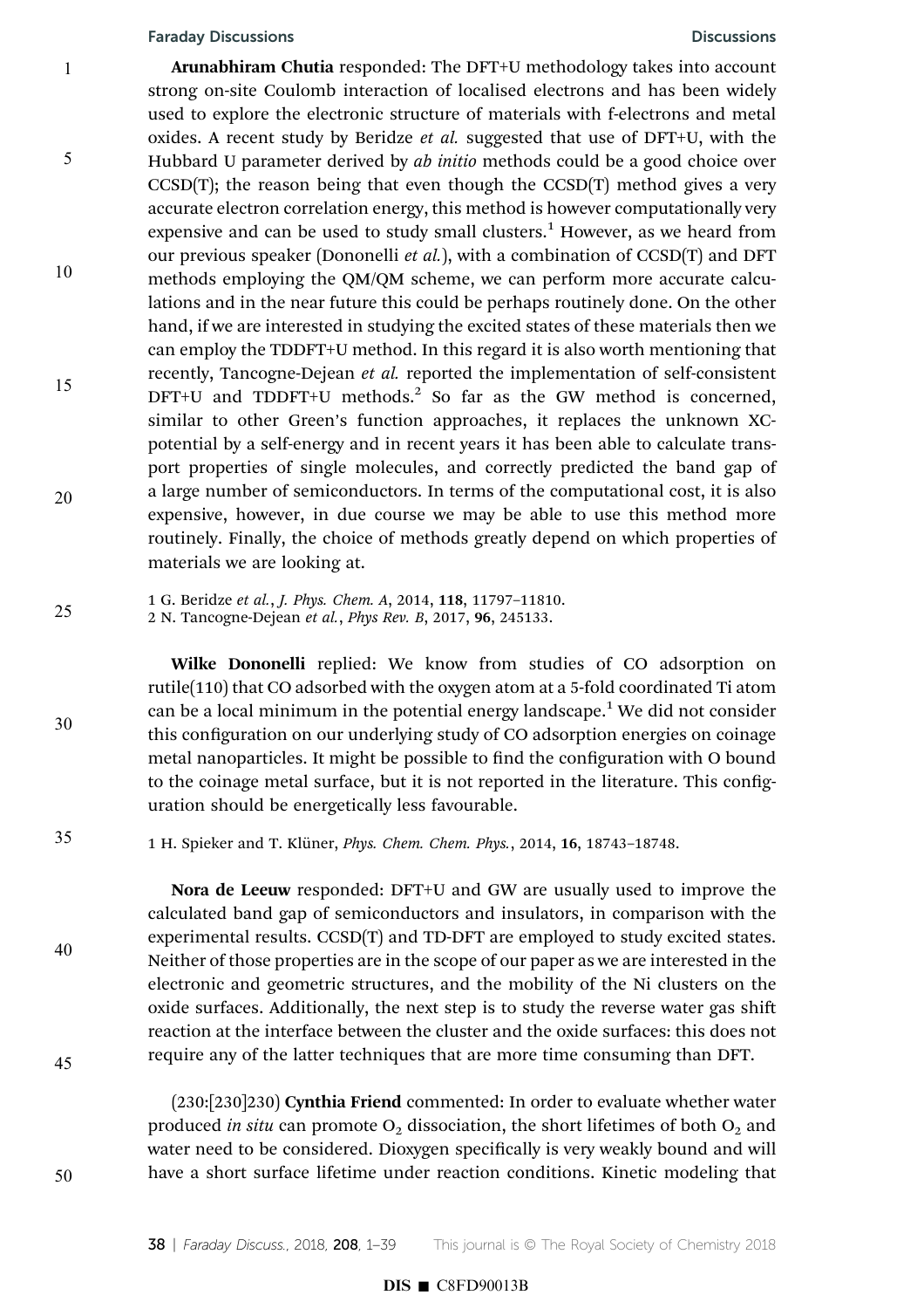**Arunabhiram Chutia** responded: The DFT+U methodology takes into account strong on-site Coulomb interaction of localised electrons and has been widely used to explore the electronic structure of materials with f-electrons and metal oxides. A recent study by Beridze *et al.* suggested that use of DFT+U, with the Hubbard U parameter derived by *ab initio* methods could be a good choice over CCSD(T); the reason being that even though the CCSD(T) method gives a very accurate electron correlation energy, this method is however computationally very expensive and can be used to study small clusters.[1] However, as we heard from our previous speaker (Dononelli *et al.*), with a combination of CCSD(T) and DFT methods employing the QM/QM scheme, we can perform more accurate calculations and in the near future this could be perhaps routinely done. On the other hand, if we are interested in studying the excited states of these materials then we can employ the TDDFT+U method. In this regard it is also worth mentioning that recently, Tancogne-Dejean *et al.* reported the implementation of self-consistent DFT+U and TDDFT+U methods.[2] So far as the GW method is concerned, similar to other Green's function approaches, it replaces the unknown XC-potential by a self-energy and in recent years it has been able to calculate transport properties of single molecules, and correctly predicted the band gap of a large number of semiconductors. In terms of the computational cost, it is also expensive, however, in due course we may be able to use this method more routinely. Finally, the choice of methods greatly depend on which properties of materials we are looking at.

1 G. Beridze *et al.*, *J. Phys. Chem. A*, 2014, **118**, 11797–11810.
2 N. Tancogne-Dejean *et al.*, *Phys Rev. B*, 2017, **96**, 245133.

**Wilke Dononelli** replied: We know from studies of CO adsorption on rutile(110) that CO adsorbed with the oxygen atom at a 5-fold coordinated Ti atom can be a local minimum in the potential energy landscape.[1] We did not consider this configuration on our underlying study of CO adsorption energies on coinage metal nanoparticles. It might be possible to find the configuration with O bound to the coinage metal surface, but it is not reported in the literature. This configuration should be energetically less favourable.

1 H. Spieker and T. Klüner, *Phys. Chem. Chem. Phys.*, 2014, **16**, 18743–18748.

**Nora de Leeuw** responded: DFT+U and GW are usually used to improve the calculated band gap of semiconductors and insulators, in comparison with the experimental results. CCSD(T) and TD-DFT are employed to study excited states. Neither of those properties are in the scope of our paper as we are interested in the electronic and geometric structures, and the mobility of the Ni clusters on the oxide surfaces. Additionally, the next step is to study the reverse water gas shift reaction at the interface between the cluster and the oxide surfaces: this does not require any of the latter techniques that are more time consuming than DFT.

(230:[230]230) **Cynthia Friend** commented: In order to evaluate whether water produced *in situ* can promote $O_2$ dissociation, the short lifetimes of both $O_2$ and water need to be considered. Dioxygen specifically is very weakly bound and will have a short surface lifetime under reaction conditions. Kinetic modeling that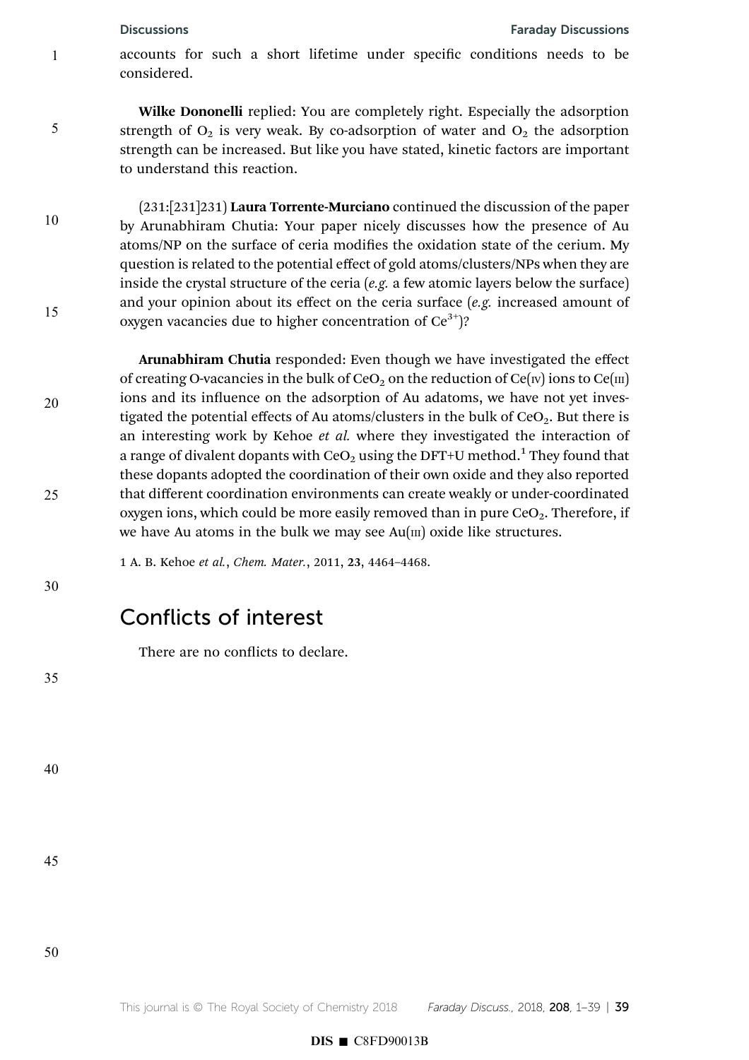accounts for such a short lifetime under specific conditions needs to be considered.

**Wilke Dononelli** replied: You are completely right. Especially the adsorption strength of $O_2$ is very weak. By co-adsorption of water and $O_2$ the adsorption strength can be increased. But like you have stated, kinetic factors are important to understand this reaction.

(231:[231]231) **Laura Torrente-Murciano** continued the discussion of the paper by Arunabhiram Chutia: Your paper nicely discusses how the presence of Au atoms/NP on the surface of ceria modifies the oxidation state of the cerium. My question is related to the potential effect of gold atoms/clusters/NPs when they are inside the crystal structure of the ceria (*e.g.* a few atomic layers below the surface) and your opinion about its effect on the ceria surface (*e.g.* increased amount of oxygen vacancies due to higher concentration of $Ce^{3+}$)?

**Arunabhiram Chutia** responded: Even though we have investigated the effect of creating O-vacancies in the bulk of $CeO_2$ on the reduction of Ce(IV) ions to Ce(III) ions and its influence on the adsorption of Au adatoms, we have not yet investigated the potential effects of Au atoms/clusters in the bulk of $CeO_2$. But there is an interesting work by Kehoe *et al.* where they investigated the interaction of a range of divalent dopants with $CeO_2$ using the DFT+U method.[1] They found that these dopants adopted the coordination of their own oxide and they also reported that different coordination environments can create weakly or under-coordinated oxygen ions, which could be more easily removed than in pure $CeO_2$. Therefore, if we have Au atoms in the bulk we may see Au(III) oxide like structures.

1 A. B. Kehoe *et al.*, *Chem. Mater.*, 2011, **23**, 4464–4468.

## Conflicts of interest

There are no conflicts to declare.